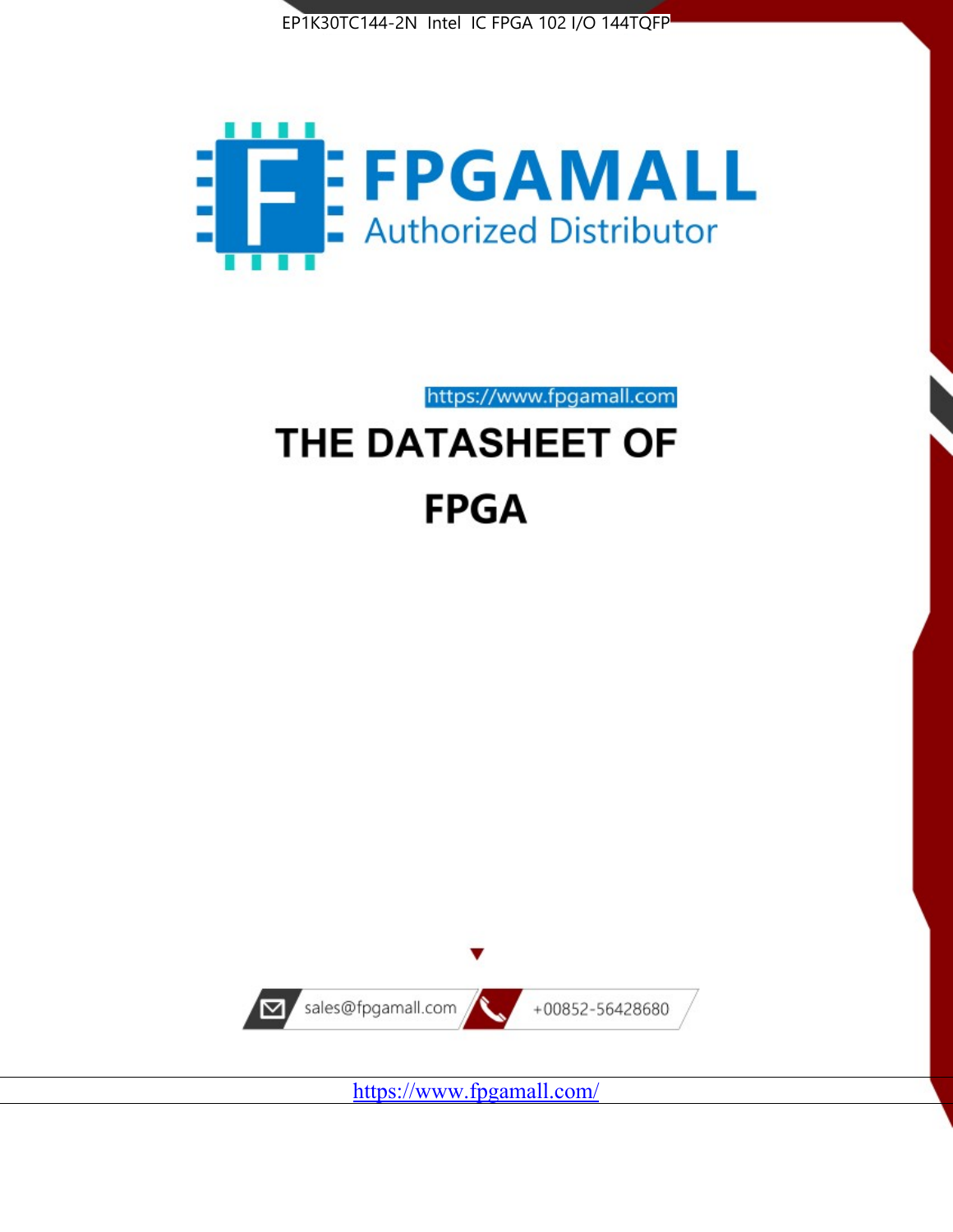EP1K30TC144-2N Intel IC FPGA 102 I/O 144TQFP

FPGAMALL

Authorized Distributor

https://www.fpgamall.com

# THE DATASHEET OF

# FPGA

sales@fpgamall.com

+00852-56428680

https://www.fpgamall.com/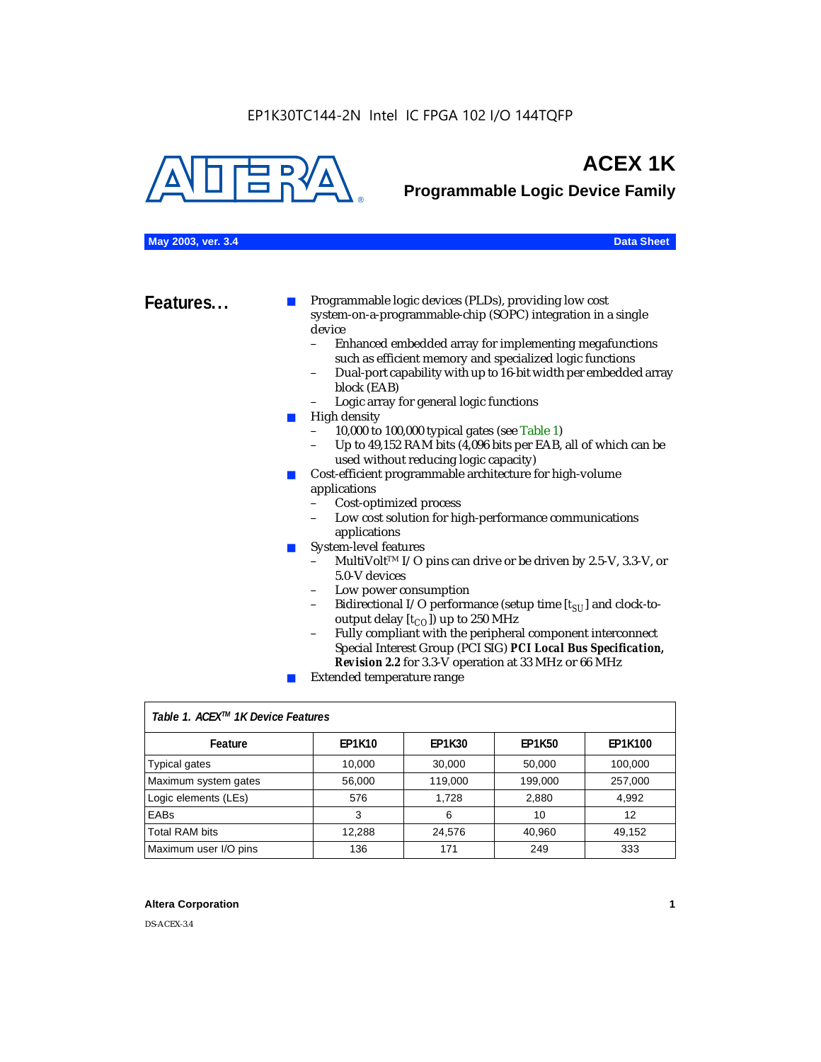EP1K30TC144-2N Intel IC FPGA 102 I/O 144TQFP

# ACEX 1K

## Programmable Logic Device Family

**May 2003, ver. 3.4** **Data Sheet**

## Features...

- Programmable logic devices (PLDs), providing low cost system-on-a-programmable-chip (SOPC) integration in a single device
  - Enhanced embedded array for implementing megafunctions such as efficient memory and specialized logic functions
  - Dual-port capability with up to 16-bit width per embedded array block (EAB)
  - Logic array for general logic functions
- High density
  - 10,000 to 100,000 typical gates (see Table 1)
  - Up to 49,152 RAM bits (4,096 bits per EAB, all of which can be used without reducing logic capacity)
- Cost-efficient programmable architecture for high-volume applications
  - Cost-optimized process
  - Low cost solution for high-performance communications applications
- System-level features
  - MultiVolt™ I/O pins can drive or be driven by 2.5-V, 3.3-V, or 5.0-V devices
  - Low power consumption
  - Bidirectional I/O performance (setup time [$t_{SU}$] and clock-to-output delay [$t_{CO}$]) up to 250 MHz
  - Fully compliant with the peripheral component interconnect Special Interest Group (PCI SIG) ***PCI Local Bus Specification, Revision 2.2*** for 3.3-V operation at 33 MHz or 66 MHz
- Extended temperature range

*Table 1. ACEX™ 1K Device Features*

| Feature | EP1K10 | EP1K30 | EP1K50 | EP1K100 |
|---|---|---|---|---|
| Typical gates | 10,000 | 30,000 | 50,000 | 100,000 |
| Maximum system gates | 56,000 | 119,000 | 199,000 | 257,000 |
| Logic elements (LEs) | 576 | 1,728 | 2,880 | 4,992 |
| EABs | 3 | 6 | 10 | 12 |
| Total RAM bits | 12,288 | 24,576 | 40,960 | 49,152 |
| Maximum user I/O pins | 136 | 171 | 249 | 333 |

**Altera Corporation**

DS-ACEX-3.4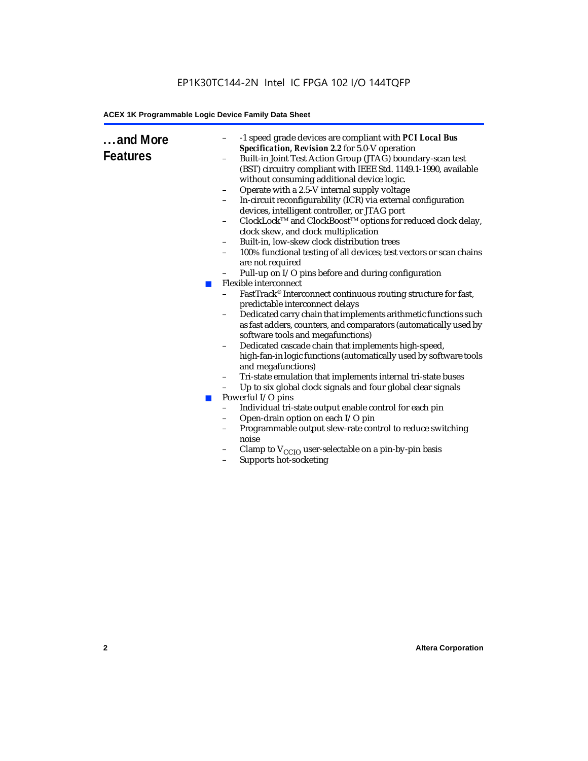## ...and More Features

- -1 speed grade devices are compliant with ***PCI Local Bus Specification, Revision 2.2*** for 5.0-V operation
- Built-in Joint Test Action Group (JTAG) boundary-scan test (BST) circuitry compliant with IEEE Std. 1149.1-1990, available without consuming additional device logic.
- Operate with a 2.5-V internal supply voltage
- In-circuit reconfigurability (ICR) via external configuration devices, intelligent controller, or JTAG port
- ClockLock™ and ClockBoost™ options for reduced clock delay, clock skew, and clock multiplication
- Built-in, low-skew clock distribution trees
- 100% functional testing of all devices; test vectors or scan chains are not required
- Pull-up on I/O pins before and during configuration

■ Flexible interconnect
- FastTrack® Interconnect continuous routing structure for fast, predictable interconnect delays
- Dedicated carry chain that implements arithmetic functions such as fast adders, counters, and comparators (automatically used by software tools and megafunctions)
- Dedicated cascade chain that implements high-speed, high-fan-in logic functions (automatically used by software tools and megafunctions)
- Tri-state emulation that implements internal tri-state buses
- Up to six global clock signals and four global clear signals

■ Powerful I/O pins
- Individual tri-state output enable control for each pin
- Open-drain option on each I/O pin
- Programmable output slew-rate control to reduce switching noise
- Clamp to $V_{CCIO}$ user-selectable on a pin-by-pin basis
- Supports hot-socketing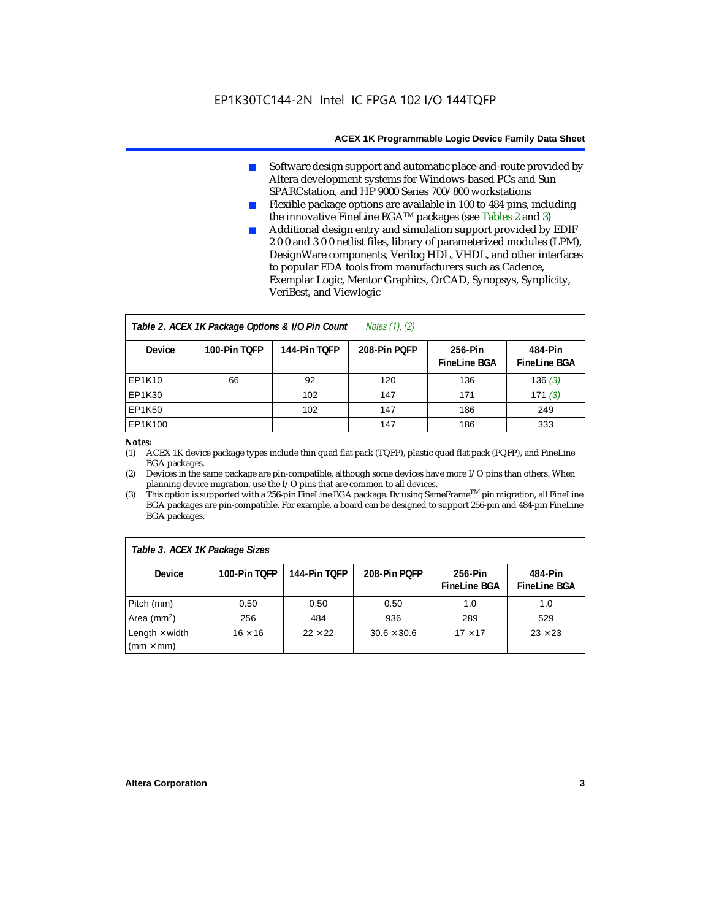- Software design support and automatic place-and-route provided by Altera development systems for Windows-based PCs and Sun SPARCstation, and HP 9000 Series 700/800 workstations
- Flexible package options are available in 100 to 484 pins, including the innovative FineLine BGA™ packages (see Tables 2 and 3)
- Additional design entry and simulation support provided by EDIF 2 0 0 and 3 0 0 netlist files, library of parameterized modules (LPM), DesignWare components, Verilog HDL, VHDL, and other interfaces to popular EDA tools from manufacturers such as Cadence, Exemplar Logic, Mentor Graphics, OrCAD, Synopsys, Synplicity, VeriBest, and Viewlogic

*Table 2. ACEX 1K Package Options & I/O Pin Count* *Notes (1), (2)*

| Device | 100-Pin TQFP | 144-Pin TQFP | 208-Pin PQFP | 256-Pin FineLine BGA | 484-Pin FineLine BGA |
|---|---|---|---|---|---|
| EP1K10 | 66 | 92 | 120 | 136 | 136 *(3)* |
| EP1K30 | | 102 | 147 | 171 | 171 *(3)* |
| EP1K50 | | 102 | 147 | 186 | 249 |
| EP1K100 | | | 147 | 186 | 333 |

***Notes:***

(1) ACEX 1K device package types include thin quad flat pack (TQFP), plastic quad flat pack (PQFP), and FineLine BGA packages.

(2) Devices in the same package are pin-compatible, although some devices have more I/O pins than others. When planning device migration, use the I/O pins that are common to all devices.

(3) This option is supported with a 256-pin FineLine BGA package. By using SameFrame™ pin migration, all FineLine BGA packages are pin-compatible. For example, a board can be designed to support 256-pin and 484-pin FineLine BGA packages.

*Table 3. ACEX 1K Package Sizes*

| Device | 100-Pin TQFP | 144-Pin TQFP | 208-Pin PQFP | 256-Pin FineLine BGA | 484-Pin FineLine BGA |
|---|---|---|---|---|---|
| Pitch (mm) | 0.50 | 0.50 | 0.50 | 1.0 | 1.0 |
| Area ($mm^2$) | 256 | 484 | 936 | 289 | 529 |
| Length × width (mm × mm) | 16 × 16 | 22 × 22 | 30.6 × 30.6 | 17 × 17 | 23 × 23 |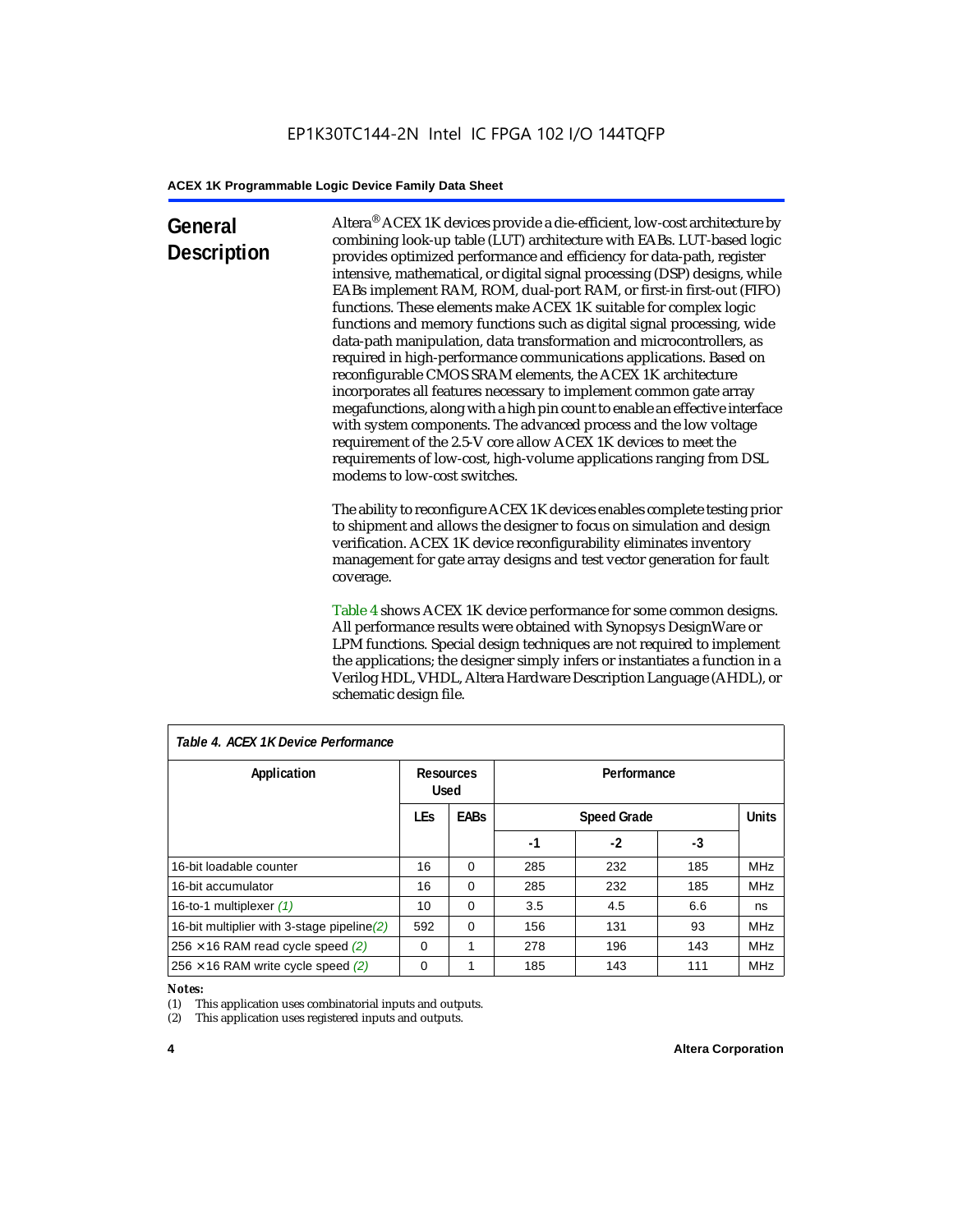## General Description

Altera® ACEX 1K devices provide a die-efficient, low-cost architecture by combining look-up table (LUT) architecture with EABs. LUT-based logic provides optimized performance and efficiency for data-path, register intensive, mathematical, or digital signal processing (DSP) designs, while EABs implement RAM, ROM, dual-port RAM, or first-in first-out (FIFO) functions. These elements make ACEX 1K suitable for complex logic functions and memory functions such as digital signal processing, wide data-path manipulation, data transformation and microcontrollers, as required in high-performance communications applications. Based on reconfigurable CMOS SRAM elements, the ACEX 1K architecture incorporates all features necessary to implement common gate array megafunctions, along with a high pin count to enable an effective interface with system components. The advanced process and the low voltage requirement of the 2.5-V core allow ACEX 1K devices to meet the requirements of low-cost, high-volume applications ranging from DSL modems to low-cost switches.

The ability to reconfigure ACEX 1K devices enables complete testing prior to shipment and allows the designer to focus on simulation and design verification. ACEX 1K device reconfigurability eliminates inventory management for gate array designs and test vector generation for fault coverage.

Table 4 shows ACEX 1K device performance for some common designs. All performance results were obtained with Synopsys DesignWare or LPM functions. Special design techniques are not required to implement the applications; the designer simply infers or instantiates a function in a Verilog HDL, VHDL, Altera Hardware Description Language (AHDL), or schematic design file.

*Table 4. ACEX 1K Device Performance*

| Application | Resources Used | | Performance | | | |
|---|---|---|---|---|---|---|
| | LEs | EABs | Speed Grade | | | Units |
| | | | -1 | -2 | -3 | |
| 16-bit loadable counter | 16 | 0 | 285 | 232 | 185 | MHz |
| 16-bit accumulator | 16 | 0 | 285 | 232 | 185 | MHz |
| 16-to-1 multiplexer *(1)* | 10 | 0 | 3.5 | 4.5 | 6.6 | ns |
| 16-bit multiplier with 3-stage pipeline *(2)* | 592 | 0 | 156 | 131 | 93 | MHz |
| 256 × 16 RAM read cycle speed *(2)* | 0 | 1 | 278 | 196 | 143 | MHz |
| 256 × 16 RAM write cycle speed *(2)* | 0 | 1 | 185 | 143 | 111 | MHz |

***Notes:***

(1) This application uses combinatorial inputs and outputs.

(2) This application uses registered inputs and outputs.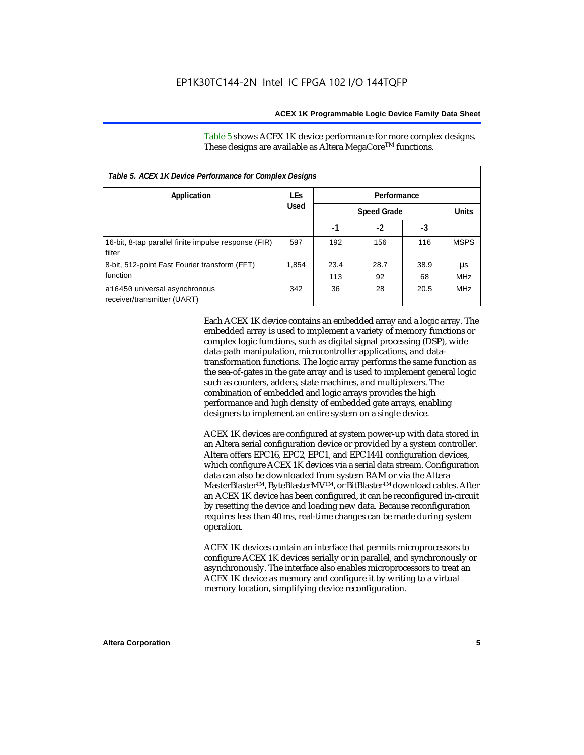Table 5 shows ACEX 1K device performance for more complex designs. These designs are available as Altera MegaCore™ functions.

*Table 5. ACEX 1K Device Performance for Complex Designs*

| Application | LEs Used | Performance | | | |
|---|---|---|---|---|---|
| | | Speed Grade | | | Units |
| | | -1 | -2 | -3 | |
| 16-bit, 8-tap parallel finite impulse response (FIR) filter | 597 | 192 | 156 | 116 | MSPS |
| 8-bit, 512-point Fast Fourier transform (FFT) function | 1,854 | 23.4 | 28.7 | 38.9 | µs |
| | | 113 | 92 | 68 | MHz |
| a16450 universal asynchronous receiver/transmitter (UART) | 342 | 36 | 28 | 20.5 | MHz |

Each ACEX 1K device contains an embedded array and a logic array. The embedded array is used to implement a variety of memory functions or complex logic functions, such as digital signal processing (DSP), wide data-path manipulation, microcontroller applications, and data-transformation functions. The logic array performs the same function as the sea-of-gates in the gate array and is used to implement general logic such as counters, adders, state machines, and multiplexers. The combination of embedded and logic arrays provides the high performance and high density of embedded gate arrays, enabling designers to implement an entire system on a single device.

ACEX 1K devices are configured at system power-up with data stored in an Altera serial configuration device or provided by a system controller. Altera offers EPC16, EPC2, EPC1, and EPC1441 configuration devices, which configure ACEX 1K devices via a serial data stream. Configuration data can also be downloaded from system RAM or via the Altera MasterBlaster™, ByteBlasterMV™, or BitBlaster™ download cables. After an ACEX 1K device has been configured, it can be reconfigured in-circuit by resetting the device and loading new data. Because reconfiguration requires less than 40 ms, real-time changes can be made during system operation.

ACEX 1K devices contain an interface that permits microprocessors to configure ACEX 1K devices serially or in parallel, and synchronously or asynchronously. The interface also enables microprocessors to treat an ACEX 1K device as memory and configure it by writing to a virtual memory location, simplifying device reconfiguration.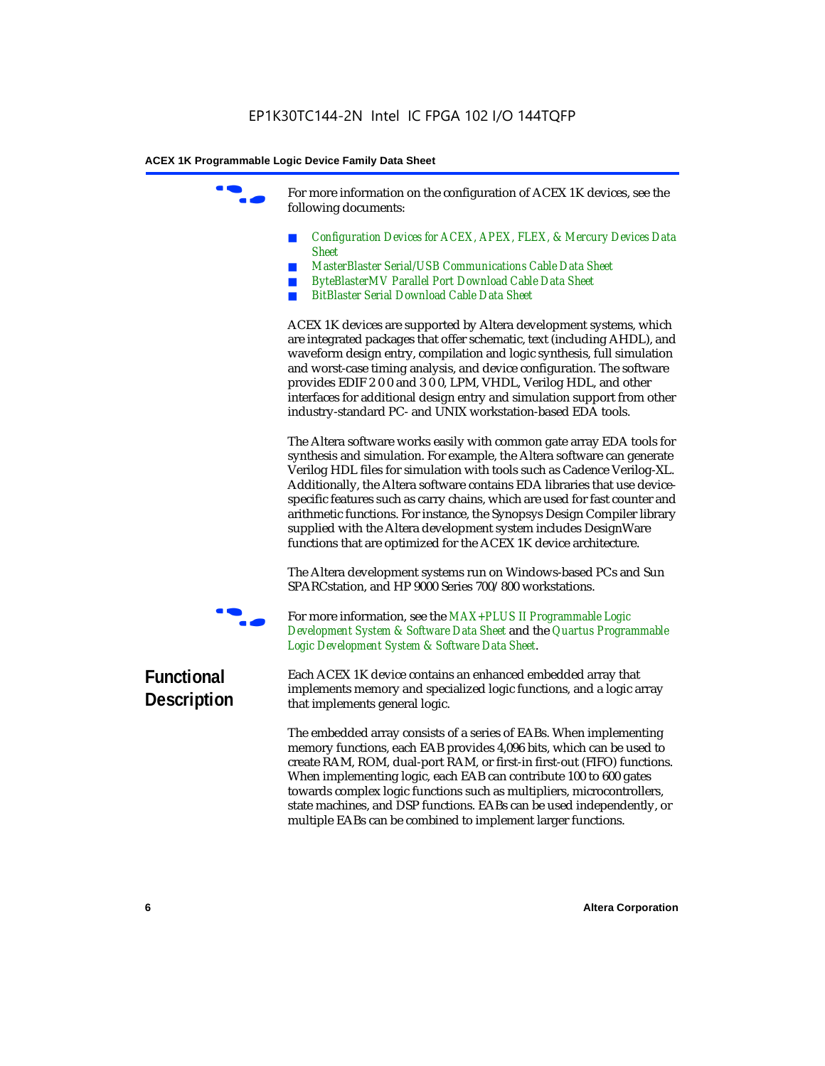For more information on the configuration of ACEX 1K devices, see the following documents:

- *Configuration Devices for ACEX, APEX, FLEX, & Mercury Devices Data Sheet*
- *MasterBlaster Serial/USB Communications Cable Data Sheet*
- *ByteBlasterMV Parallel Port Download Cable Data Sheet*
- *BitBlaster Serial Download Cable Data Sheet*

ACEX 1K devices are supported by Altera development systems, which are integrated packages that offer schematic, text (including AHDL), and waveform design entry, compilation and logic synthesis, full simulation and worst-case timing analysis, and device configuration. The software provides EDIF 2 0 0 and 3 0 0, LPM, VHDL, Verilog HDL, and other interfaces for additional design entry and simulation support from other industry-standard PC- and UNIX workstation-based EDA tools.

The Altera software works easily with common gate array EDA tools for synthesis and simulation. For example, the Altera software can generate Verilog HDL files for simulation with tools such as Cadence Verilog-XL. Additionally, the Altera software contains EDA libraries that use device-specific features such as carry chains, which are used for fast counter and arithmetic functions. For instance, the Synopsys Design Compiler library supplied with the Altera development system includes DesignWare functions that are optimized for the ACEX 1K device architecture.

The Altera development systems run on Windows-based PCs and Sun SPARCstation, and HP 9000 Series 700/800 workstations.

For more information, see the *MAX+PLUS II Programmable Logic Development System & Software Data Sheet* and the *Quartus Programmable Logic Development System & Software Data Sheet*.

## Functional Description

Each ACEX 1K device contains an enhanced embedded array that implements memory and specialized logic functions, and a logic array that implements general logic.

The embedded array consists of a series of EABs. When implementing memory functions, each EAB provides 4,096 bits, which can be used to create RAM, ROM, dual-port RAM, or first-in first-out (FIFO) functions. When implementing logic, each EAB can contribute 100 to 600 gates towards complex logic functions such as multipliers, microcontrollers, state machines, and DSP functions. EABs can be used independently, or multiple EABs can be combined to implement larger functions.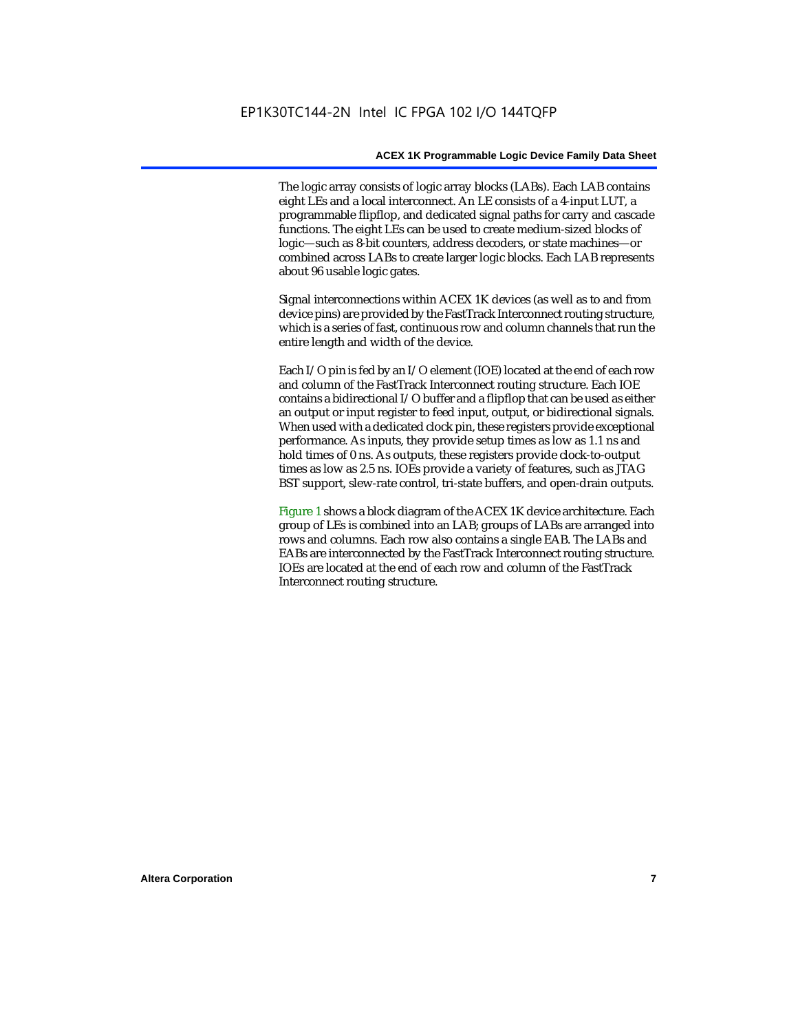The logic array consists of logic array blocks (LABs). Each LAB contains eight LEs and a local interconnect. An LE consists of a 4-input LUT, a programmable flipflop, and dedicated signal paths for carry and cascade functions. The eight LEs can be used to create medium-sized blocks of logic—such as 8-bit counters, address decoders, or state machines—or combined across LABs to create larger logic blocks. Each LAB represents about 96 usable logic gates.

Signal interconnections within ACEX 1K devices (as well as to and from device pins) are provided by the FastTrack Interconnect routing structure, which is a series of fast, continuous row and column channels that run the entire length and width of the device.

Each I/O pin is fed by an I/O element (IOE) located at the end of each row and column of the FastTrack Interconnect routing structure. Each IOE contains a bidirectional I/O buffer and a flipflop that can be used as either an output or input register to feed input, output, or bidirectional signals. When used with a dedicated clock pin, these registers provide exceptional performance. As inputs, they provide setup times as low as 1.1 ns and hold times of 0 ns. As outputs, these registers provide clock-to-output times as low as 2.5 ns. IOEs provide a variety of features, such as JTAG BST support, slew-rate control, tri-state buffers, and open-drain outputs.

Figure 1 shows a block diagram of the ACEX 1K device architecture. Each group of LEs is combined into an LAB; groups of LABs are arranged into rows and columns. Each row also contains a single EAB. The LABs and EABs are interconnected by the FastTrack Interconnect routing structure. IOEs are located at the end of each row and column of the FastTrack Interconnect routing structure.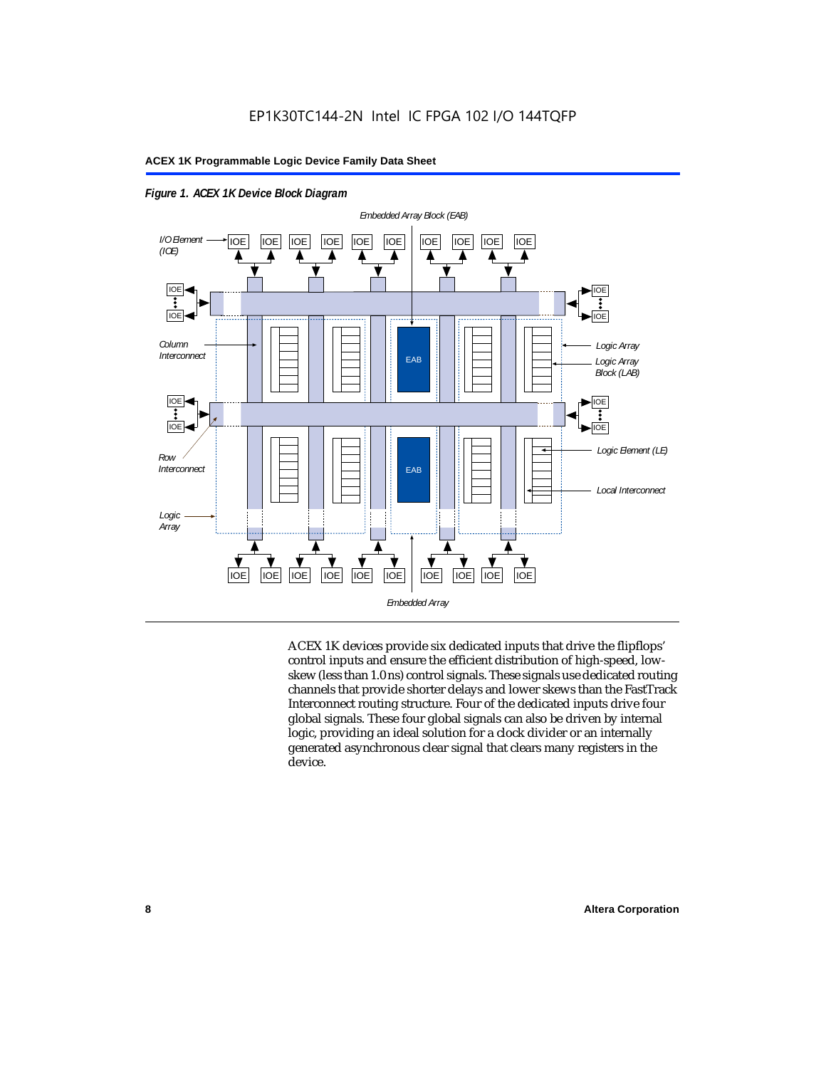*Figure 1. ACEX 1K Device Block Diagram*

ACEX 1K devices provide six dedicated inputs that drive the flipflops' control inputs and ensure the efficient distribution of high-speed, low-skew (less than 1.0 ns) control signals. These signals use dedicated routing channels that provide shorter delays and lower skews than the FastTrack Interconnect routing structure. Four of the dedicated inputs drive four global signals. These four global signals can also be driven by internal logic, providing an ideal solution for a clock divider or an internally generated asynchronous clear signal that clears many registers in the device.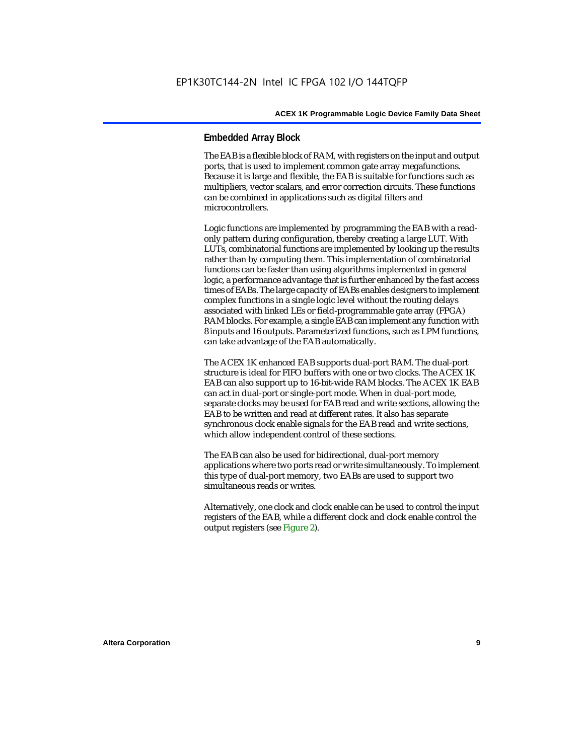## Embedded Array Block

The EAB is a flexible block of RAM, with registers on the input and output ports, that is used to implement common gate array megafunctions. Because it is large and flexible, the EAB is suitable for functions such as multipliers, vector scalars, and error correction circuits. These functions can be combined in applications such as digital filters and microcontrollers.

Logic functions are implemented by programming the EAB with a read-only pattern during configuration, thereby creating a large LUT. With LUTs, combinatorial functions are implemented by looking up the results rather than by computing them. This implementation of combinatorial functions can be faster than using algorithms implemented in general logic, a performance advantage that is further enhanced by the fast access times of EABs. The large capacity of EABs enables designers to implement complex functions in a single logic level without the routing delays associated with linked LEs or field-programmable gate array (FPGA) RAM blocks. For example, a single EAB can implement any function with 8 inputs and 16 outputs. Parameterized functions, such as LPM functions, can take advantage of the EAB automatically.

The ACEX 1K enhanced EAB supports dual-port RAM. The dual-port structure is ideal for FIFO buffers with one or two clocks. The ACEX 1K EAB can also support up to 16-bit-wide RAM blocks. The ACEX 1K EAB can act in dual-port or single-port mode. When in dual-port mode, separate clocks may be used for EAB read and write sections, allowing the EAB to be written and read at different rates. It also has separate synchronous clock enable signals for the EAB read and write sections, which allow independent control of these sections.

The EAB can also be used for bidirectional, dual-port memory applications where two ports read or write simultaneously. To implement this type of dual-port memory, two EABs are used to support two simultaneous reads or writes.

Alternatively, one clock and clock enable can be used to control the input registers of the EAB, while a different clock and clock enable control the output registers (see Figure 2).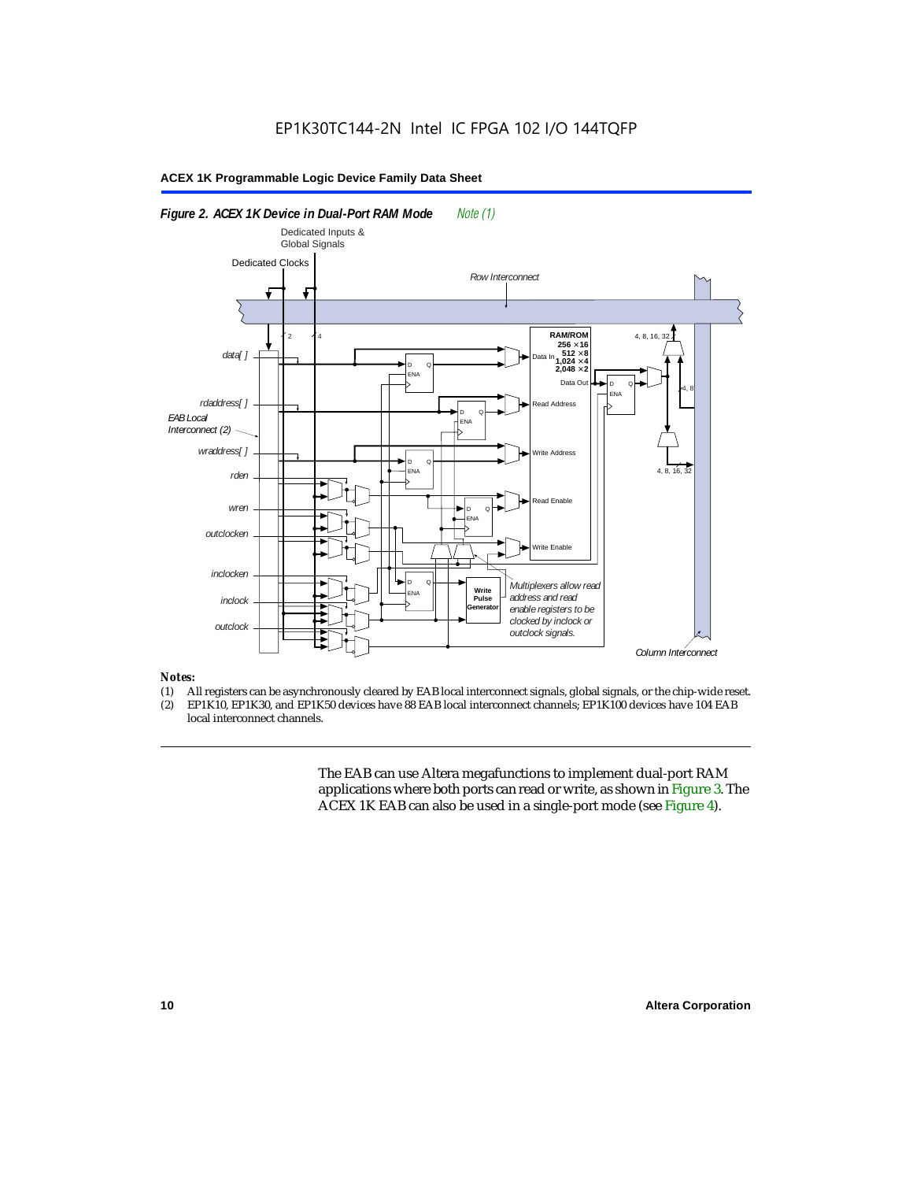*Figure 2. ACEX 1K Device in Dual-Port RAM Mode* *Note (1)*

**Notes:**

(1) All registers can be asynchronously cleared by EAB local interconnect signals, global signals, or the chip-wide reset.
(2) EP1K10, EP1K30, and EP1K50 devices have 88 EAB local interconnect channels; EP1K100 devices have 104 EAB local interconnect channels.

The EAB can use Altera megafunctions to implement dual-port RAM applications where both ports can read or write, as shown in Figure 3. The ACEX 1K EAB can also be used in a single-port mode (see Figure 4).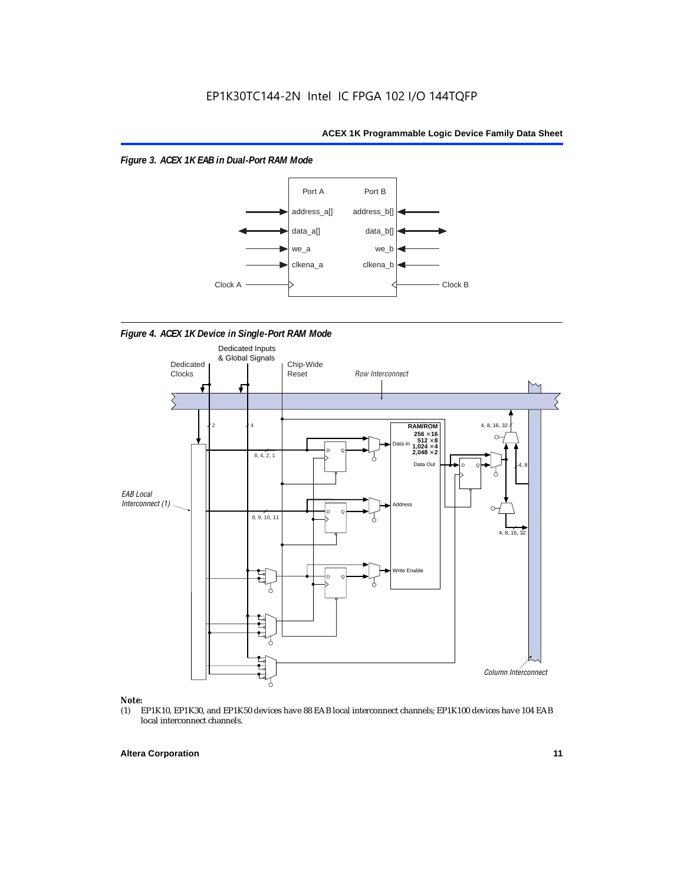*Figure 3. ACEX 1K EAB in Dual-Port RAM Mode*

*Figure 4. ACEX 1K Device in Single-Port RAM Mode*

**Note:**

(1) EP1K10, EP1K30, and EP1K50 devices have 88 EAB local interconnect channels; EP1K100 devices have 104 EAB local interconnect channels.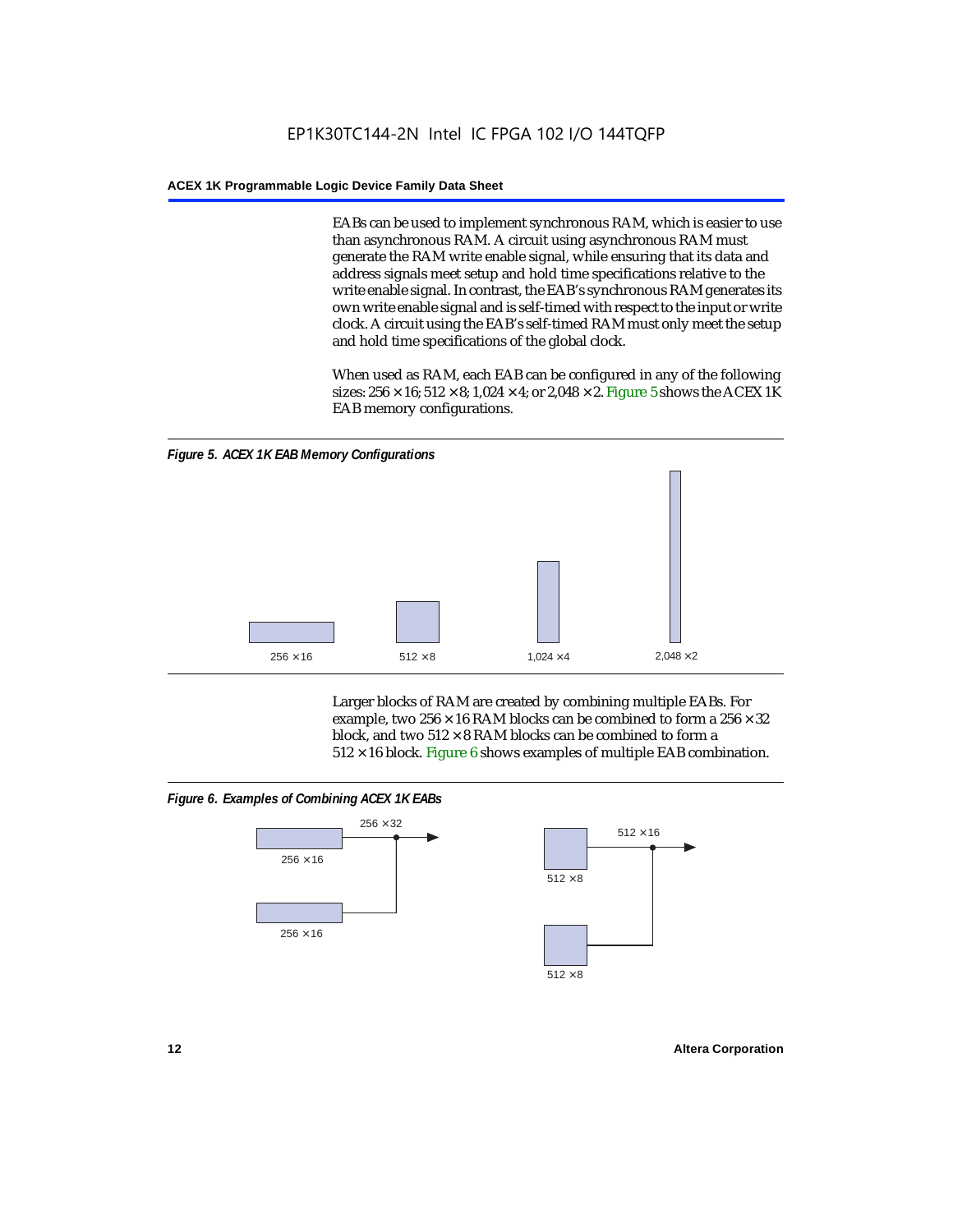EABs can be used to implement synchronous RAM, which is easier to use than asynchronous RAM. A circuit using asynchronous RAM must generate the RAM write enable signal, while ensuring that its data and address signals meet setup and hold time specifications relative to the write enable signal. In contrast, the EAB's synchronous RAM generates its own write enable signal and is self-timed with respect to the input or write clock. A circuit using the EAB's self-timed RAM must only meet the setup and hold time specifications of the global clock.

When used as RAM, each EAB can be configured in any of the following sizes: 256 × 16; 512 × 8; 1,024 × 4; or 2,048 × 2. Figure 5 shows the ACEX 1K EAB memory configurations.

*Figure 5. ACEX 1K EAB Memory Configurations*

256 × 16    512 × 8    1,024 × 4    2,048 × 2

Larger blocks of RAM are created by combining multiple EABs. For example, two 256 × 16 RAM blocks can be combined to form a 256 × 32 block, and two 512 × 8 RAM blocks can be combined to form a 512 × 16 block. Figure 6 shows examples of multiple EAB combination.

*Figure 6. Examples of Combining ACEX 1K EABs*

256 × 16, 256 × 16 → 256 × 32    512 × 8, 512 × 8 → 512 × 16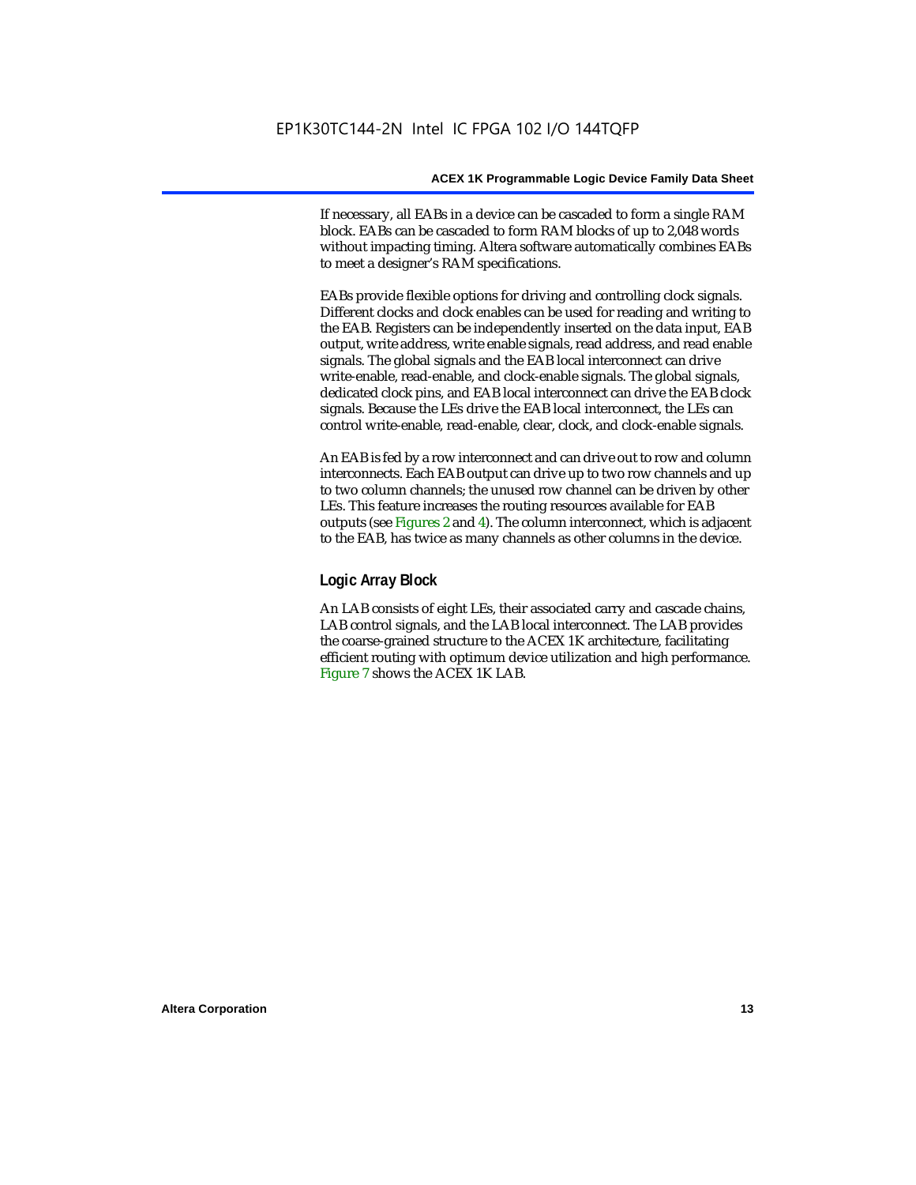If necessary, all EABs in a device can be cascaded to form a single RAM block. EABs can be cascaded to form RAM blocks of up to 2,048 words without impacting timing. Altera software automatically combines EABs to meet a designer's RAM specifications.

EABs provide flexible options for driving and controlling clock signals. Different clocks and clock enables can be used for reading and writing to the EAB. Registers can be independently inserted on the data input, EAB output, write address, write enable signals, read address, and read enable signals. The global signals and the EAB local interconnect can drive write-enable, read-enable, and clock-enable signals. The global signals, dedicated clock pins, and EAB local interconnect can drive the EAB clock signals. Because the LEs drive the EAB local interconnect, the LEs can control write-enable, read-enable, clear, clock, and clock-enable signals.

An EAB is fed by a row interconnect and can drive out to row and column interconnects. Each EAB output can drive up to two row channels and up to two column channels; the unused row channel can be driven by other LEs. This feature increases the routing resources available for EAB outputs (see Figures 2 and 4). The column interconnect, which is adjacent to the EAB, has twice as many channels as other columns in the device.

### Logic Array Block

An LAB consists of eight LEs, their associated carry and cascade chains, LAB control signals, and the LAB local interconnect. The LAB provides the coarse-grained structure to the ACEX 1K architecture, facilitating efficient routing with optimum device utilization and high performance. Figure 7 shows the ACEX 1K LAB.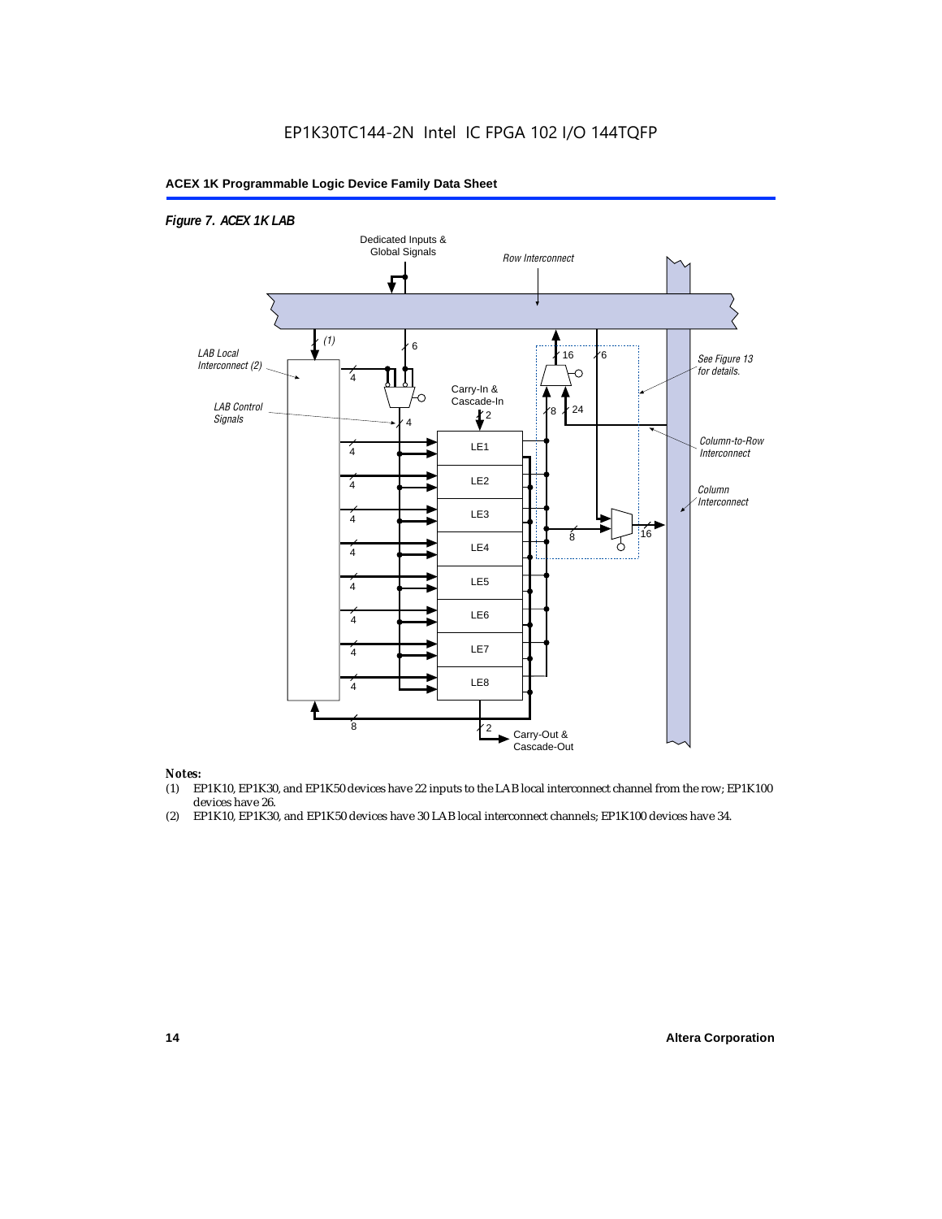*Figure 7. ACEX 1K LAB*

Dedicated Inputs & Global Signals

Row Interconnect

LAB Local Interconnect (2)

LAB Control Signals

Carry-In & Cascade-In

See Figure 13 for details.

Column-to-Row Interconnect

Column Interconnect

LE1

LE2

LE3

LE4

LE5

LE6

LE7

LE8

Carry-Out & Cascade-Out

***Notes:***

(1) EP1K10, EP1K30, and EP1K50 devices have 22 inputs to the LAB local interconnect channel from the row; EP1K100 devices have 26.

(2) EP1K10, EP1K30, and EP1K50 devices have 30 LAB local interconnect channels; EP1K100 devices have 34.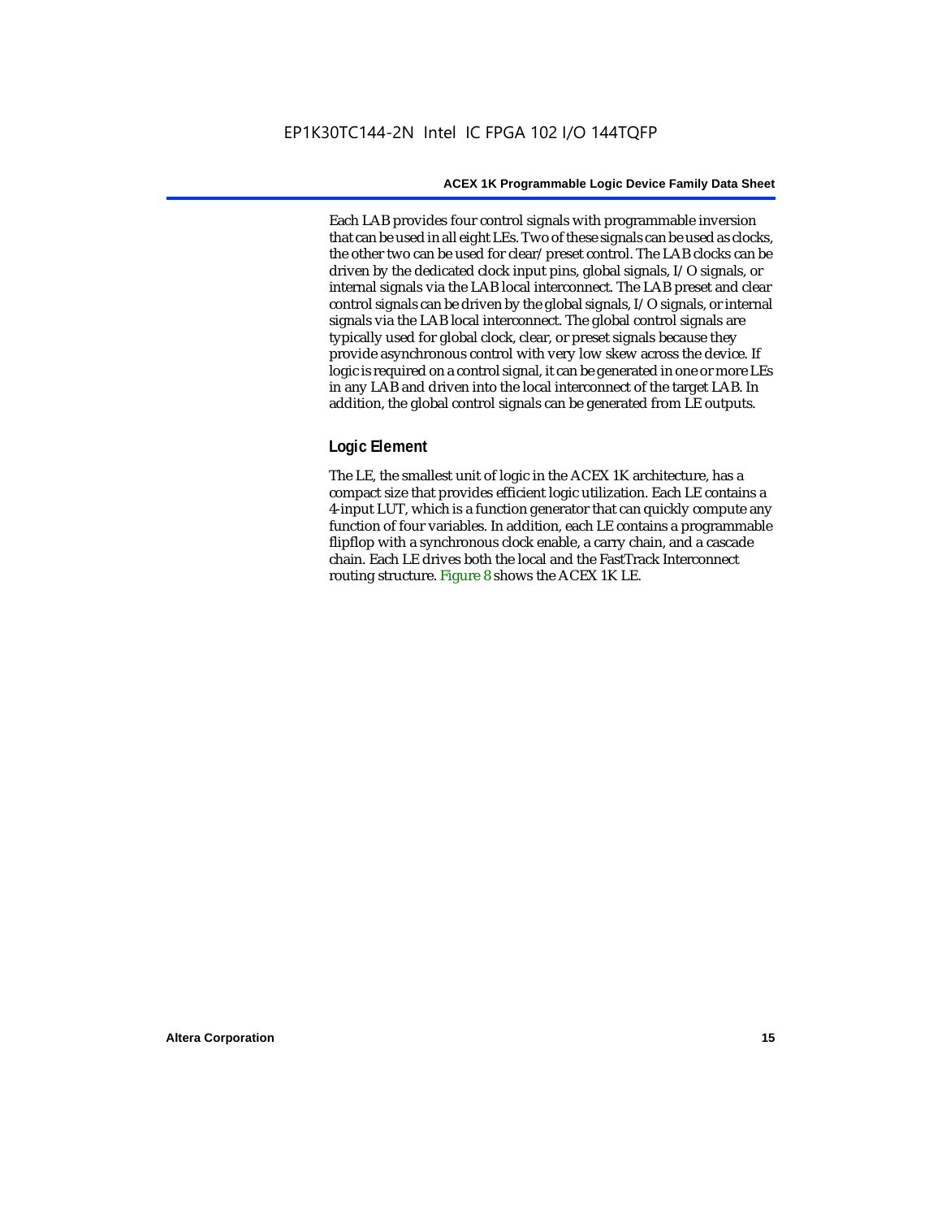Each LAB provides four control signals with programmable inversion that can be used in all eight LEs. Two of these signals can be used as clocks, the other two can be used for clear/preset control. The LAB clocks can be driven by the dedicated clock input pins, global signals, I/O signals, or internal signals via the LAB local interconnect. The LAB preset and clear control signals can be driven by the global signals, I/O signals, or internal signals via the LAB local interconnect. The global control signals are typically used for global clock, clear, or preset signals because they provide asynchronous control with very low skew across the device. If logic is required on a control signal, it can be generated in one or more LEs in any LAB and driven into the local interconnect of the target LAB. In addition, the global control signals can be generated from LE outputs.

### Logic Element

The LE, the smallest unit of logic in the ACEX 1K architecture, has a compact size that provides efficient logic utilization. Each LE contains a 4-input LUT, which is a function generator that can quickly compute any function of four variables. In addition, each LE contains a programmable flipflop with a synchronous clock enable, a carry chain, and a cascade chain. Each LE drives both the local and the FastTrack Interconnect routing structure. Figure 8 shows the ACEX 1K LE.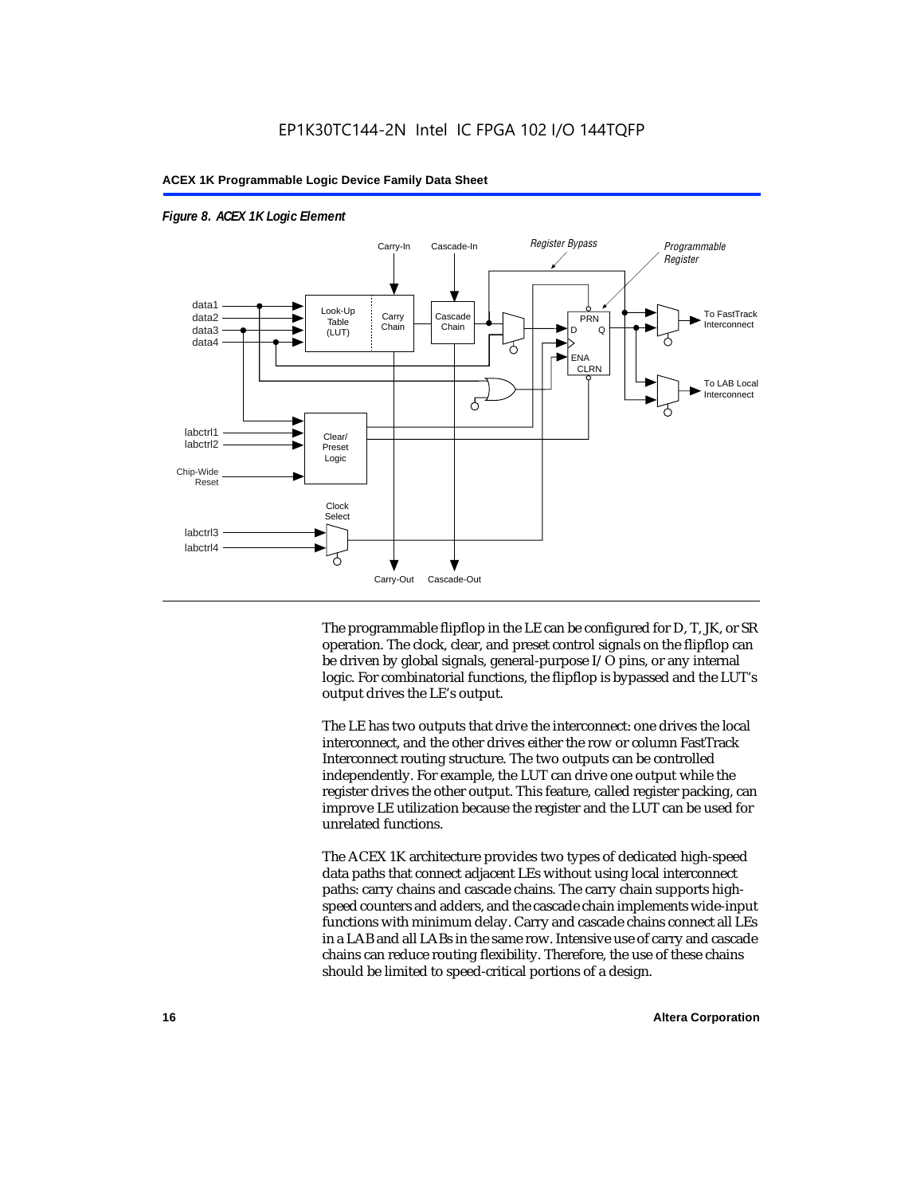*Figure 8. ACEX 1K Logic Element*

The programmable flipflop in the LE can be configured for D, T, JK, or SR operation. The clock, clear, and preset control signals on the flipflop can be driven by global signals, general-purpose I/O pins, or any internal logic. For combinatorial functions, the flipflop is bypassed and the LUT's output drives the LE's output.

The LE has two outputs that drive the interconnect: one drives the local interconnect, and the other drives either the row or column FastTrack Interconnect routing structure. The two outputs can be controlled independently. For example, the LUT can drive one output while the register drives the other output. This feature, called register packing, can improve LE utilization because the register and the LUT can be used for unrelated functions.

The ACEX 1K architecture provides two types of dedicated high-speed data paths that connect adjacent LEs without using local interconnect paths: carry chains and cascade chains. The carry chain supports high-speed counters and adders, and the cascade chain implements wide-input functions with minimum delay. Carry and cascade chains connect all LEs in a LAB and all LABs in the same row. Intensive use of carry and cascade chains can reduce routing flexibility. Therefore, the use of these chains should be limited to speed-critical portions of a design.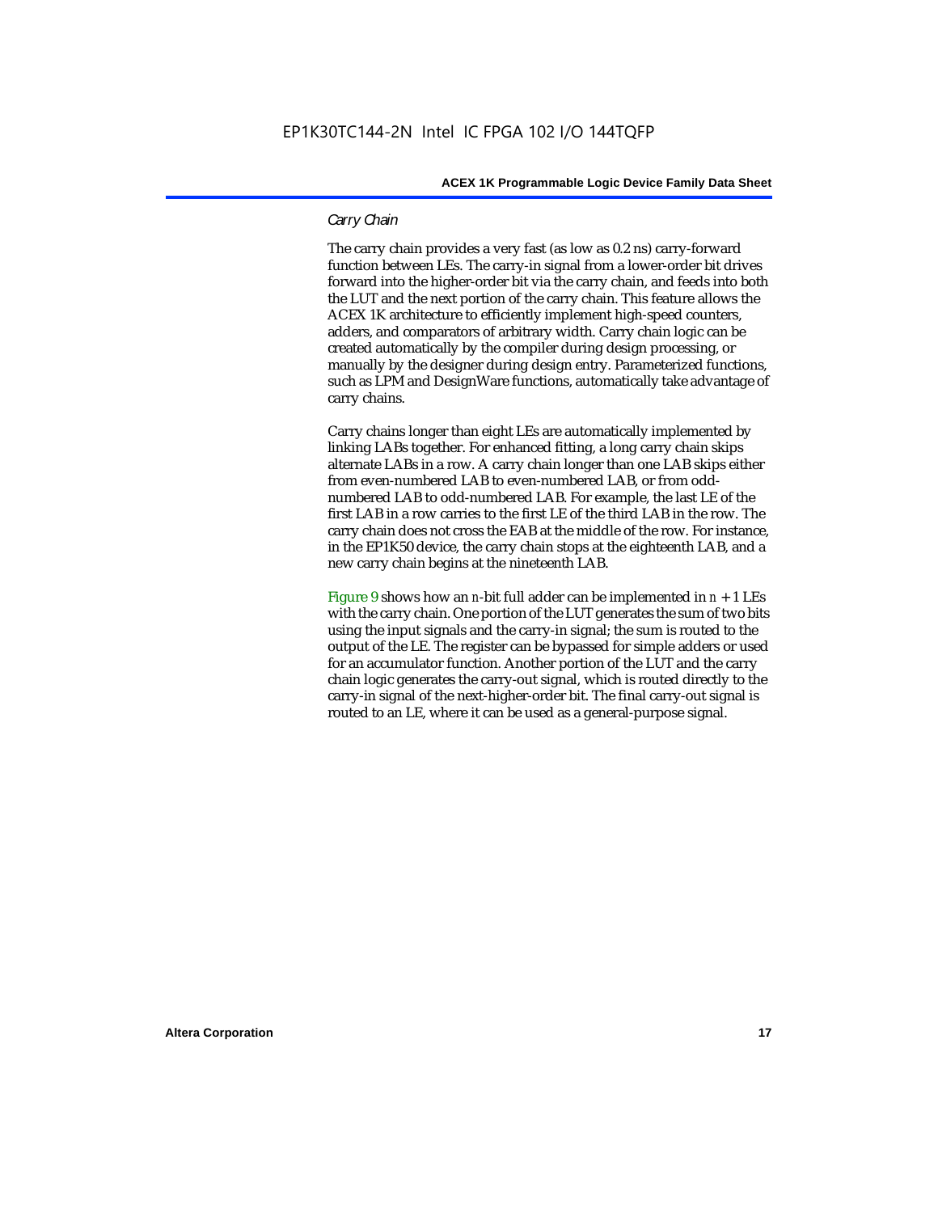### *Carry Chain*

The carry chain provides a very fast (as low as 0.2 ns) carry-forward function between LEs. The carry-in signal from a lower-order bit drives forward into the higher-order bit via the carry chain, and feeds into both the LUT and the next portion of the carry chain. This feature allows the ACEX 1K architecture to efficiently implement high-speed counters, adders, and comparators of arbitrary width. Carry chain logic can be created automatically by the compiler during design processing, or manually by the designer during design entry. Parameterized functions, such as LPM and DesignWare functions, automatically take advantage of carry chains.

Carry chains longer than eight LEs are automatically implemented by linking LABs together. For enhanced fitting, a long carry chain skips alternate LABs in a row. A carry chain longer than one LAB skips either from even-numbered LAB to even-numbered LAB, or from odd-numbered LAB to odd-numbered LAB. For example, the last LE of the first LAB in a row carries to the first LE of the third LAB in the row. The carry chain does not cross the EAB at the middle of the row. For instance, in the EP1K50 device, the carry chain stops at the eighteenth LAB, and a new carry chain begins at the nineteenth LAB.

Figure 9 shows how an $n$-bit full adder can be implemented in $n + 1$ LEs with the carry chain. One portion of the LUT generates the sum of two bits using the input signals and the carry-in signal; the sum is routed to the output of the LE. The register can be bypassed for simple adders or used for an accumulator function. Another portion of the LUT and the carry chain logic generates the carry-out signal, which is routed directly to the carry-in signal of the next-higher-order bit. The final carry-out signal is routed to an LE, where it can be used as a general-purpose signal.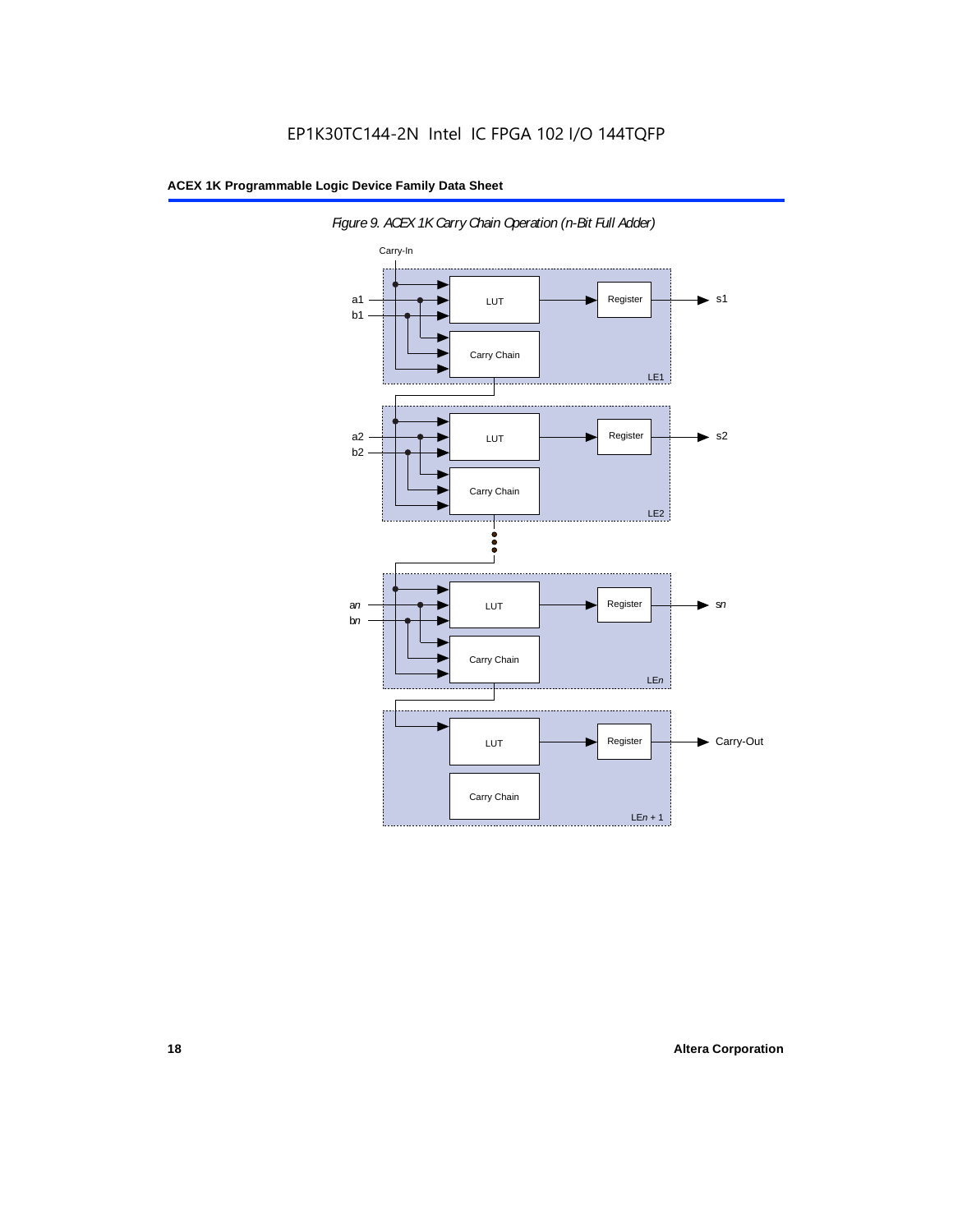*Figure 9. ACEX 1K Carry Chain Operation (n-Bit Full Adder)*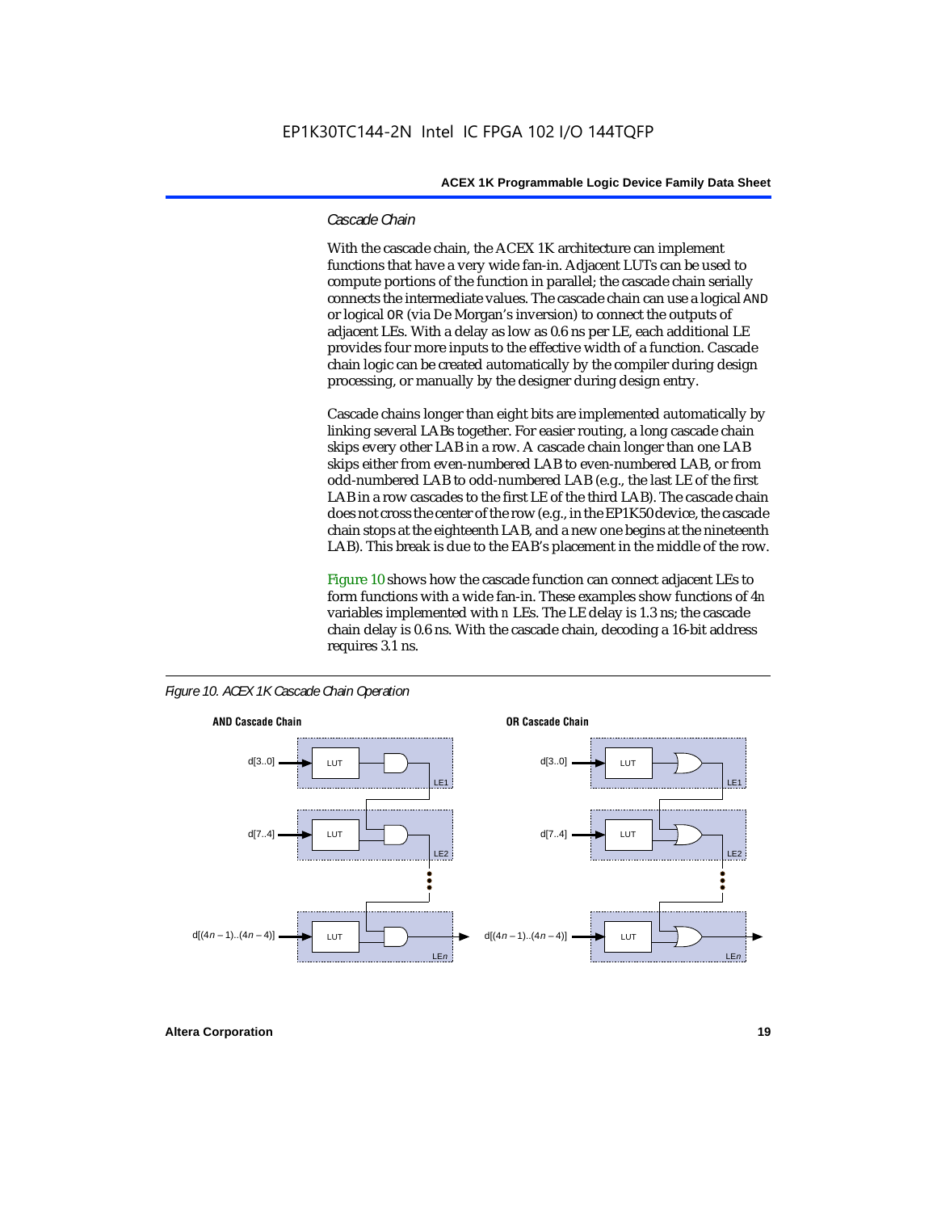### *Cascade Chain*

With the cascade chain, the ACEX 1K architecture can implement functions that have a very wide fan-in. Adjacent LUTs can be used to compute portions of the function in parallel; the cascade chain serially connects the intermediate values. The cascade chain can use a logical `AND` or logical `OR` (via De Morgan's inversion) to connect the outputs of adjacent LEs. With a delay as low as 0.6 ns per LE, each additional LE provides four more inputs to the effective width of a function. Cascade chain logic can be created automatically by the compiler during design processing, or manually by the designer during design entry.

Cascade chains longer than eight bits are implemented automatically by linking several LABs together. For easier routing, a long cascade chain skips every other LAB in a row. A cascade chain longer than one LAB skips either from even-numbered LAB to even-numbered LAB, or from odd-numbered LAB to odd-numbered LAB (e.g., the last LE of the first LAB in a row cascades to the first LE of the third LAB). The cascade chain does not cross the center of the row (e.g., in the EP1K50 device, the cascade chain stops at the eighteenth LAB, and a new one begins at the nineteenth LAB). This break is due to the EAB's placement in the middle of the row.

Figure 10 shows how the cascade function can connect adjacent LEs to form functions with a wide fan-in. These examples show functions of $4n$ variables implemented with $n$ LEs. The LE delay is 1.3 ns; the cascade chain delay is 0.6 ns. With the cascade chain, decoding a 16-bit address requires 3.1 ns.

*Figure 10. ACEX 1K Cascade Chain Operation*

**AND Cascade Chain**

**OR Cascade Chain**

d[3..0] → LUT (LE1)
d[7..4] → LUT (LE2)
d[(4n – 1)..(4n – 4)] → LUT (LEn)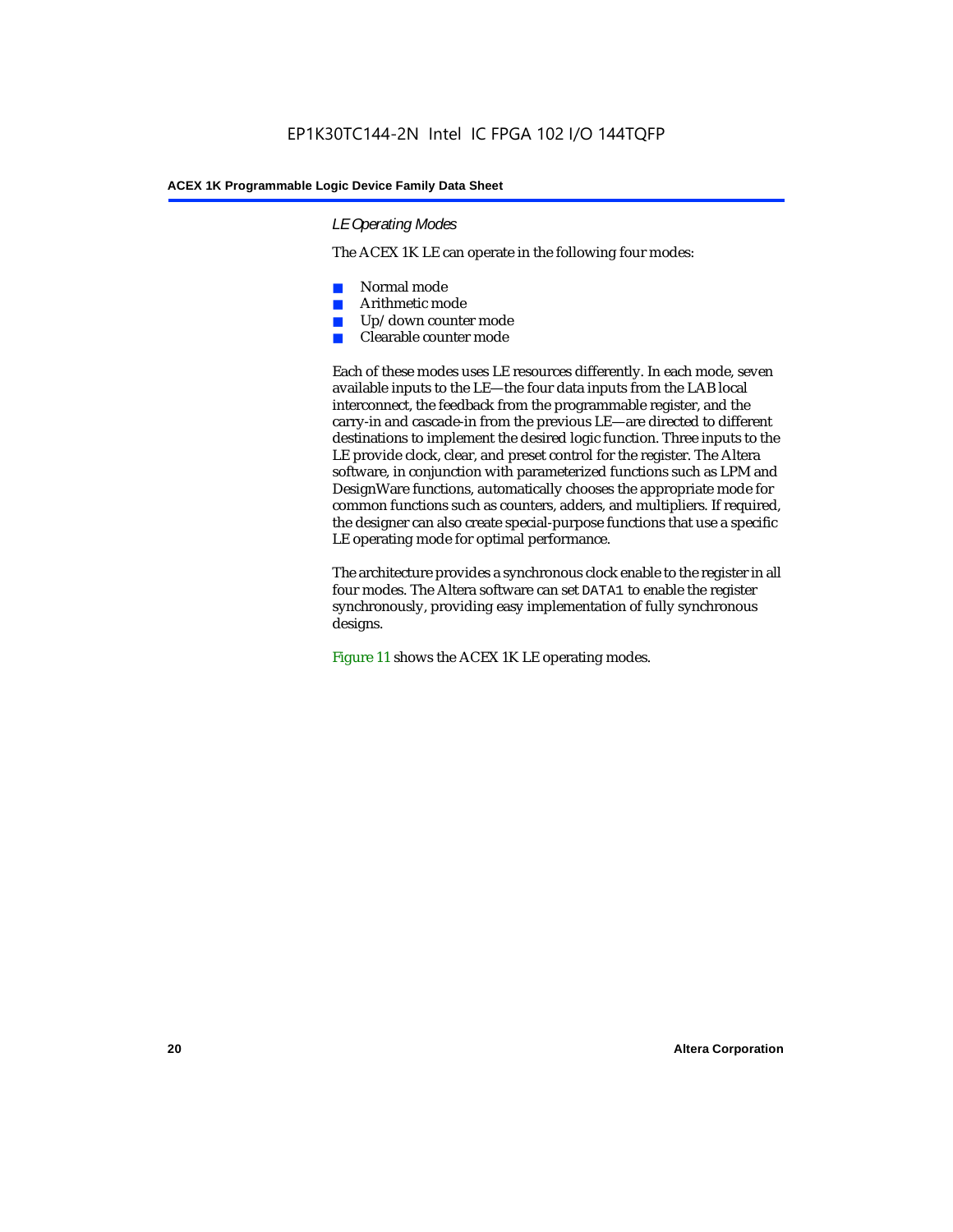#### *LE Operating Modes*

The ACEX 1K LE can operate in the following four modes:

- Normal mode
- Arithmetic mode
- Up/down counter mode
- Clearable counter mode

Each of these modes uses LE resources differently. In each mode, seven available inputs to the LE—the four data inputs from the LAB local interconnect, the feedback from the programmable register, and the carry-in and cascade-in from the previous LE—are directed to different destinations to implement the desired logic function. Three inputs to the LE provide clock, clear, and preset control for the register. The Altera software, in conjunction with parameterized functions such as LPM and DesignWare functions, automatically chooses the appropriate mode for common functions such as counters, adders, and multipliers. If required, the designer can also create special-purpose functions that use a specific LE operating mode for optimal performance.

The architecture provides a synchronous clock enable to the register in all four modes. The Altera software can set `DATA1` to enable the register synchronously, providing easy implementation of fully synchronous designs.

Figure 11 shows the ACEX 1K LE operating modes.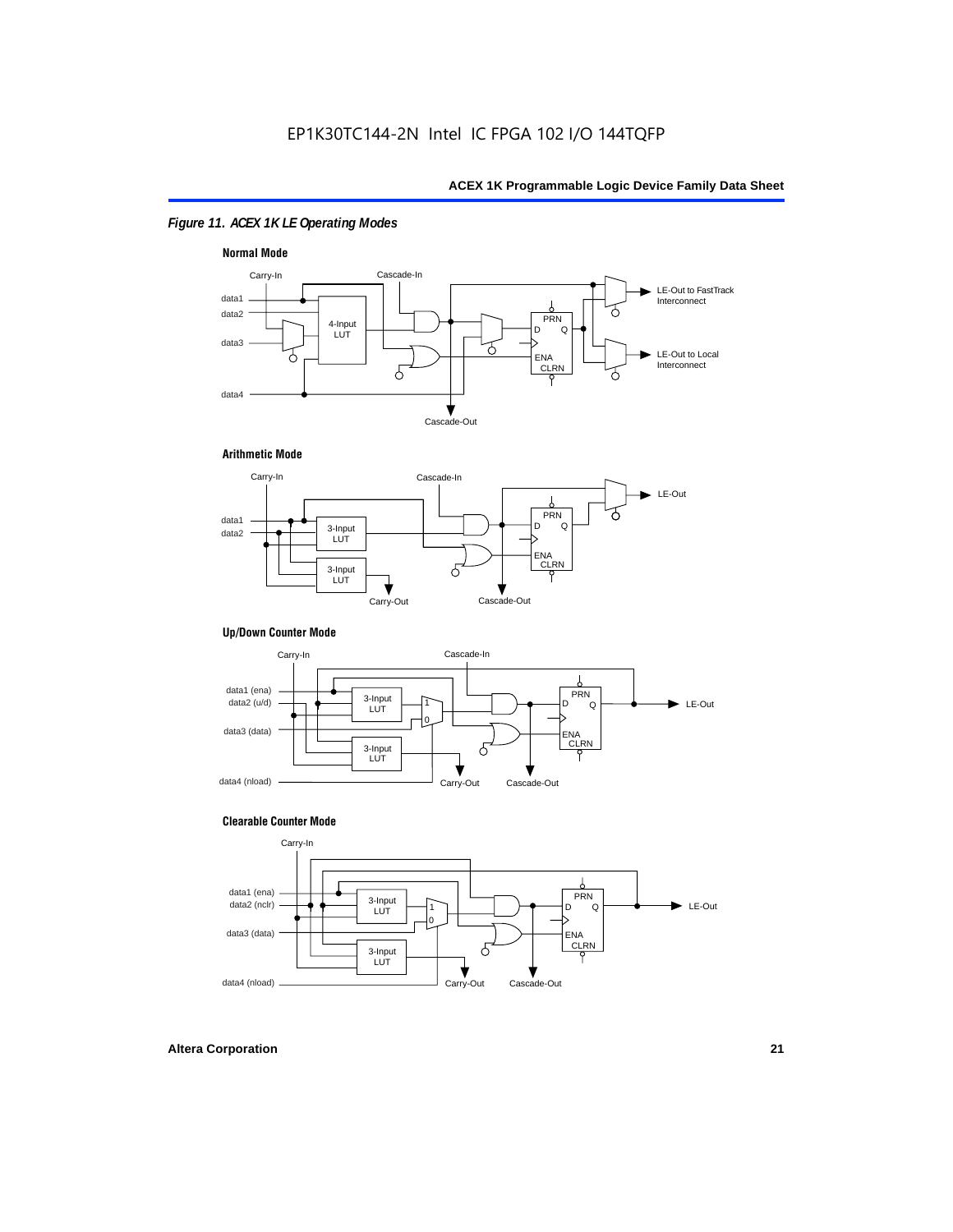*Figure 11. ACEX 1K LE Operating Modes*

**Normal Mode**

**Arithmetic Mode**

**Up/Down Counter Mode**

**Clearable Counter Mode**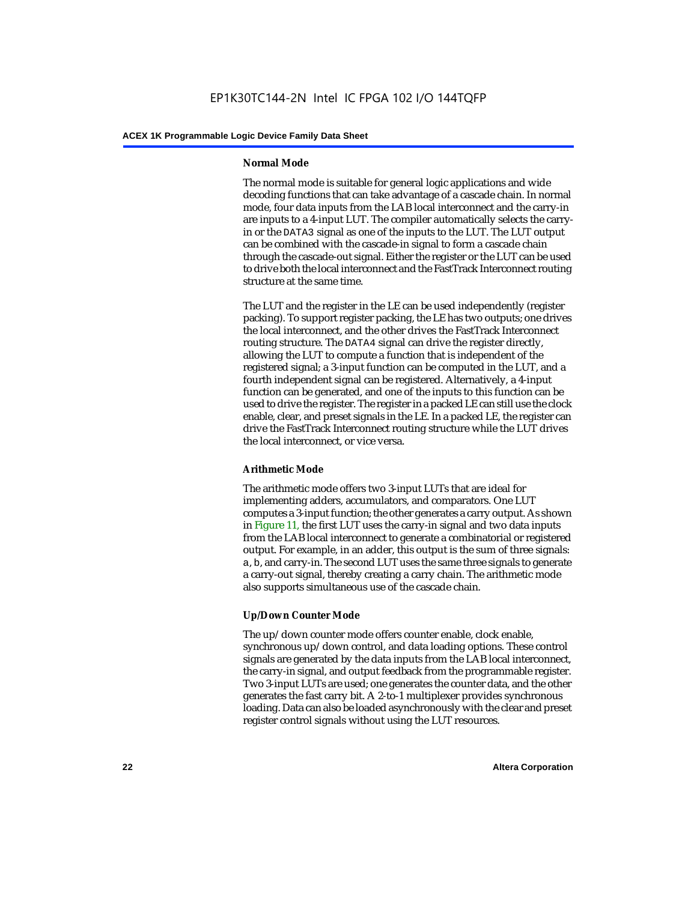#### Normal Mode

The normal mode is suitable for general logic applications and wide decoding functions that can take advantage of a cascade chain. In normal mode, four data inputs from the LAB local interconnect and the carry-in are inputs to a 4-input LUT. The compiler automatically selects the carry-in or the `DATA3` signal as one of the inputs to the LUT. The LUT output can be combined with the cascade-in signal to form a cascade chain through the cascade-out signal. Either the register or the LUT can be used to drive both the local interconnect and the FastTrack Interconnect routing structure at the same time.

The LUT and the register in the LE can be used independently (register packing). To support register packing, the LE has two outputs; one drives the local interconnect, and the other drives the FastTrack Interconnect routing structure. The `DATA4` signal can drive the register directly, allowing the LUT to compute a function that is independent of the registered signal; a 3-input function can be computed in the LUT, and a fourth independent signal can be registered. Alternatively, a 4-input function can be generated, and one of the inputs to this function can be used to drive the register. The register in a packed LE can still use the clock enable, clear, and preset signals in the LE. In a packed LE, the register can drive the FastTrack Interconnect routing structure while the LUT drives the local interconnect, or vice versa.

#### Arithmetic Mode

The arithmetic mode offers two 3-input LUTs that are ideal for implementing adders, accumulators, and comparators. One LUT computes a 3-input function; the other generates a carry output. As shown in Figure 11, the first LUT uses the carry-in signal and two data inputs from the LAB local interconnect to generate a combinatorial or registered output. For example, in an adder, this output is the sum of three signals: `a`, `b`, and carry-in. The second LUT uses the same three signals to generate a carry-out signal, thereby creating a carry chain. The arithmetic mode also supports simultaneous use of the cascade chain.

#### Up/Down Counter Mode

The up/down counter mode offers counter enable, clock enable, synchronous up/down control, and data loading options. These control signals are generated by the data inputs from the LAB local interconnect, the carry-in signal, and output feedback from the programmable register. Two 3-input LUTs are used; one generates the counter data, and the other generates the fast carry bit. A 2-to-1 multiplexer provides synchronous loading. Data can also be loaded asynchronously with the clear and preset register control signals without using the LUT resources.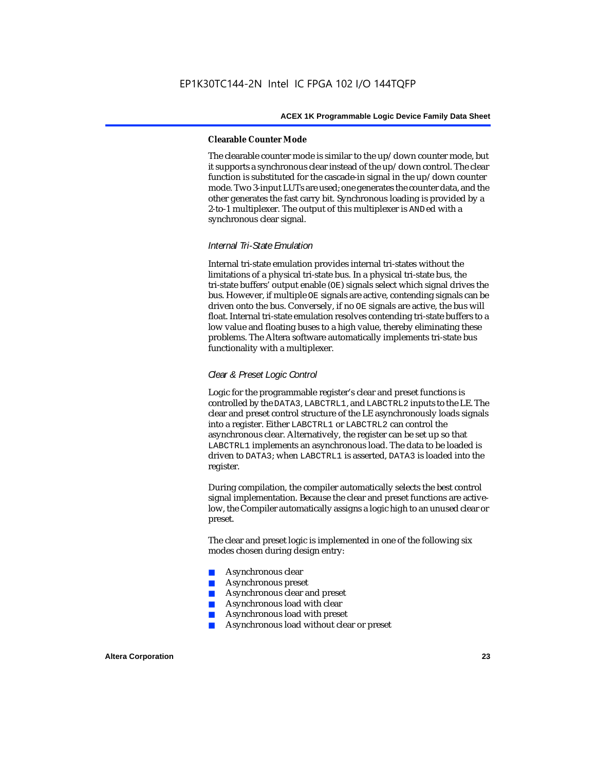#### Clearable Counter Mode

The clearable counter mode is similar to the up/down counter mode, but it supports a synchronous clear instead of the up/down control. The clear function is substituted for the cascade-in signal in the up/down counter mode. Two 3-input LUTs are used; one generates the counter data, and the other generates the fast carry bit. Synchronous loading is provided by a 2-to-1 multiplexer. The output of this multiplexer is ANDed with a synchronous clear signal.

#### *Internal Tri-State Emulation*

Internal tri-state emulation provides internal tri-states without the limitations of a physical tri-state bus. In a physical tri-state bus, the tri-state buffers' output enable (OE) signals select which signal drives the bus. However, if multiple OE signals are active, contending signals can be driven onto the bus. Conversely, if no OE signals are active, the bus will float. Internal tri-state emulation resolves contending tri-state buffers to a low value and floating buses to a high value, thereby eliminating these problems. The Altera software automatically implements tri-state bus functionality with a multiplexer.

#### *Clear & Preset Logic Control*

Logic for the programmable register's clear and preset functions is controlled by the DATA3, LABCTRL1, and LABCTRL2 inputs to the LE. The clear and preset control structure of the LE asynchronously loads signals into a register. Either LABCTRL1 or LABCTRL2 can control the asynchronous clear. Alternatively, the register can be set up so that LABCTRL1 implements an asynchronous load. The data to be loaded is driven to DATA3; when LABCTRL1 is asserted, DATA3 is loaded into the register.

During compilation, the compiler automatically selects the best control signal implementation. Because the clear and preset functions are active-low, the Compiler automatically assigns a logic high to an unused clear or preset.

The clear and preset logic is implemented in one of the following six modes chosen during design entry:

- Asynchronous clear
- Asynchronous preset
- Asynchronous clear and preset
- Asynchronous load with clear
- Asynchronous load with preset
- Asynchronous load without clear or preset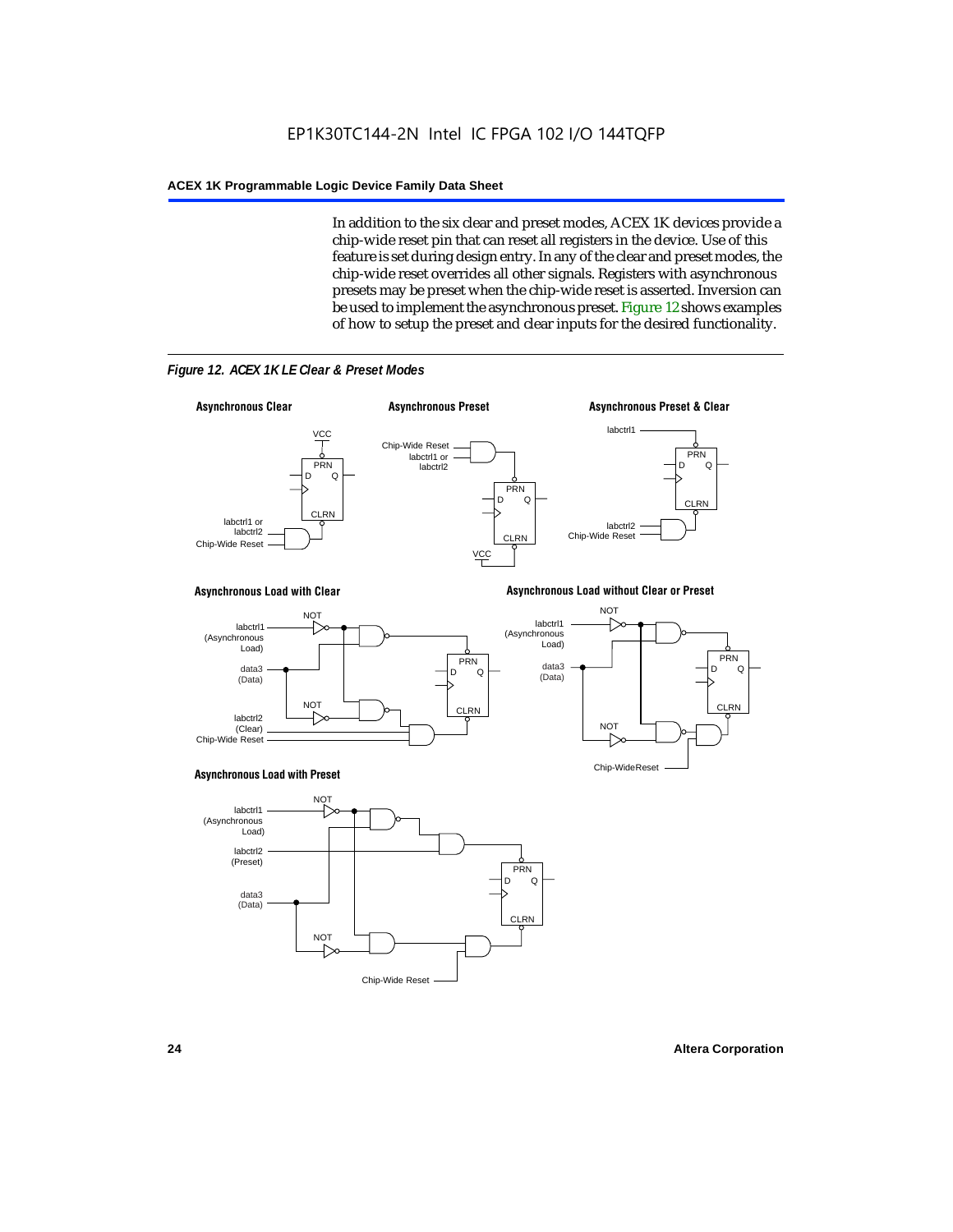In addition to the six clear and preset modes, ACEX 1K devices provide a chip-wide reset pin that can reset all registers in the device. Use of this feature is set during design entry. In any of the clear and preset modes, the chip-wide reset overrides all other signals. Registers with asynchronous presets may be preset when the chip-wide reset is asserted. Inversion can be used to implement the asynchronous preset. Figure 12 shows examples of how to setup the preset and clear inputs for the desired functionality.

*Figure 12. ACEX 1K LE Clear & Preset Modes*

**Asynchronous Clear**

VCC, PRN, D, Q, CLRN, labctrl1 or labctrl2, Chip-Wide Reset

**Asynchronous Preset**

Chip-Wide Reset, labctrl1 or labctrl2, PRN, D, Q, CLRN, VCC

**Asynchronous Preset & Clear**

labctrl1, PRN, D, Q, CLRN, labctrl2, Chip-Wide Reset

**Asynchronous Load with Clear**

NOT, labctrl1 (Asynchronous Load), data3 (Data), NOT, labctrl2 (Clear), Chip-Wide Reset, PRN, D, Q, CLRN

**Asynchronous Load without Clear or Preset**

NOT, labctrl1 (Asynchronous Load), data3 (Data), NOT, Chip-WideReset, PRN, D, Q, CLRN

**Asynchronous Load with Preset**

NOT, labctrl1 (Asynchronous Load), labctrl2 (Preset), data3 (Data), NOT, Chip-Wide Reset, PRN, D, Q, CLRN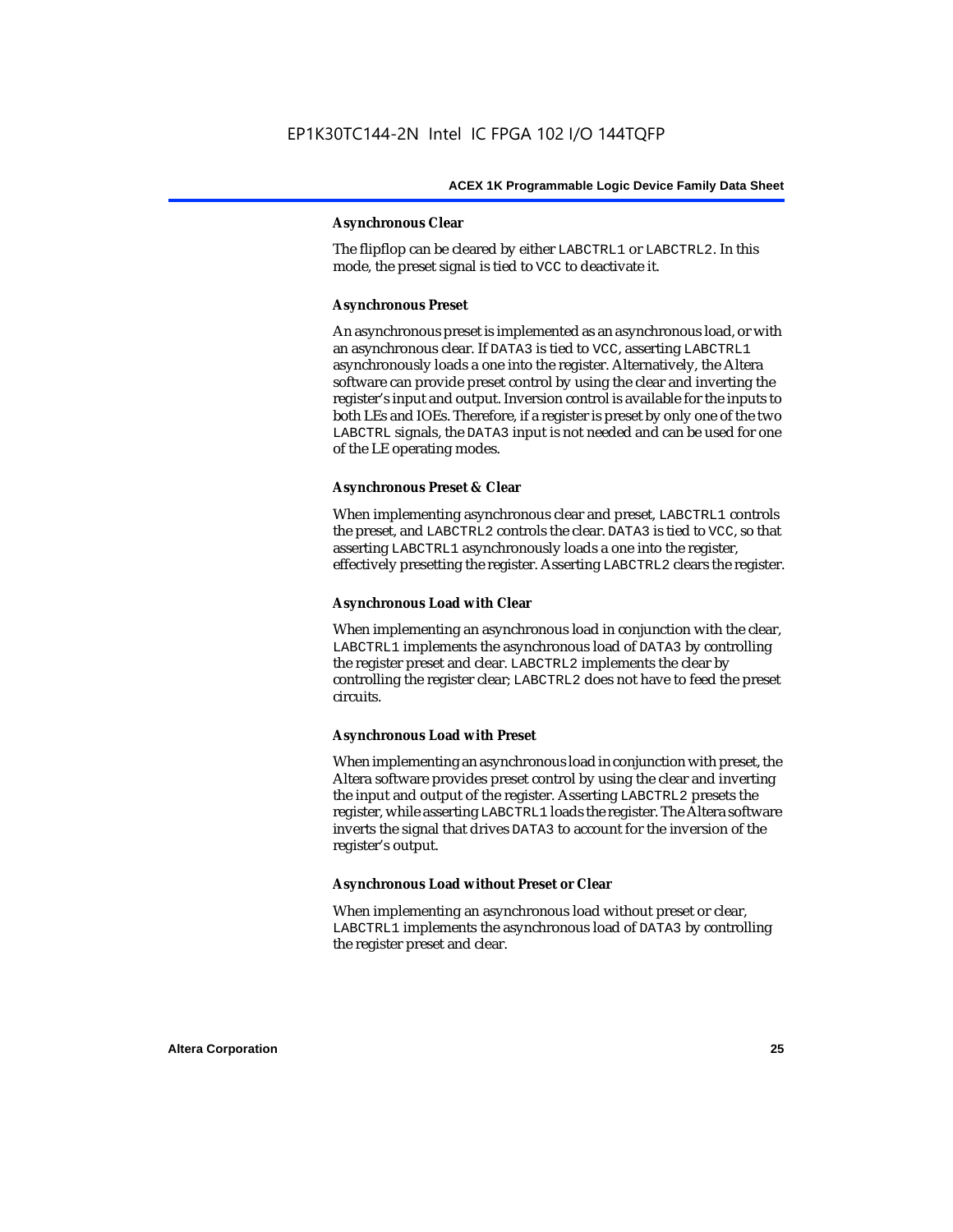#### Asynchronous Clear

The flipflop can be cleared by either LABCTRL1 or LABCTRL2. In this mode, the preset signal is tied to VCC to deactivate it.

#### Asynchronous Preset

An asynchronous preset is implemented as an asynchronous load, or with an asynchronous clear. If DATA3 is tied to VCC, asserting LABCTRL1 asynchronously loads a one into the register. Alternatively, the Altera software can provide preset control by using the clear and inverting the register's input and output. Inversion control is available for the inputs to both LEs and IOEs. Therefore, if a register is preset by only one of the two LABCTRL signals, the DATA3 input is not needed and can be used for one of the LE operating modes.

#### Asynchronous Preset & Clear

When implementing asynchronous clear and preset, LABCTRL1 controls the preset, and LABCTRL2 controls the clear. DATA3 is tied to VCC, so that asserting LABCTRL1 asynchronously loads a one into the register, effectively presetting the register. Asserting LABCTRL2 clears the register.

#### Asynchronous Load with Clear

When implementing an asynchronous load in conjunction with the clear, LABCTRL1 implements the asynchronous load of DATA3 by controlling the register preset and clear. LABCTRL2 implements the clear by controlling the register clear; LABCTRL2 does not have to feed the preset circuits.

#### Asynchronous Load with Preset

When implementing an asynchronous load in conjunction with preset, the Altera software provides preset control by using the clear and inverting the input and output of the register. Asserting LABCTRL2 presets the register, while asserting LABCTRL1 loads the register. The Altera software inverts the signal that drives DATA3 to account for the inversion of the register's output.

#### Asynchronous Load without Preset or Clear

When implementing an asynchronous load without preset or clear, LABCTRL1 implements the asynchronous load of DATA3 by controlling the register preset and clear.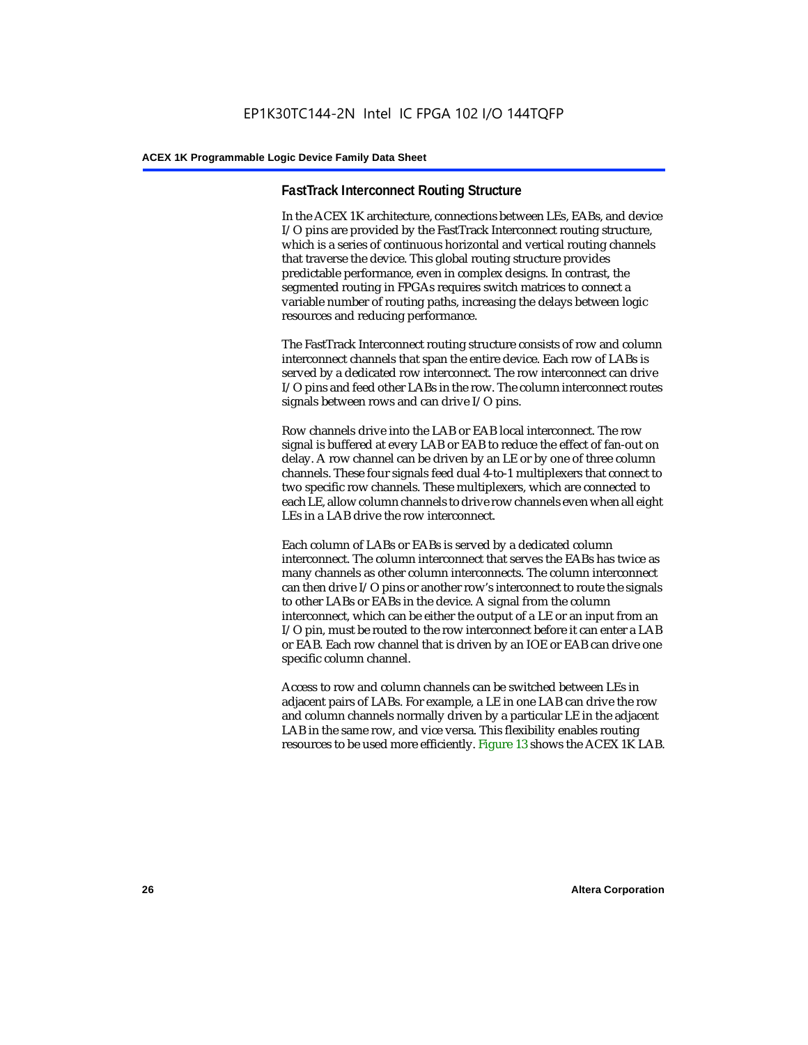### FastTrack Interconnect Routing Structure

In the ACEX 1K architecture, connections between LEs, EABs, and device I/O pins are provided by the FastTrack Interconnect routing structure, which is a series of continuous horizontal and vertical routing channels that traverse the device. This global routing structure provides predictable performance, even in complex designs. In contrast, the segmented routing in FPGAs requires switch matrices to connect a variable number of routing paths, increasing the delays between logic resources and reducing performance.

The FastTrack Interconnect routing structure consists of row and column interconnect channels that span the entire device. Each row of LABs is served by a dedicated row interconnect. The row interconnect can drive I/O pins and feed other LABs in the row. The column interconnect routes signals between rows and can drive I/O pins.

Row channels drive into the LAB or EAB local interconnect. The row signal is buffered at every LAB or EAB to reduce the effect of fan-out on delay. A row channel can be driven by an LE or by one of three column channels. These four signals feed dual 4-to-1 multiplexers that connect to two specific row channels. These multiplexers, which are connected to each LE, allow column channels to drive row channels even when all eight LEs in a LAB drive the row interconnect.

Each column of LABs or EABs is served by a dedicated column interconnect. The column interconnect that serves the EABs has twice as many channels as other column interconnects. The column interconnect can then drive I/O pins or another row's interconnect to route the signals to other LABs or EABs in the device. A signal from the column interconnect, which can be either the output of a LE or an input from an I/O pin, must be routed to the row interconnect before it can enter a LAB or EAB. Each row channel that is driven by an IOE or EAB can drive one specific column channel.

Access to row and column channels can be switched between LEs in adjacent pairs of LABs. For example, a LE in one LAB can drive the row and column channels normally driven by a particular LE in the adjacent LAB in the same row, and vice versa. This flexibility enables routing resources to be used more efficiently. Figure 13 shows the ACEX 1K LAB.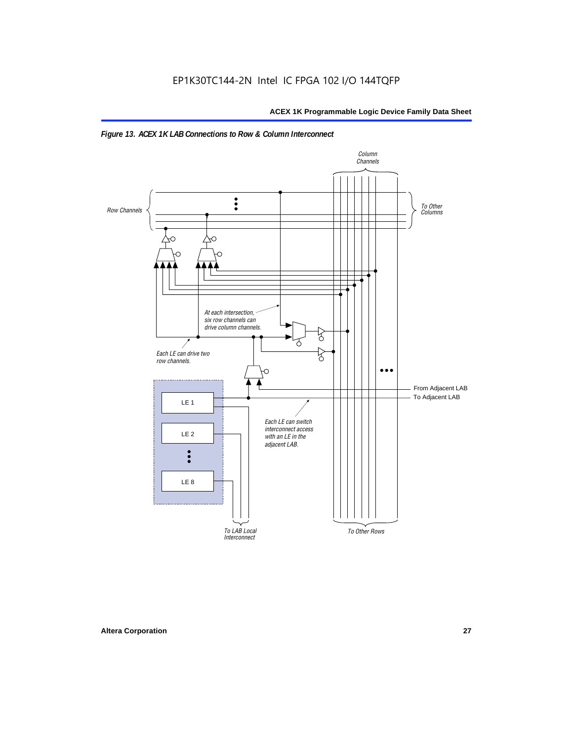*Figure 13. ACEX 1K LAB Connections to Row & Column Interconnect*

Column Channels

Row Channels

To Other Columns

At each intersection, six row channels can drive column channels.

Each LE can drive two row channels.

From Adjacent LAB

To Adjacent LAB

LE 1

LE 2

LE 8

Each LE can switch interconnect access with an LE in the adjacent LAB.

To LAB Local Interconnect

To Other Rows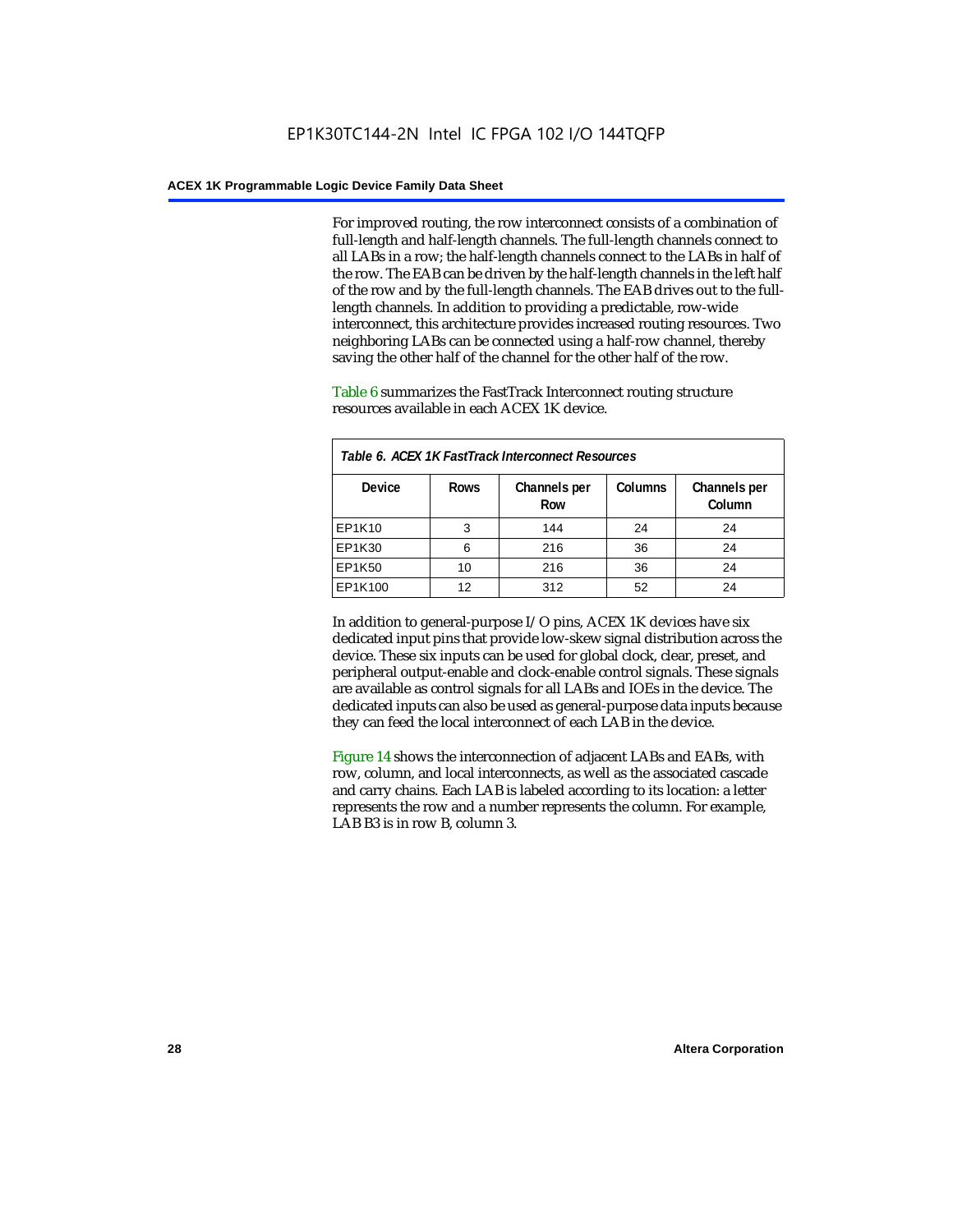For improved routing, the row interconnect consists of a combination of full-length and half-length channels. The full-length channels connect to all LABs in a row; the half-length channels connect to the LABs in half of the row. The EAB can be driven by the half-length channels in the left half of the row and by the full-length channels. The EAB drives out to the full-length channels. In addition to providing a predictable, row-wide interconnect, this architecture provides increased routing resources. Two neighboring LABs can be connected using a half-row channel, thereby saving the other half of the channel for the other half of the row.

Table 6 summarizes the FastTrack Interconnect routing structure resources available in each ACEX 1K device.

*Table 6. ACEX 1K FastTrack Interconnect Resources*

| Device | Rows | Channels per Row | Columns | Channels per Column |
|---|---|---|---|---|
| EP1K10 | 3 | 144 | 24 | 24 |
| EP1K30 | 6 | 216 | 36 | 24 |
| EP1K50 | 10 | 216 | 36 | 24 |
| EP1K100 | 12 | 312 | 52 | 24 |

In addition to general-purpose I/O pins, ACEX 1K devices have six dedicated input pins that provide low-skew signal distribution across the device. These six inputs can be used for global clock, clear, preset, and peripheral output-enable and clock-enable control signals. These signals are available as control signals for all LABs and IOEs in the device. The dedicated inputs can also be used as general-purpose data inputs because they can feed the local interconnect of each LAB in the device.

Figure 14 shows the interconnection of adjacent LABs and EABs, with row, column, and local interconnects, as well as the associated cascade and carry chains. Each LAB is labeled according to its location: a letter represents the row and a number represents the column. For example, LAB B3 is in row B, column 3.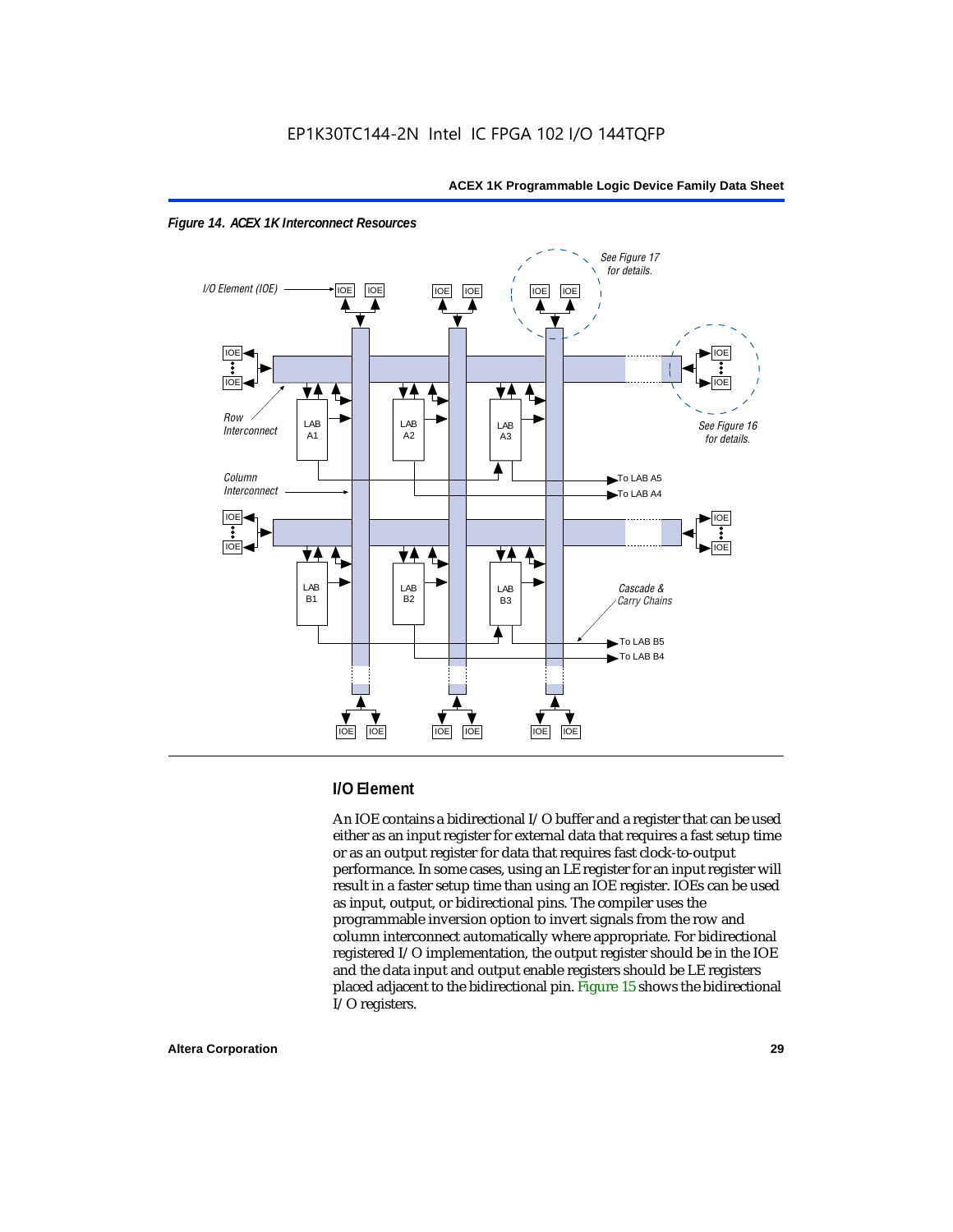*Figure 14. ACEX 1K Interconnect Resources*

## I/O Element

An IOE contains a bidirectional I/O buffer and a register that can be used either as an input register for external data that requires a fast setup time or as an output register for data that requires fast clock-to-output performance. In some cases, using an LE register for an input register will result in a faster setup time than using an IOE register. IOEs can be used as input, output, or bidirectional pins. The compiler uses the programmable inversion option to invert signals from the row and column interconnect automatically where appropriate. For bidirectional registered I/O implementation, the output register should be in the IOE and the data input and output enable registers should be LE registers placed adjacent to the bidirectional pin. Figure 15 shows the bidirectional I/O registers.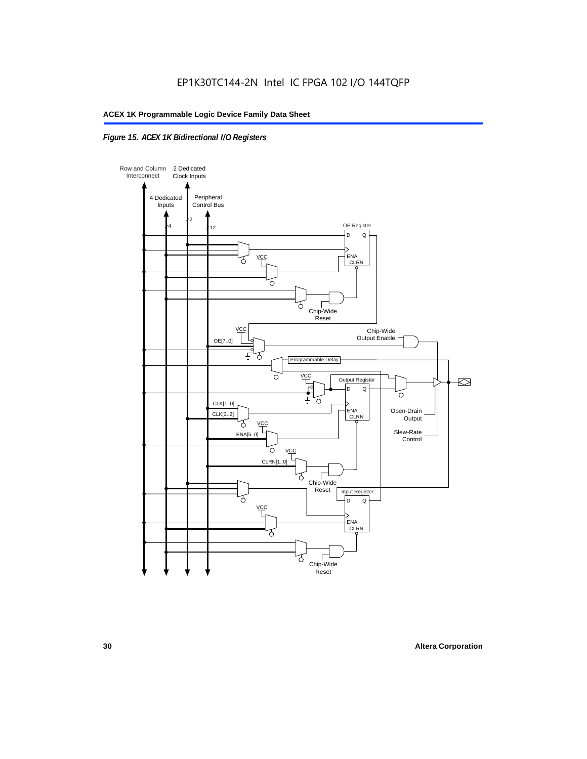*Figure 15. ACEX 1K Bidirectional I/O Registers*

Row and Column Interconnect

2 Dedicated Clock Inputs

4 Dedicated Inputs

Peripheral Control Bus

4

2

12

OE Register

D Q

ENA CLRN

VCC

Chip-Wide Reset

VCC

OE[7..0]

Chip-Wide Output Enable

Programmable Delay

VCC

Output Register

D Q

CLK[1..0]

CLK[3..2]

ENA CLRN

VCC

ENA[5..0]

Open-Drain Output

Slew-Rate Control

VCC

CLRN[1..0]

Chip-Wide Reset

Input Register

D Q

VCC

ENA CLRN

Chip-Wide Reset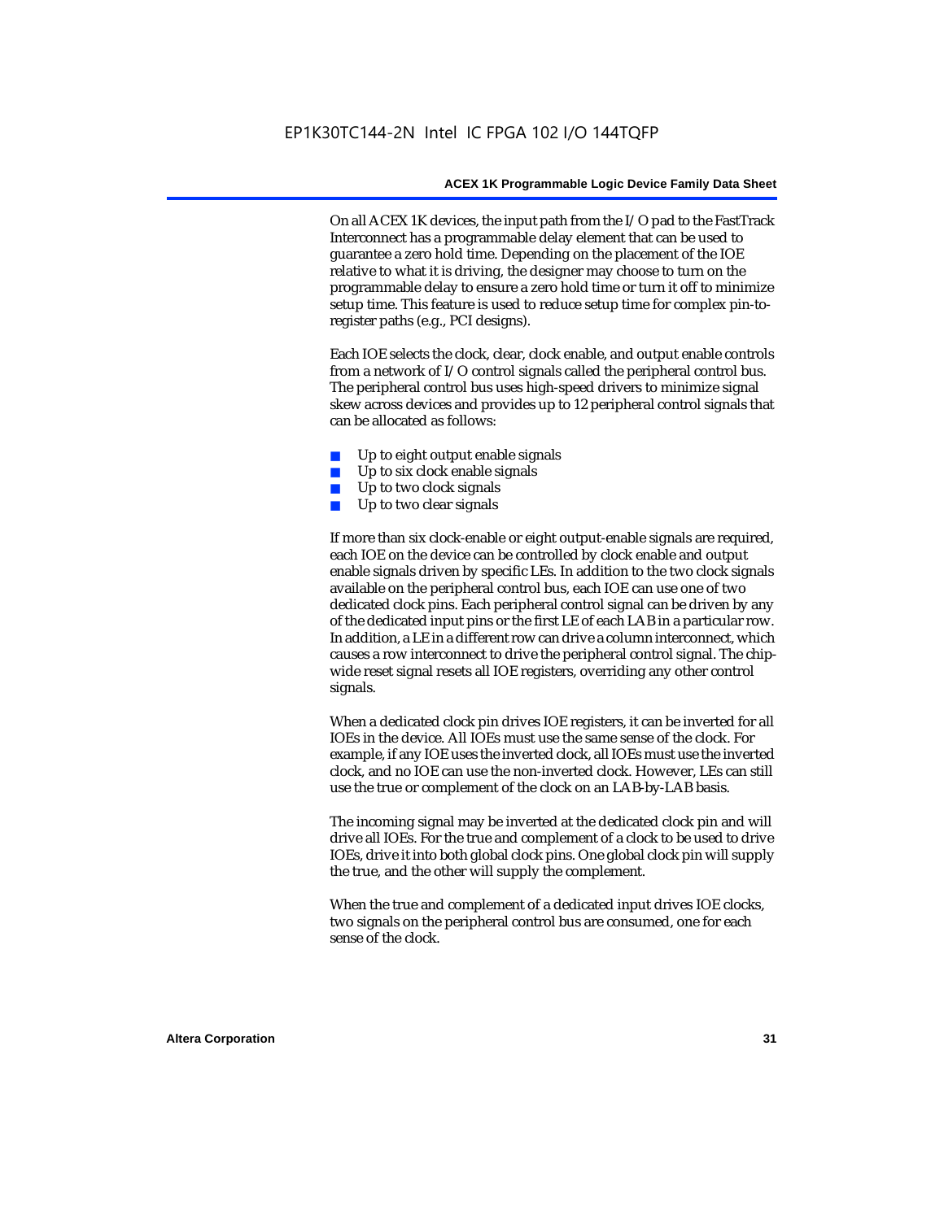On all ACEX 1K devices, the input path from the I/O pad to the FastTrack Interconnect has a programmable delay element that can be used to guarantee a zero hold time. Depending on the placement of the IOE relative to what it is driving, the designer may choose to turn on the programmable delay to ensure a zero hold time or turn it off to minimize setup time. This feature is used to reduce setup time for complex pin-to-register paths (e.g., PCI designs).

Each IOE selects the clock, clear, clock enable, and output enable controls from a network of I/O control signals called the peripheral control bus. The peripheral control bus uses high-speed drivers to minimize signal skew across devices and provides up to 12 peripheral control signals that can be allocated as follows:

- Up to eight output enable signals
- Up to six clock enable signals
- Up to two clock signals
- Up to two clear signals

If more than six clock-enable or eight output-enable signals are required, each IOE on the device can be controlled by clock enable and output enable signals driven by specific LEs. In addition to the two clock signals available on the peripheral control bus, each IOE can use one of two dedicated clock pins. Each peripheral control signal can be driven by any of the dedicated input pins or the first LE of each LAB in a particular row. In addition, a LE in a different row can drive a column interconnect, which causes a row interconnect to drive the peripheral control signal. The chip-wide reset signal resets all IOE registers, overriding any other control signals.

When a dedicated clock pin drives IOE registers, it can be inverted for all IOEs in the device. All IOEs must use the same sense of the clock. For example, if any IOE uses the inverted clock, all IOEs must use the inverted clock, and no IOE can use the non-inverted clock. However, LEs can still use the true or complement of the clock on an LAB-by-LAB basis.

The incoming signal may be inverted at the dedicated clock pin and will drive all IOEs. For the true and complement of a clock to be used to drive IOEs, drive it into both global clock pins. One global clock pin will supply the true, and the other will supply the complement.

When the true and complement of a dedicated input drives IOE clocks, two signals on the peripheral control bus are consumed, one for each sense of the clock.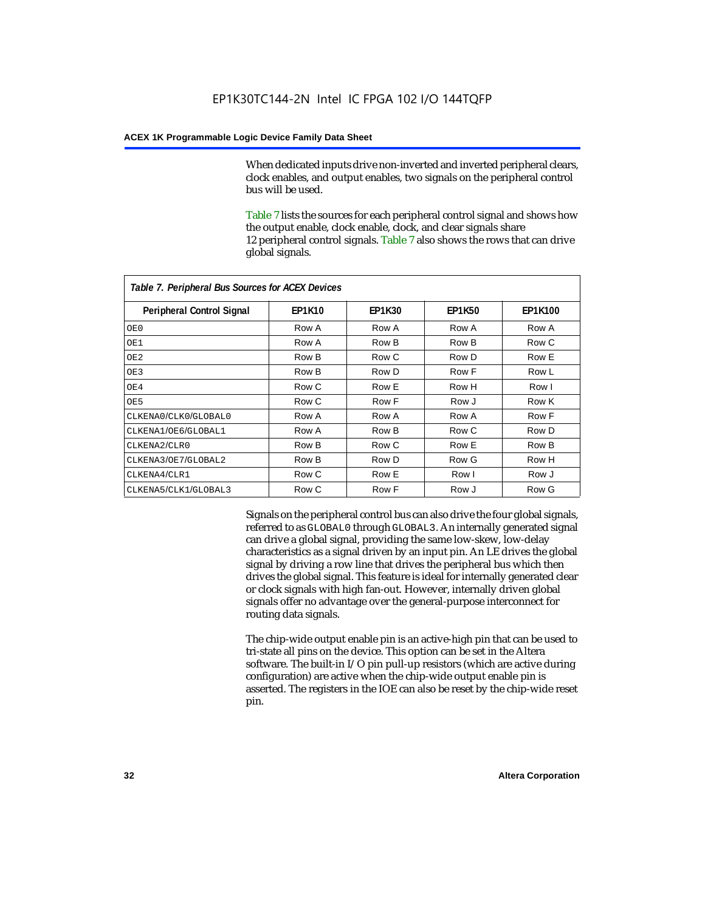When dedicated inputs drive non-inverted and inverted peripheral clears, clock enables, and output enables, two signals on the peripheral control bus will be used.

Table 7 lists the sources for each peripheral control signal and shows how the output enable, clock enable, clock, and clear signals share 12 peripheral control signals. Table 7 also shows the rows that can drive global signals.

*Table 7. Peripheral Bus Sources for ACEX Devices*

| Peripheral Control Signal | EP1K10 | EP1K30 | EP1K50 | EP1K100 |
|---|---|---|---|---|
| OE0 | Row A | Row A | Row A | Row A |
| OE1 | Row A | Row B | Row B | Row C |
| OE2 | Row B | Row C | Row D | Row E |
| OE3 | Row B | Row D | Row F | Row L |
| OE4 | Row C | Row E | Row H | Row I |
| OE5 | Row C | Row F | Row J | Row K |
| CLKENA0/CLK0/GLOBAL0 | Row A | Row A | Row A | Row F |
| CLKENA1/OE6/GLOBAL1 | Row A | Row B | Row C | Row D |
| CLKENA2/CLR0 | Row B | Row C | Row E | Row B |
| CLKENA3/OE7/GLOBAL2 | Row B | Row D | Row G | Row H |
| CLKENA4/CLR1 | Row C | Row E | Row I | Row J |
| CLKENA5/CLK1/GLOBAL3 | Row C | Row F | Row J | Row G |

Signals on the peripheral control bus can also drive the four global signals, referred to as GLOBAL0 through GLOBAL3. An internally generated signal can drive a global signal, providing the same low-skew, low-delay characteristics as a signal driven by an input pin. An LE drives the global signal by driving a row line that drives the peripheral bus which then drives the global signal. This feature is ideal for internally generated clear or clock signals with high fan-out. However, internally driven global signals offer no advantage over the general-purpose interconnect for routing data signals.

The chip-wide output enable pin is an active-high pin that can be used to tri-state all pins on the device. This option can be set in the Altera software. The built-in I/O pin pull-up resistors (which are active during configuration) are active when the chip-wide output enable pin is asserted. The registers in the IOE can also be reset by the chip-wide reset pin.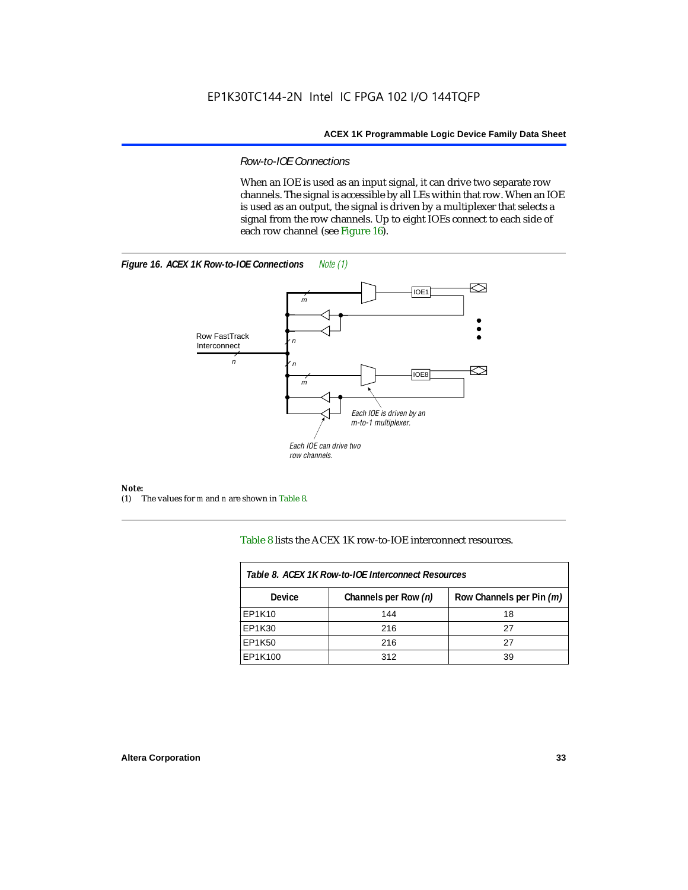### Row-to-IOE Connections

When an IOE is used as an input signal, it can drive two separate row channels. The signal is accessible by all LEs within that row. When an IOE is used as an output, the signal is driven by a multiplexer that selects a signal from the row channels. Up to eight IOEs connect to each side of each row channel (see Figure 16).

**Figure 16. ACEX 1K Row-to-IOE Connections** *Note (1)*

**Note:**

(1) The values for *m* and *n* are shown in Table 8.

Table 8 lists the ACEX 1K row-to-IOE interconnect resources.

| *Table 8. ACEX 1K Row-to-IOE Interconnect Resources* | | |
|---|---|---|
| **Device** | **Channels per Row *(n)*** | **Row Channels per Pin *(m)*** |
| EP1K10 | 144 | 18 |
| EP1K30 | 216 | 27 |
| EP1K50 | 216 | 27 |
| EP1K100 | 312 | 39 |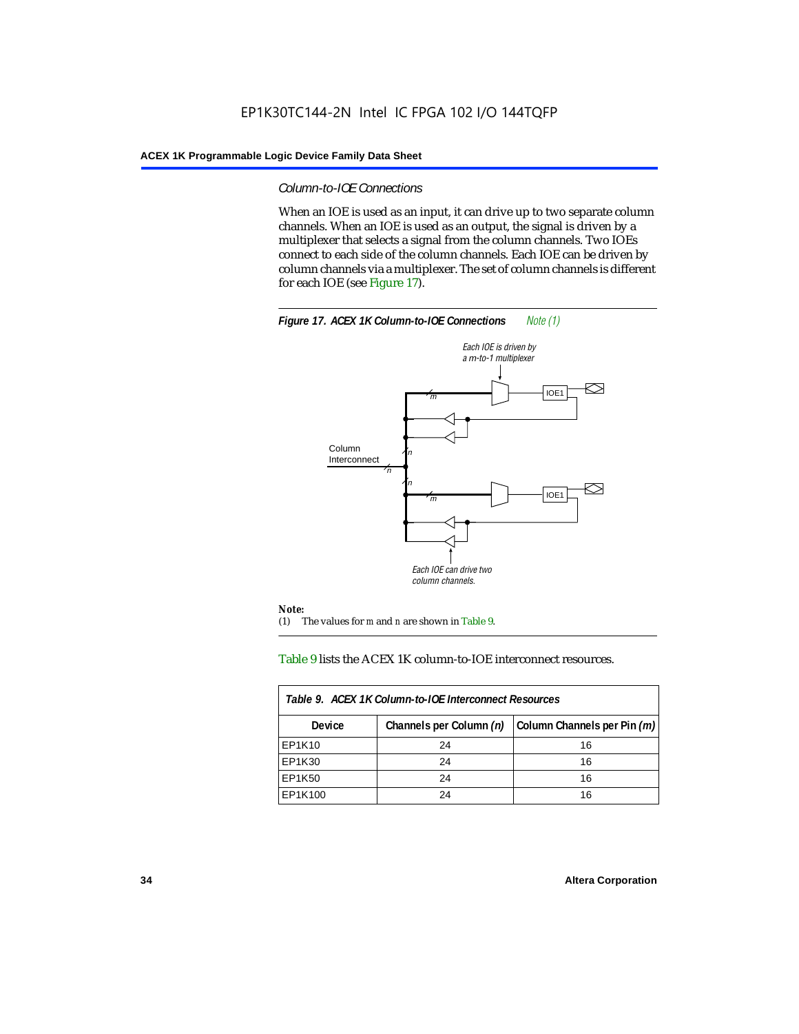### Column-to-IOE Connections

When an IOE is used as an input, it can drive up to two separate column channels. When an IOE is used as an output, the signal is driven by a multiplexer that selects a signal from the column channels. Two IOEs connect to each side of the column channels. Each IOE can be driven by column channels via a multiplexer. The set of column channels is different for each IOE (see Figure 17).

**Figure 17. ACEX 1K Column-to-IOE Connections** *Note (1)*

*Each IOE is driven by a m-to-1 multiplexer*

Column Interconnect

*Each IOE can drive two column channels.*

**Note:**

(1) The values for *m* and *n* are shown in Table 9.

Table 9 lists the ACEX 1K column-to-IOE interconnect resources.

**Table 9. ACEX 1K Column-to-IOE Interconnect Resources**

| Device | Channels per Column *(n)* | Column Channels per Pin *(m)* |
|---|---|---|
| EP1K10 | 24 | 16 |
| EP1K30 | 24 | 16 |
| EP1K50 | 24 | 16 |
| EP1K100 | 24 | 16 |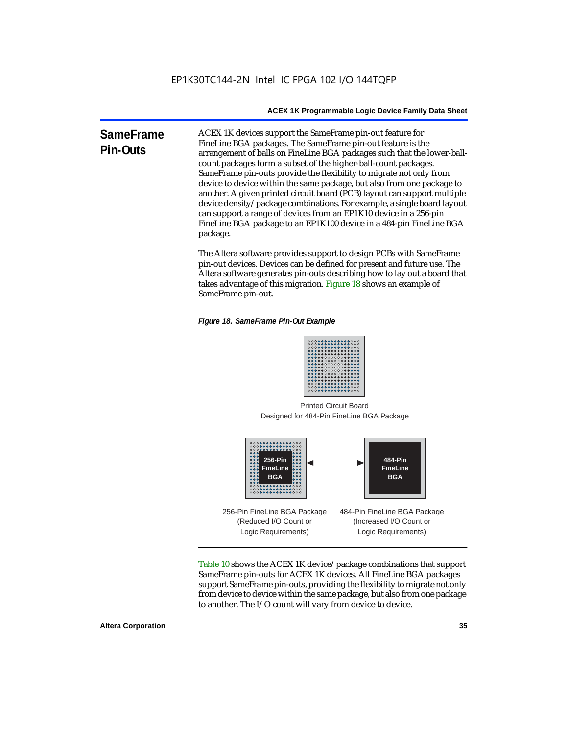## SameFrame Pin-Outs

ACEX 1K devices support the SameFrame pin-out feature for FineLine BGA packages. The SameFrame pin-out feature is the arrangement of balls on FineLine BGA packages such that the lower-ball-count packages form a subset of the higher-ball-count packages. SameFrame pin-outs provide the flexibility to migrate not only from device to device within the same package, but also from one package to another. A given printed circuit board (PCB) layout can support multiple device density/package combinations. For example, a single board layout can support a range of devices from an EP1K10 device in a 256-pin FineLine BGA package to an EP1K100 device in a 484-pin FineLine BGA package.

The Altera software provides support to design PCBs with SameFrame pin-out devices. Devices can be defined for present and future use. The Altera software generates pin-outs describing how to lay out a board that takes advantage of this migration. Figure 18 shows an example of SameFrame pin-out.

***Figure 18. SameFrame Pin-Out Example***

Printed Circuit Board
Designed for 484-Pin FineLine BGA Package

256-Pin FineLine BGA

484-Pin FineLine BGA

256-Pin FineLine BGA Package
(Reduced I/O Count or
Logic Requirements)

484-Pin FineLine BGA Package
(Increased I/O Count or
Logic Requirements)

Table 10 shows the ACEX 1K device/package combinations that support SameFrame pin-outs for ACEX 1K devices. All FineLine BGA packages support SameFrame pin-outs, providing the flexibility to migrate not only from device to device within the same package, but also from one package to another. The I/O count will vary from device to device.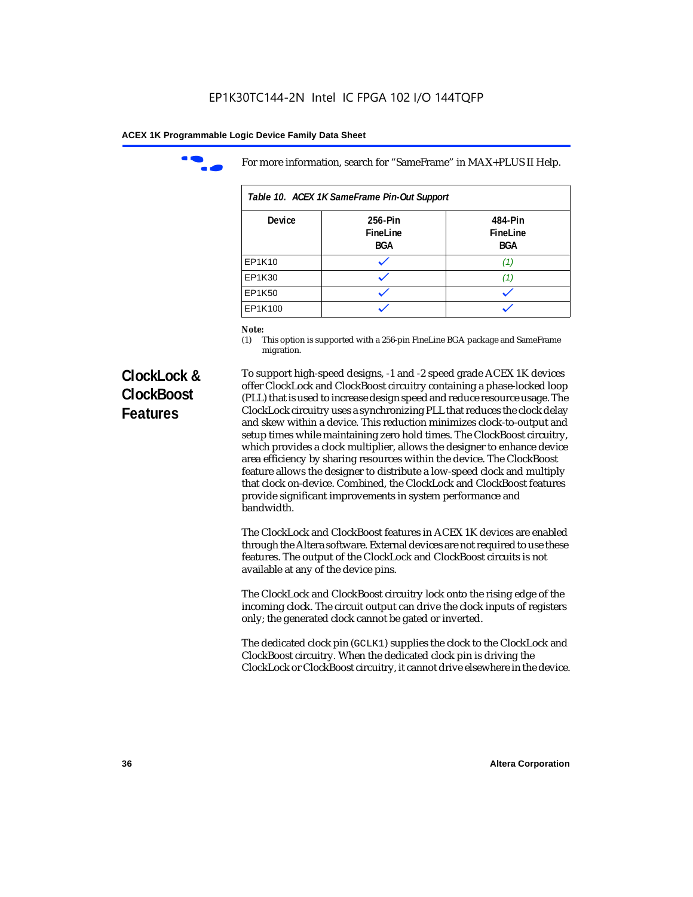For more information, search for "SameFrame" in MAX+PLUS II Help.

*Table 10. ACEX 1K SameFrame Pin-Out Support*

| Device | 256-Pin FineLine BGA | 484-Pin FineLine BGA |
|---|---|---|
| EP1K10 | ✓ | *(1)* |
| EP1K30 | ✓ | *(1)* |
| EP1K50 | ✓ | ✓ |
| EP1K100 | ✓ | ✓ |

***Note:***
(1) This option is supported with a 256-pin FineLine BGA package and SameFrame migration.

## ClockLock & ClockBoost Features

To support high-speed designs, -1 and -2 speed grade ACEX 1K devices offer ClockLock and ClockBoost circuitry containing a phase-locked loop (PLL) that is used to increase design speed and reduce resource usage. The ClockLock circuitry uses a synchronizing PLL that reduces the clock delay and skew within a device. This reduction minimizes clock-to-output and setup times while maintaining zero hold times. The ClockBoost circuitry, which provides a clock multiplier, allows the designer to enhance device area efficiency by sharing resources within the device. The ClockBoost feature allows the designer to distribute a low-speed clock and multiply that clock on-device. Combined, the ClockLock and ClockBoost features provide significant improvements in system performance and bandwidth.

The ClockLock and ClockBoost features in ACEX 1K devices are enabled through the Altera software. External devices are not required to use these features. The output of the ClockLock and ClockBoost circuits is not available at any of the device pins.

The ClockLock and ClockBoost circuitry lock onto the rising edge of the incoming clock. The circuit output can drive the clock inputs of registers only; the generated clock cannot be gated or inverted.

The dedicated clock pin (`GCLK1`) supplies the clock to the ClockLock and ClockBoost circuitry. When the dedicated clock pin is driving the ClockLock or ClockBoost circuitry, it cannot drive elsewhere in the device.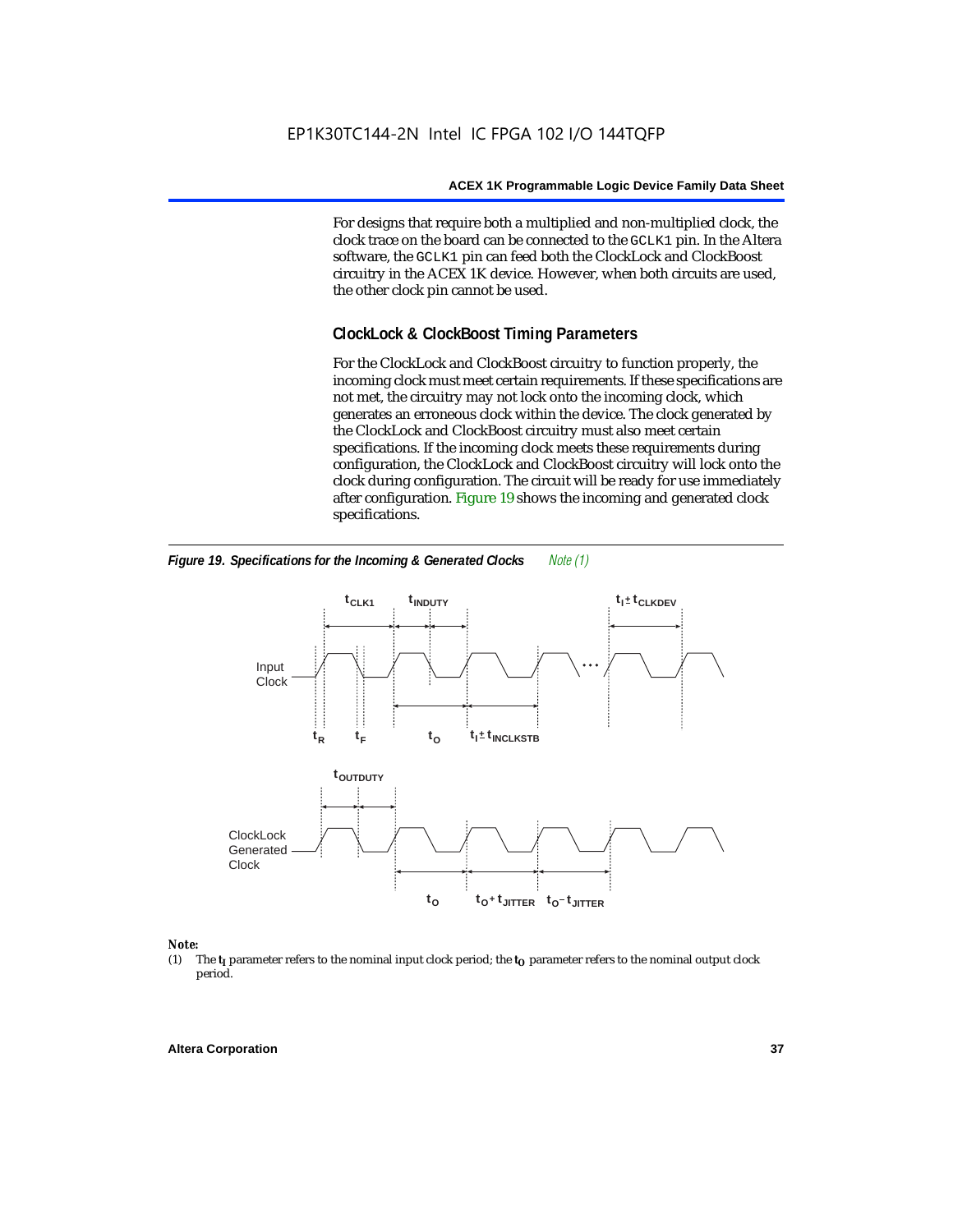For designs that require both a multiplied and non-multiplied clock, the clock trace on the board can be connected to the GCLK1 pin. In the Altera software, the GCLK1 pin can feed both the ClockLock and ClockBoost circuitry in the ACEX 1K device. However, when both circuits are used, the other clock pin cannot be used.

### ClockLock & ClockBoost Timing Parameters

For the ClockLock and ClockBoost circuitry to function properly, the incoming clock must meet certain requirements. If these specifications are not met, the circuitry may not lock onto the incoming clock, which generates an erroneous clock within the device. The clock generated by the ClockLock and ClockBoost circuitry must also meet certain specifications. If the incoming clock meets these requirements during configuration, the ClockLock and ClockBoost circuitry will lock onto the clock during configuration. The circuit will be ready for use immediately after configuration. Figure 19 shows the incoming and generated clock specifications.

***Figure 19. Specifications for the Incoming & Generated Clocks*** *Note (1)*

Input Clock: $t_{CLK1}$, $t_{INDUTY}$, $t_I \pm t_{CLKDEV}$, $t_R$, $t_F$, $t_O$, $t_I \pm t_{INCLKSTB}$

ClockLock Generated Clock: $t_{OUTDUTY}$, $t_O$, $t_O + t_{JITTER}$, $t_O - t_{JITTER}$

**Note:**

(1) The $t_I$ parameter refers to the nominal input clock period; the $t_O$ parameter refers to the nominal output clock period.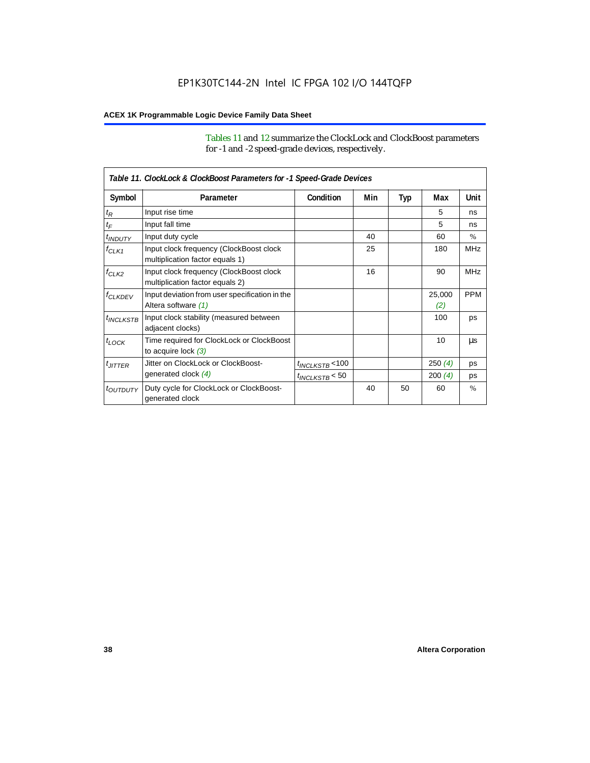Tables 11 and 12 summarize the ClockLock and ClockBoost parameters for -1 and -2 speed-grade devices, respectively.

*Table 11. ClockLock & ClockBoost Parameters for -1 Speed-Grade Devices*

| Symbol | Parameter | Condition | Min | Typ | Max | Unit |
|---|---|---|---|---|---|---|
| $t_R$ | Input rise time | | | | 5 | ns |
| $t_F$ | Input fall time | | | | 5 | ns |
| $t_{INDUTY}$ | Input duty cycle | | 40 | | 60 | % |
| $f_{CLK1}$ | Input clock frequency (ClockBoost clock multiplication factor equals 1) | | 25 | | 180 | MHz |
| $f_{CLK2}$ | Input clock frequency (ClockBoost clock multiplication factor equals 2) | | 16 | | 90 | MHz |
| $f_{CLKDEV}$ | Input deviation from user specification in the Altera software *(1)* | | | | 25,000 *(2)* | PPM |
| $t_{INCLKSTB}$ | Input clock stability (measured between adjacent clocks) | | | | 100 | ps |
| $t_{LOCK}$ | Time required for ClockLock or ClockBoost to acquire lock *(3)* | | | | 10 | µs |
| $t_{JITTER}$ | Jitter on ClockLock or ClockBoost-generated clock *(4)* | $t_{INCLKSTB}$ <100 | | | 250 *(4)* | ps |
| | | $t_{INCLKSTB}$ < 50 | | | 200 *(4)* | ps |
| $t_{OUTDUTY}$ | Duty cycle for ClockLock or ClockBoost-generated clock | | 40 | 50 | 60 | % |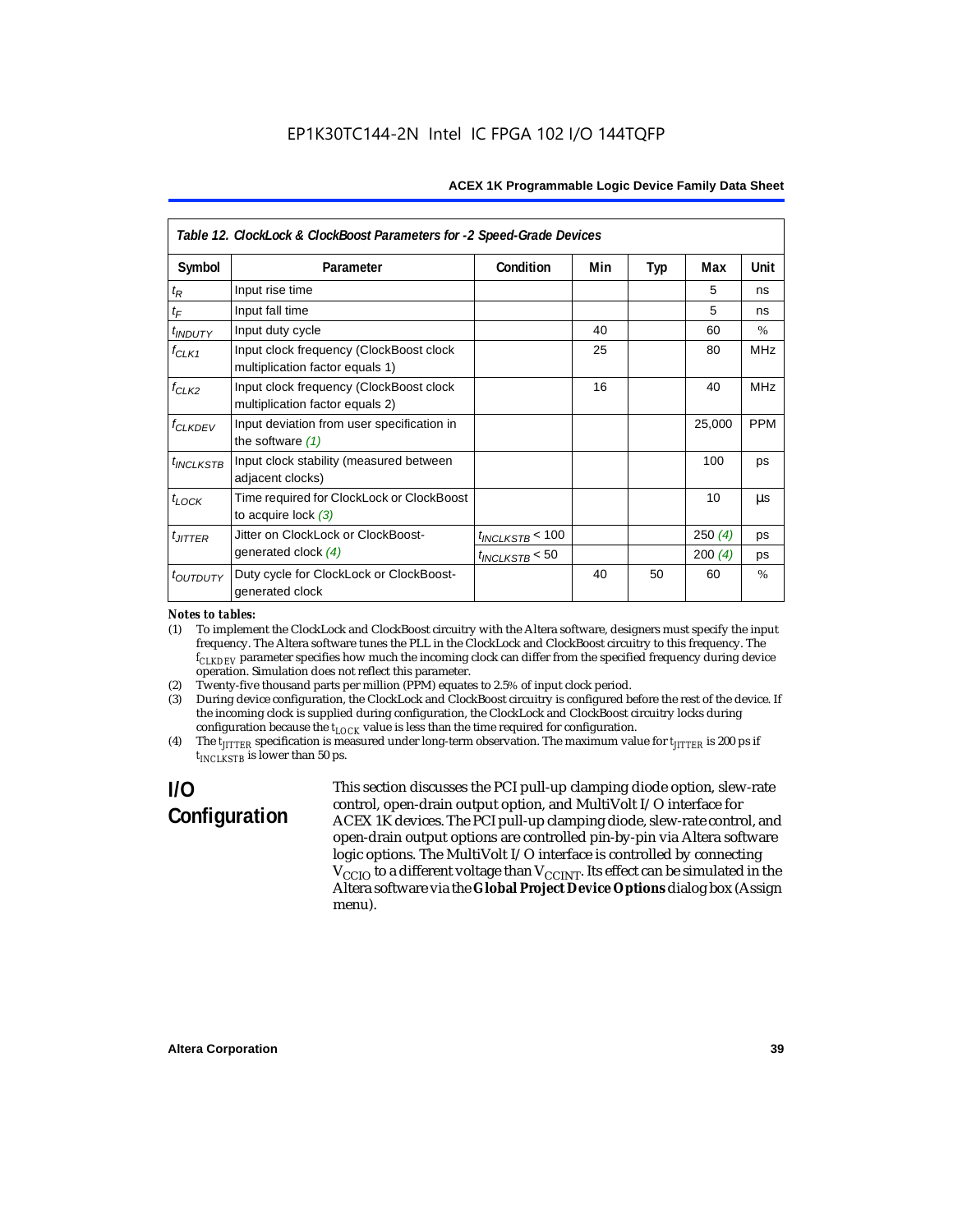Table 12. ClockLock & ClockBoost Parameters for -2 Speed-Grade Devices

| Symbol | Parameter | Condition | Min | Typ | Max | Unit |
|---|---|---|---|---|---|---|
| $t_R$ | Input rise time | | | | 5 | ns |
| $t_F$ | Input fall time | | | | 5 | ns |
| $t_{INDUTY}$ | Input duty cycle | | 40 | | 60 | % |
| $f_{CLK1}$ | Input clock frequency (ClockBoost clock multiplication factor equals 1) | | 25 | | 80 | MHz |
| $f_{CLK2}$ | Input clock frequency (ClockBoost clock multiplication factor equals 2) | | 16 | | 40 | MHz |
| $f_{CLKDEV}$ | Input deviation from user specification in the software *(1)* | | | | 25,000 | PPM |
| $t_{INCLKSTB}$ | Input clock stability (measured between adjacent clocks) | | | | 100 | ps |
| $t_{LOCK}$ | Time required for ClockLock or ClockBoost to acquire lock *(3)* | | | | 10 | µs |
| $t_{JITTER}$ | Jitter on ClockLock or ClockBoost-generated clock *(4)* | $t_{INCLKSTB} < 100$ | | | 250 *(4)* | ps |
| | | $t_{INCLKSTB} < 50$ | | | 200 *(4)* | ps |
| $t_{OUTDUTY}$ | Duty cycle for ClockLock or ClockBoost-generated clock | | 40 | 50 | 60 | % |

*Notes to tables:*

(1) To implement the ClockLock and ClockBoost circuitry with the Altera software, designers must specify the input frequency. The Altera software tunes the PLL in the ClockLock and ClockBoost circuitry to this frequency. The $f_{CLKDEV}$ parameter specifies how much the incoming clock can differ from the specified frequency during device operation. Simulation does not reflect this parameter.

(2) Twenty-five thousand parts per million (PPM) equates to 2.5% of input clock period.

(3) During device configuration, the ClockLock and ClockBoost circuitry is configured before the rest of the device. If the incoming clock is supplied during configuration, the ClockLock and ClockBoost circuitry locks during configuration because the $t_{LOCK}$ value is less than the time required for configuration.

(4) The $t_{JITTER}$ specification is measured under long-term observation. The maximum value for $t_{JITTER}$ is 200 ps if $t_{INCLKSTB}$ is lower than 50 ps.

## I/O Configuration

This section discusses the PCI pull-up clamping diode option, slew-rate control, open-drain output option, and MultiVolt I/O interface for ACEX 1K devices. The PCI pull-up clamping diode, slew-rate control, and open-drain output options are controlled pin-by-pin via Altera software logic options. The MultiVolt I/O interface is controlled by connecting $V_{CCIO}$ to a different voltage than $V_{CCINT}$. Its effect can be simulated in the Altera software via the **Global Project Device Options** dialog box (Assign menu).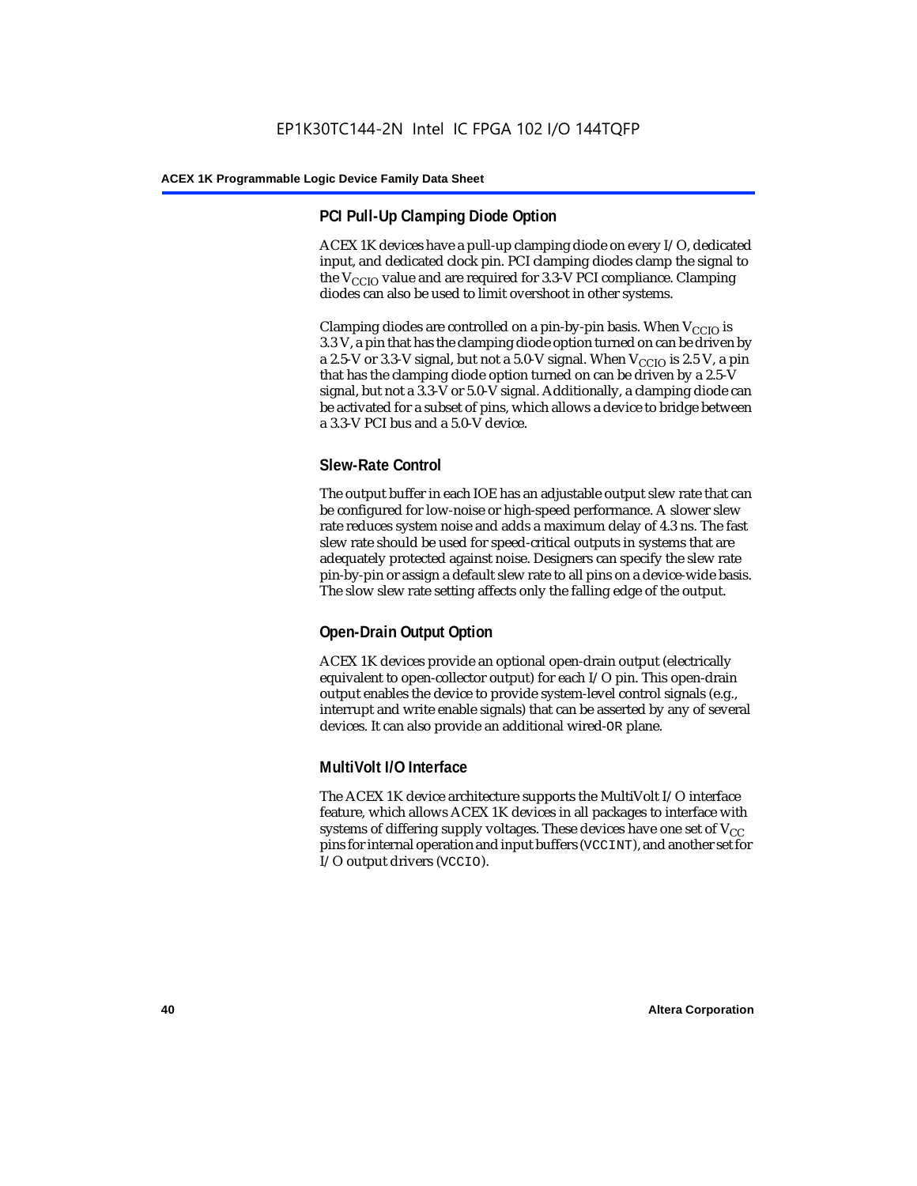### PCI Pull-Up Clamping Diode Option

ACEX 1K devices have a pull-up clamping diode on every I/O, dedicated input, and dedicated clock pin. PCI clamping diodes clamp the signal to the $V_{CCIO}$ value and are required for 3.3-V PCI compliance. Clamping diodes can also be used to limit overshoot in other systems.

Clamping diodes are controlled on a pin-by-pin basis. When $V_{CCIO}$ is 3.3 V, a pin that has the clamping diode option turned on can be driven by a 2.5-V or 3.3-V signal, but not a 5.0-V signal. When $V_{CCIO}$ is 2.5 V, a pin that has the clamping diode option turned on can be driven by a 2.5-V signal, but not a 3.3-V or 5.0-V signal. Additionally, a clamping diode can be activated for a subset of pins, which allows a device to bridge between a 3.3-V PCI bus and a 5.0-V device.

### Slew-Rate Control

The output buffer in each IOE has an adjustable output slew rate that can be configured for low-noise or high-speed performance. A slower slew rate reduces system noise and adds a maximum delay of 4.3 ns. The fast slew rate should be used for speed-critical outputs in systems that are adequately protected against noise. Designers can specify the slew rate pin-by-pin or assign a default slew rate to all pins on a device-wide basis. The slow slew rate setting affects only the falling edge of the output.

### Open-Drain Output Option

ACEX 1K devices provide an optional open-drain output (electrically equivalent to open-collector output) for each I/O pin. This open-drain output enables the device to provide system-level control signals (e.g., interrupt and write enable signals) that can be asserted by any of several devices. It can also provide an additional wired-`OR` plane.

### MultiVolt I/O Interface

The ACEX 1K device architecture supports the MultiVolt I/O interface feature, which allows ACEX 1K devices in all packages to interface with systems of differing supply voltages. These devices have one set of $V_{CC}$ pins for internal operation and input buffers (`VCCINT`), and another set for I/O output drivers (`VCCIO`).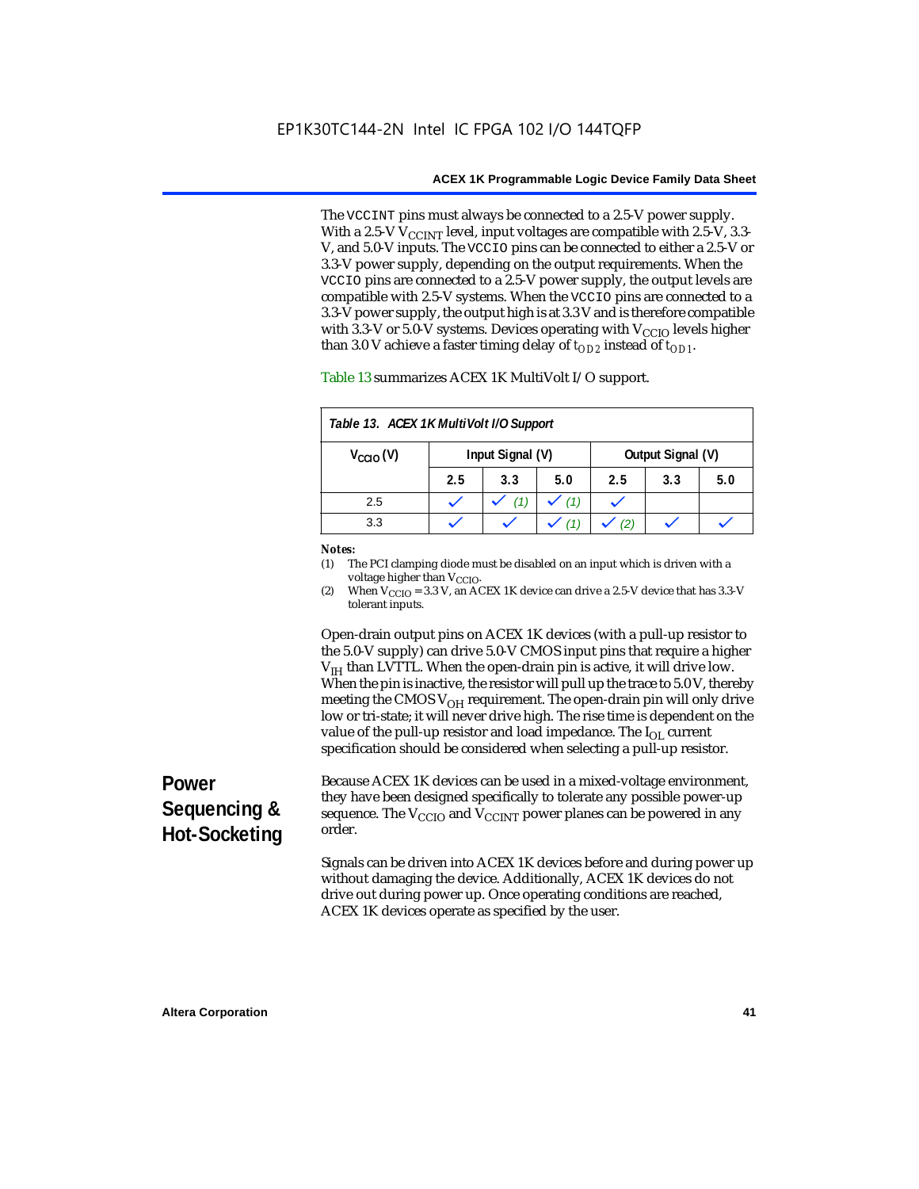The VCCINT pins must always be connected to a 2.5-V power supply. With a 2.5-V $V_{CCINT}$ level, input voltages are compatible with 2.5-V, 3.3-V, and 5.0-V inputs. The VCCIO pins can be connected to either a 2.5-V or 3.3-V power supply, depending on the output requirements. When the VCCIO pins are connected to a 2.5-V power supply, the output levels are compatible with 2.5-V systems. When the VCCIO pins are connected to a 3.3-V power supply, the output high is at 3.3 V and is therefore compatible with 3.3-V or 5.0-V systems. Devices operating with $V_{CCIO}$ levels higher than 3.0 V achieve a faster timing delay of $t_{OD2}$ instead of $t_{OD1}$.

Table 13 summarizes ACEX 1K MultiVolt I/O support.

*Table 13. ACEX 1K MultiVolt I/O Support*

| $V_{CCIO}$ (V) | Input Signal (V) | | | Output Signal (V) | | |
|---|---|---|---|---|---|---|
| | 2.5 | 3.3 | 5.0 | 2.5 | 3.3 | 5.0 |
| 2.5 | ✓ | ✓ (1) | ✓ (1) | ✓ | | |
| 3.3 | ✓ | ✓ | ✓ (1) | ✓ (2) | ✓ | ✓ |

*Notes:*

(1) The PCI clamping diode must be disabled on an input which is driven with a voltage higher than $V_{CCIO}$.

(2) When $V_{CCIO}$ = 3.3 V, an ACEX 1K device can drive a 2.5-V device that has 3.3-V tolerant inputs.

Open-drain output pins on ACEX 1K devices (with a pull-up resistor to the 5.0-V supply) can drive 5.0-V CMOS input pins that require a higher $V_{IH}$ than LVTTL. When the open-drain pin is active, it will drive low. When the pin is inactive, the resistor will pull up the trace to 5.0 V, thereby meeting the CMOS $V_{OH}$ requirement. The open-drain pin will only drive low or tri-state; it will never drive high. The rise time is dependent on the value of the pull-up resistor and load impedance. The $I_{OL}$ current specification should be considered when selecting a pull-up resistor.

## Power Sequencing & Hot-Socketing

Because ACEX 1K devices can be used in a mixed-voltage environment, they have been designed specifically to tolerate any possible power-up sequence. The $V_{CCIO}$ and $V_{CCINT}$ power planes can be powered in any order.

Signals can be driven into ACEX 1K devices before and during power up without damaging the device. Additionally, ACEX 1K devices do not drive out during power up. Once operating conditions are reached, ACEX 1K devices operate as specified by the user.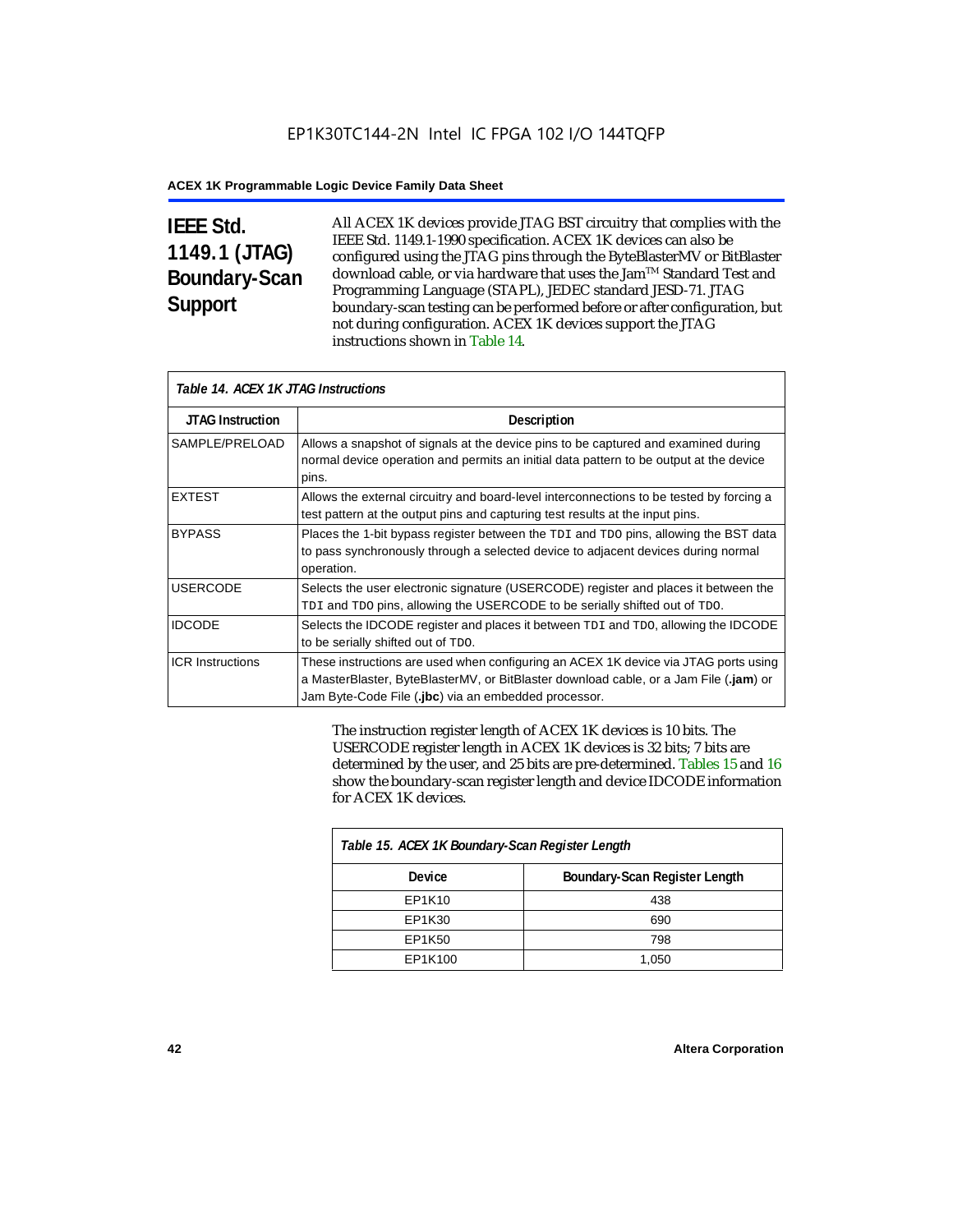## IEEE Std. 1149.1 (JTAG) Boundary-Scan Support

All ACEX 1K devices provide JTAG BST circuitry that complies with the IEEE Std. 1149.1-1990 specification. ACEX 1K devices can also be configured using the JTAG pins through the ByteBlasterMV or BitBlaster download cable, or via hardware that uses the Jam™ Standard Test and Programming Language (STAPL), JEDEC standard JESD-71. JTAG boundary-scan testing can be performed before or after configuration, but not during configuration. ACEX 1K devices support the JTAG instructions shown in Table 14.

*Table 14. ACEX 1K JTAG Instructions*

| JTAG Instruction | Description |
|---|---|
| SAMPLE/PRELOAD | Allows a snapshot of signals at the device pins to be captured and examined during normal device operation and permits an initial data pattern to be output at the device pins. |
| EXTEST | Allows the external circuitry and board-level interconnections to be tested by forcing a test pattern at the output pins and capturing test results at the input pins. |
| BYPASS | Places the 1-bit bypass register between the `TDI` and `TDO` pins, allowing the BST data to pass synchronously through a selected device to adjacent devices during normal operation. |
| USERCODE | Selects the user electronic signature (USERCODE) register and places it between the `TDI` and `TDO` pins, allowing the USERCODE to be serially shifted out of `TDO`. |
| IDCODE | Selects the IDCODE register and places it between `TDI` and `TDO`, allowing the IDCODE to be serially shifted out of `TDO`. |
| ICR Instructions | These instructions are used when configuring an ACEX 1K device via JTAG ports using a MasterBlaster, ByteBlasterMV, or BitBlaster download cable, or a Jam File (**.jam**) or Jam Byte-Code File (**.jbc**) via an embedded processor. |

The instruction register length of ACEX 1K devices is 10 bits. The USERCODE register length in ACEX 1K devices is 32 bits; 7 bits are determined by the user, and 25 bits are pre-determined. Tables 15 and 16 show the boundary-scan register length and device IDCODE information for ACEX 1K devices.

*Table 15. ACEX 1K Boundary-Scan Register Length*

| Device | Boundary-Scan Register Length |
|---|---|
| EP1K10 | 438 |
| EP1K30 | 690 |
| EP1K50 | 798 |
| EP1K100 | 1,050 |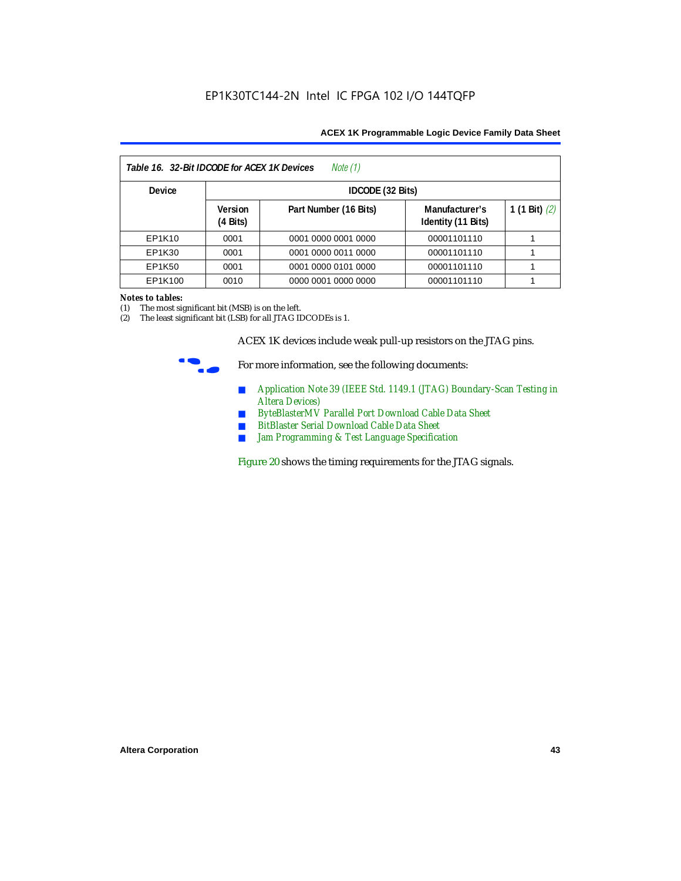| *Table 16. 32-Bit IDCODE for ACEX 1K Devices* *Note (1)* | | | | |
|---|---|---|---|---|
| **Device** | **IDCODE (32 Bits)** | | | |
| | **Version (4 Bits)** | **Part Number (16 Bits)** | **Manufacturer's Identity (11 Bits)** | **1 (1 Bit)** *(2)* |
| EP1K10 | 0001 | 0001 0000 0001 0000 | 00001101110 | 1 |
| EP1K30 | 0001 | 0001 0000 0011 0000 | 00001101110 | 1 |
| EP1K50 | 0001 | 0001 0000 0101 0000 | 00001101110 | 1 |
| EP1K100 | 0010 | 0000 0001 0000 0000 | 00001101110 | 1 |

***Notes to tables:***

(1) The most significant bit (MSB) is on the left.

(2) The least significant bit (LSB) for all JTAG IDCODEs is 1.

ACEX 1K devices include weak pull-up resistors on the JTAG pins.

For more information, see the following documents:

- *Application Note 39 (IEEE Std. 1149.1 (JTAG) Boundary-Scan Testing in Altera Devices)*
- *ByteBlasterMV Parallel Port Download Cable Data Sheet*
- *BitBlaster Serial Download Cable Data Sheet*
- *Jam Programming & Test Language Specification*

Figure 20 shows the timing requirements for the JTAG signals.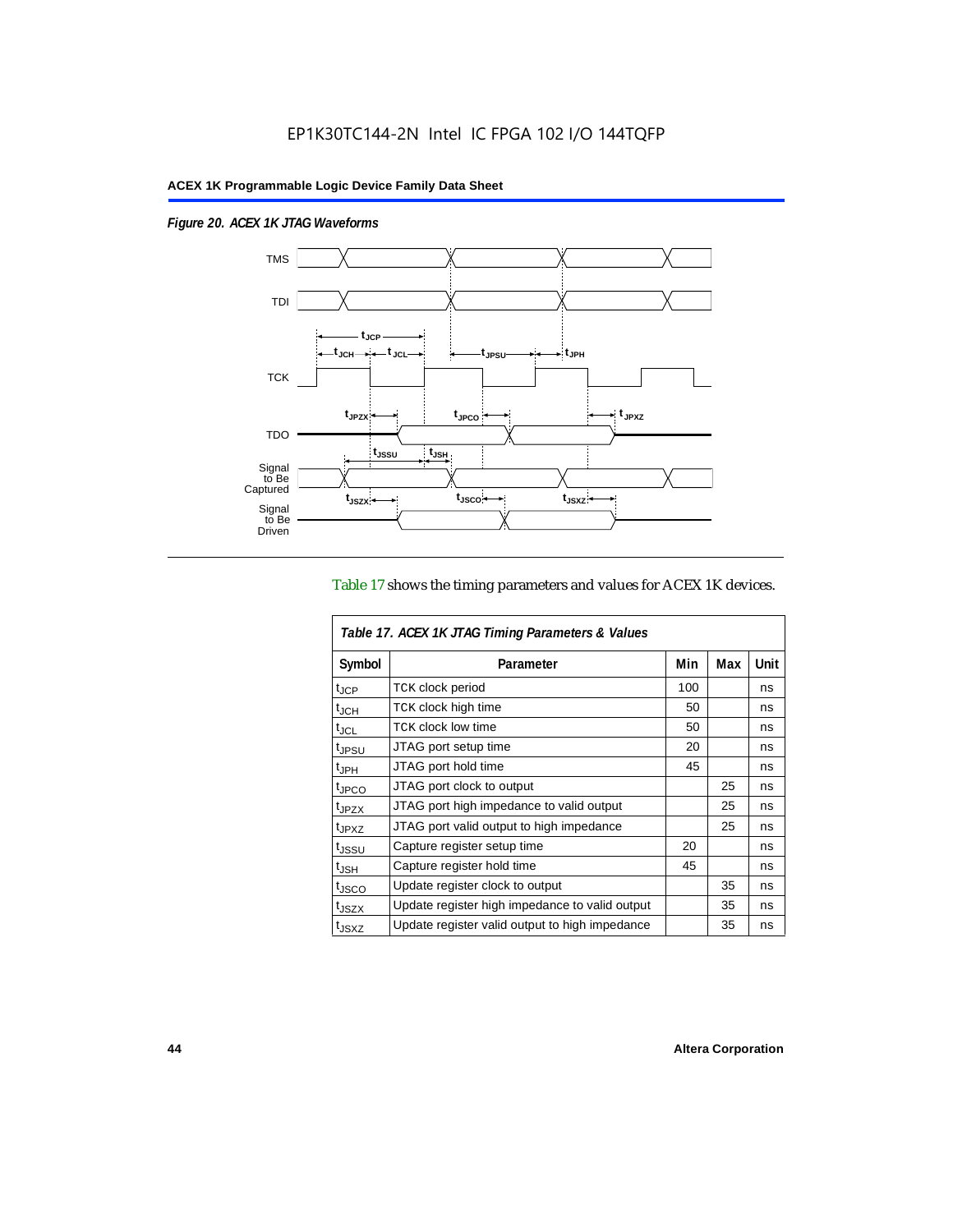EP1K30TC144-2N Intel IC FPGA 102 I/O 144TQFP

*Figure 20. ACEX 1K JTAG Waveforms*

Table 17 shows the timing parameters and values for ACEX 1K devices.

*Table 17. ACEX 1K JTAG Timing Parameters & Values*

| Symbol | Parameter | Min | Max | Unit |
|---|---|---|---|---|
| $t_{JCP}$ | TCK clock period | 100 | | ns |
| $t_{JCH}$ | TCK clock high time | 50 | | ns |
| $t_{JCL}$ | TCK clock low time | 50 | | ns |
| $t_{JPSU}$ | JTAG port setup time | 20 | | ns |
| $t_{JPH}$ | JTAG port hold time | 45 | | ns |
| $t_{JPCO}$ | JTAG port clock to output | | 25 | ns |
| $t_{JPZX}$ | JTAG port high impedance to valid output | | 25 | ns |
| $t_{JPXZ}$ | JTAG port valid output to high impedance | | 25 | ns |
| $t_{JSSU}$ | Capture register setup time | 20 | | ns |
| $t_{JSH}$ | Capture register hold time | 45 | | ns |
| $t_{JSCO}$ | Update register clock to output | | 35 | ns |
| $t_{JSZX}$ | Update register high impedance to valid output | | 35 | ns |
| $t_{JSXZ}$ | Update register valid output to high impedance | | 35 | ns |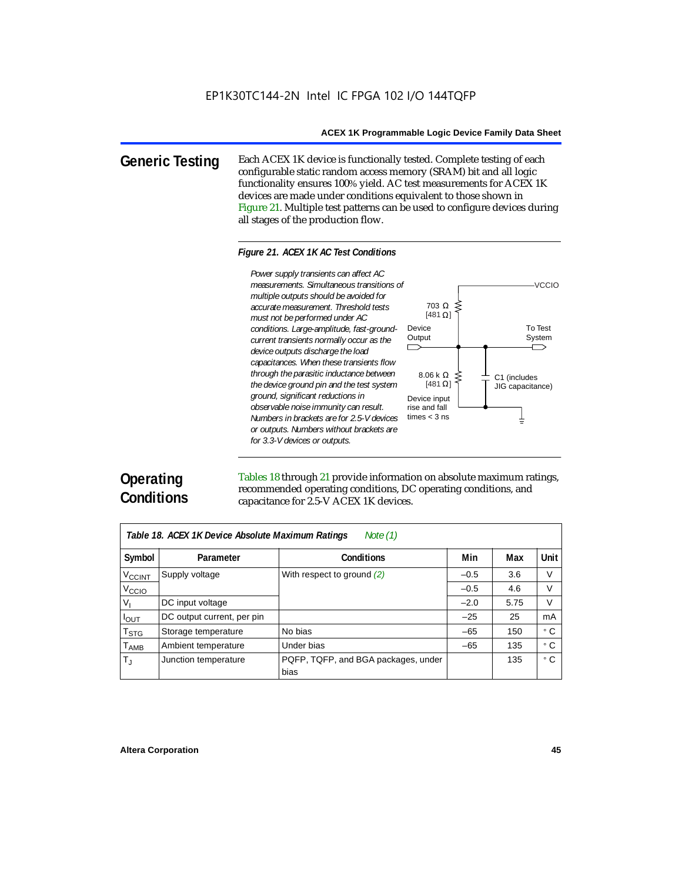## Generic Testing

Each ACEX 1K device is functionally tested. Complete testing of each configurable static random access memory (SRAM) bit and all logic functionality ensures 100% yield. AC test measurements for ACEX 1K devices are made under conditions equivalent to those shown in Figure 21. Multiple test patterns can be used to configure devices during all stages of the production flow.

*Figure 21. ACEX 1K AC Test Conditions*

*Power supply transients can affect AC measurements. Simultaneous transitions of multiple outputs should be avoided for accurate measurement. Threshold tests must not be performed under AC conditions. Large-amplitude, fast-ground-current transients normally occur as the device outputs discharge the load capacitances. When these transients flow through the parasitic inductance between the device ground pin and the test system ground, significant reductions in observable noise immunity can result. Numbers in brackets are for 2.5-V devices or outputs. Numbers without brackets are for 3.3-V devices or outputs.*

VCCIO

703 Ω [481 Ω]

Device Output

To Test System

8.06 k Ω [481 Ω]

C1 (includes JIG capacitance)

Device input rise and fall times < 3 ns

## Operating Conditions

Tables 18 through 21 provide information on absolute maximum ratings, recommended operating conditions, DC operating conditions, and capacitance for 2.5-V ACEX 1K devices.

*Table 18. ACEX 1K Device Absolute Maximum Ratings* *Note (1)*

| Symbol | Parameter | Conditions | Min | Max | Unit |
|---|---|---|---|---|---|
| $V_{CCINT}$ | Supply voltage | With respect to ground *(2)* | –0.5 | 3.6 | V |
| $V_{CCIO}$ | | | –0.5 | 4.6 | V |
| $V_I$ | DC input voltage | | –2.0 | 5.75 | V |
| $I_{OUT}$ | DC output current, per pin | | –25 | 25 | mA |
| $T_{STG}$ | Storage temperature | No bias | –65 | 150 | ° C |
| $T_{AMB}$ | Ambient temperature | Under bias | –65 | 135 | ° C |
| $T_J$ | Junction temperature | PQFP, TQFP, and BGA packages, under bias | | 135 | ° C |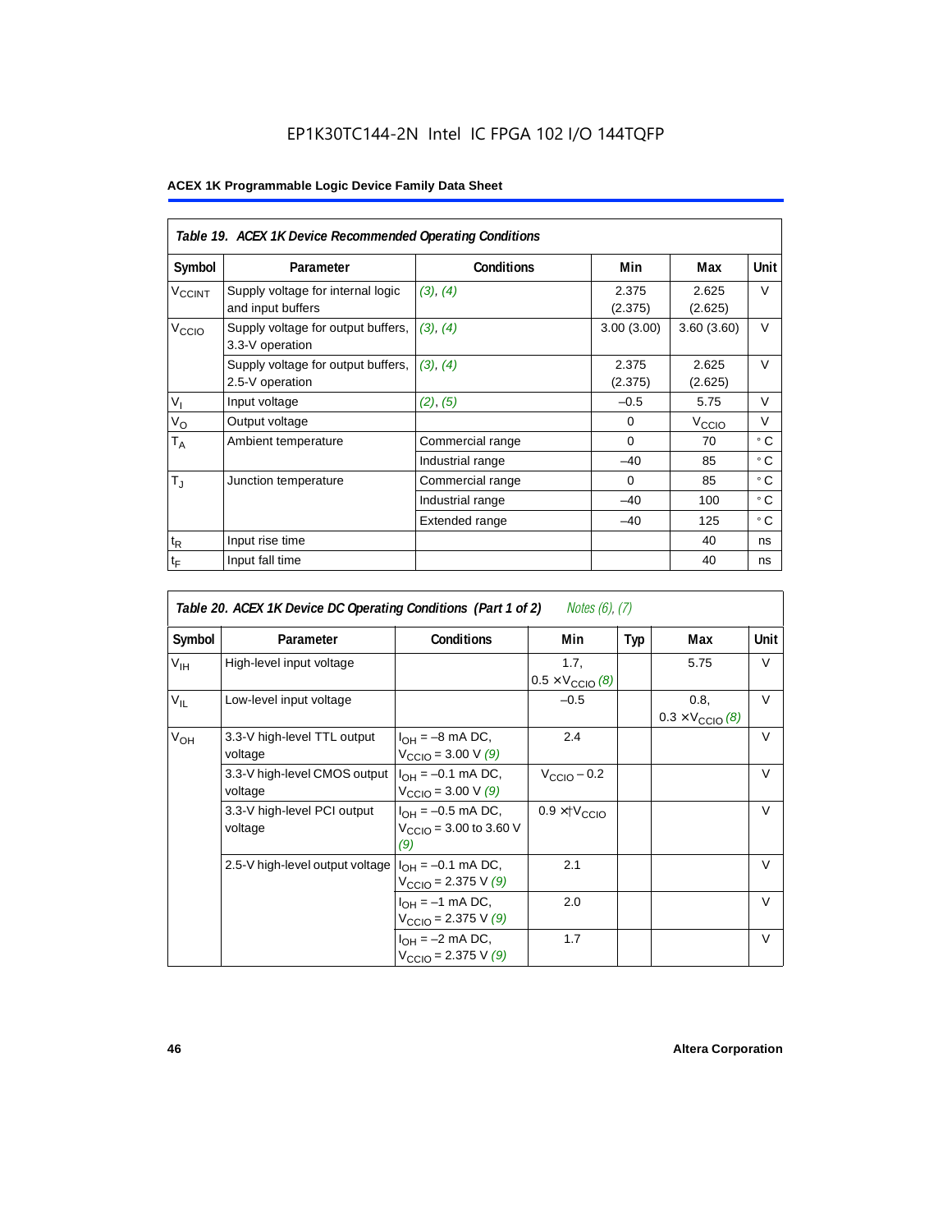EP1K30TC144-2N Intel IC FPGA 102 I/O 144TQFP

**ACEX 1K Programmable Logic Device Family Data Sheet**

*Table 19. ACEX 1K Device Recommended Operating Conditions*

| Symbol | Parameter | Conditions | Min | Max | Unit |
|---|---|---|---|---|---|
| $V_{CCINT}$ | Supply voltage for internal logic and input buffers | *(3)*, *(4)* | 2.375 (2.375) | 2.625 (2.625) | V |
| $V_{CCIO}$ | Supply voltage for output buffers, 3.3-V operation | *(3)*, *(4)* | 3.00 (3.00) | 3.60 (3.60) | V |
| | Supply voltage for output buffers, 2.5-V operation | *(3)*, *(4)* | 2.375 (2.375) | 2.625 (2.625) | V |
| $V_I$ | Input voltage | *(2)*, *(5)* | –0.5 | 5.75 | V |
| $V_O$ | Output voltage | | 0 | $V_{CCIO}$ | V |
| $T_A$ | Ambient temperature | Commercial range | 0 | 70 | ° C |
| | | Industrial range | –40 | 85 | ° C |
| $T_J$ | Junction temperature | Commercial range | 0 | 85 | ° C |
| | | Industrial range | –40 | 100 | ° C |
| | | Extended range | –40 | 125 | ° C |
| $t_R$ | Input rise time | | | 40 | ns |
| $t_F$ | Input fall time | | | 40 | ns |

*Table 20. ACEX 1K Device DC Operating Conditions (Part 1 of 2)* *Notes (6), (7)*

| Symbol | Parameter | Conditions | Min | Typ | Max | Unit |
|---|---|---|---|---|---|---|
| $V_{IH}$ | High-level input voltage | | 1.7, $0.5 \times V_{CCIO}$ *(8)* | | 5.75 | V |
| $V_{IL}$ | Low-level input voltage | | –0.5 | | 0.8, $0.3 \times V_{CCIO}$ *(8)* | V |
| $V_{OH}$ | 3.3-V high-level TTL output voltage | $I_{OH}$ = –8 mA DC, $V_{CCIO}$ = 3.00 V *(9)* | 2.4 | | | V |
| | 3.3-V high-level CMOS output voltage | $I_{OH}$ = –0.1 mA DC, $V_{CCIO}$ = 3.00 V *(9)* | $V_{CCIO} - 0.2$ | | | V |
| | 3.3-V high-level PCI output voltage | $I_{OH}$ = –0.5 mA DC, $V_{CCIO}$ = 3.00 to 3.60 V *(9)* | $0.9 \times V_{CCIO}$ | | | V |
| | 2.5-V high-level output voltage | $I_{OH}$ = –0.1 mA DC, $V_{CCIO}$ = 2.375 V *(9)* | 2.1 | | | V |
| | | $I_{OH}$ = –1 mA DC, $V_{CCIO}$ = 2.375 V *(9)* | 2.0 | | | V |
| | | $I_{OH}$ = –2 mA DC, $V_{CCIO}$ = 2.375 V *(9)* | 1.7 | | | V |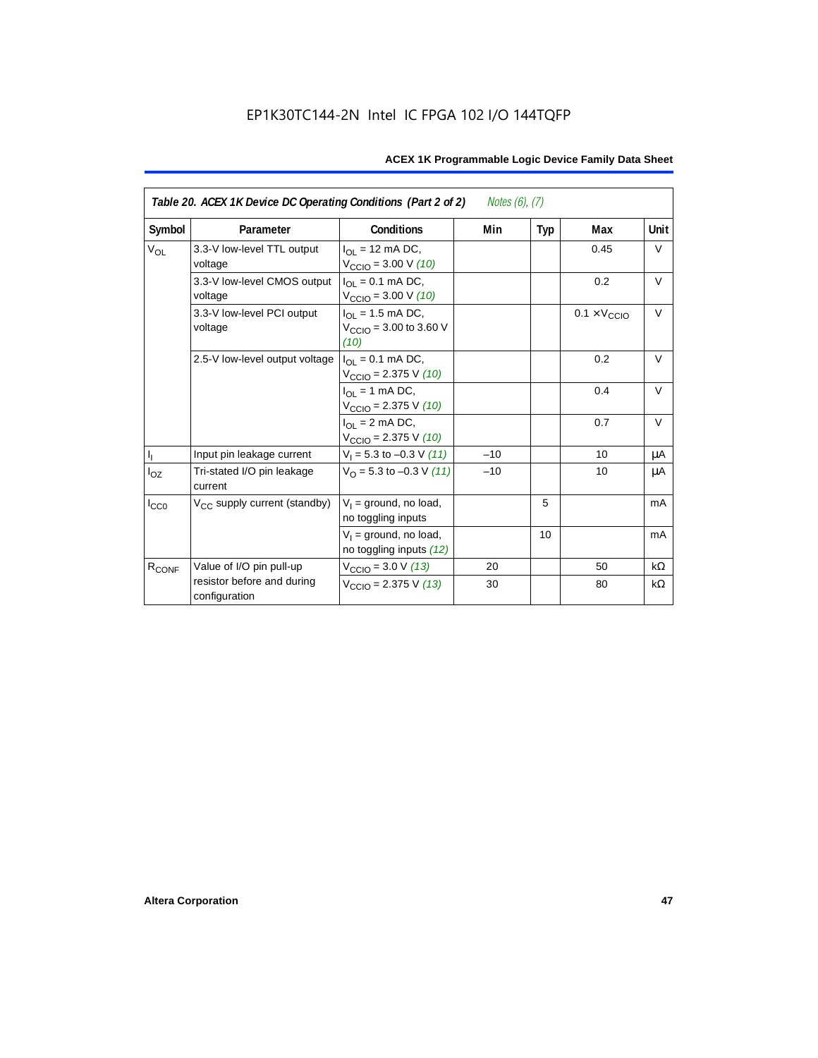Table 20. ACEX 1K Device DC Operating Conditions (Part 2 of 2) *Notes (6), (7)*

| Symbol | Parameter | Conditions | Min | Typ | Max | Unit |
|---|---|---|---|---|---|---|
| $V_{OL}$ | 3.3-V low-level TTL output voltage | $I_{OL}$ = 12 mA DC, $V_{CCIO}$ = 3.00 V *(10)* | | | 0.45 | V |
| | 3.3-V low-level CMOS output voltage | $I_{OL}$ = 0.1 mA DC, $V_{CCIO}$ = 3.00 V *(10)* | | | 0.2 | V |
| | 3.3-V low-level PCI output voltage | $I_{OL}$ = 1.5 mA DC, $V_{CCIO}$ = 3.00 to 3.60 V *(10)* | | | 0.1 × $V_{CCIO}$ | V |
| | 2.5-V low-level output voltage | $I_{OL}$ = 0.1 mA DC, $V_{CCIO}$ = 2.375 V *(10)* | | | 0.2 | V |
| | | $I_{OL}$ = 1 mA DC, $V_{CCIO}$ = 2.375 V *(10)* | | | 0.4 | V |
| | | $I_{OL}$ = 2 mA DC, $V_{CCIO}$ = 2.375 V *(10)* | | | 0.7 | V |
| $I_I$ | Input pin leakage current | $V_I$ = 5.3 to –0.3 V *(11)* | –10 | | 10 | μA |
| $I_{OZ}$ | Tri-stated I/O pin leakage current | $V_O$ = 5.3 to –0.3 V *(11)* | –10 | | 10 | μA |
| $I_{CC0}$ | $V_{CC}$ supply current (standby) | $V_I$ = ground, no load, no toggling inputs | | 5 | | mA |
| | | $V_I$ = ground, no load, no toggling inputs *(12)* | | 10 | | mA |
| $R_{CONF}$ | Value of I/O pin pull-up resistor before and during configuration | $V_{CCIO}$ = 3.0 V *(13)* | 20 | | 50 | kΩ |
| | | $V_{CCIO}$ = 2.375 V *(13)* | 30 | | 80 | kΩ |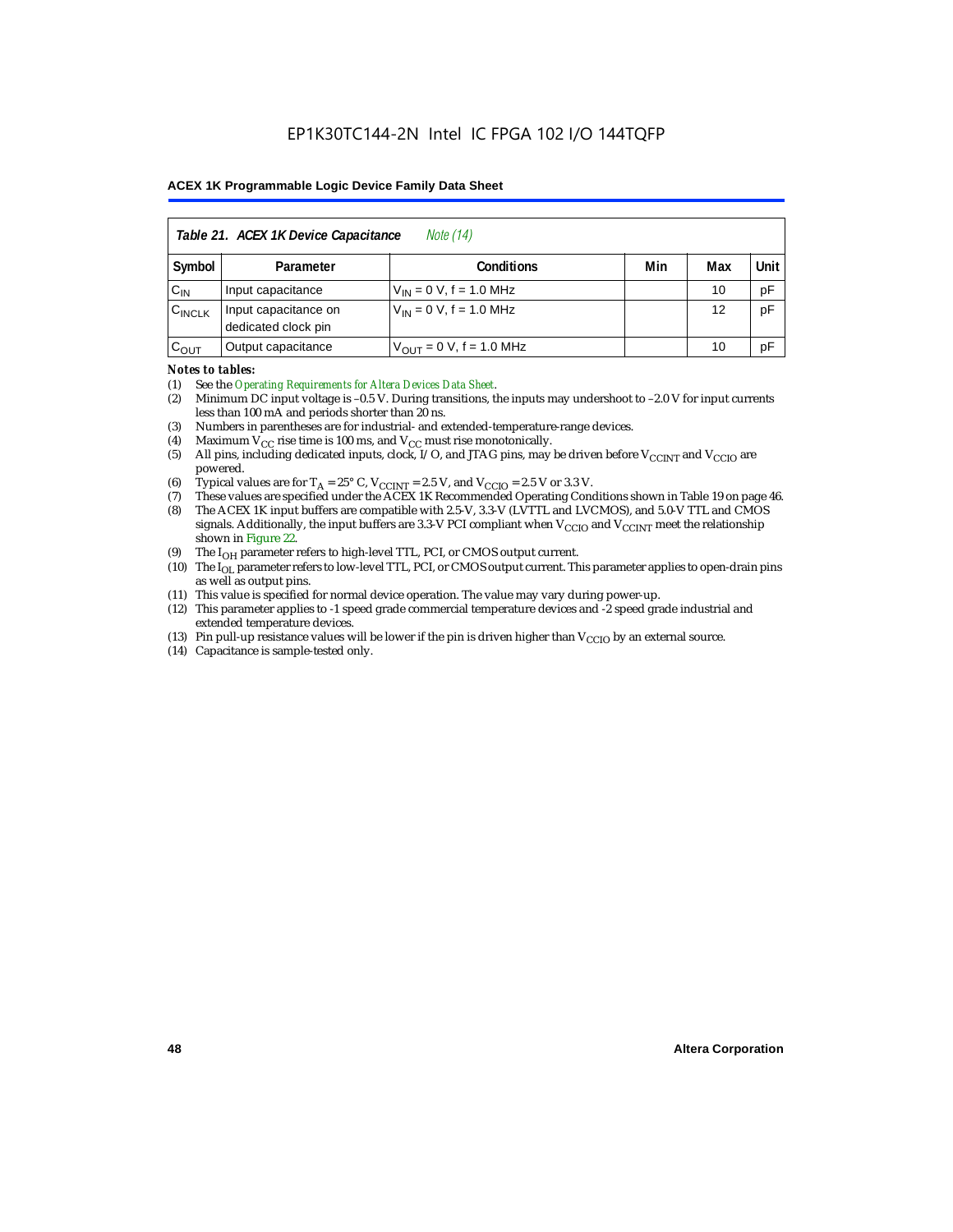| *Table 21. ACEX 1K Device Capacitance* *Note (14)* | | | | | |
|---|---|---|---|---|---|
| **Symbol** | **Parameter** | **Conditions** | **Min** | **Max** | **Unit** |
| $C_{IN}$ | Input capacitance | $V_{IN}$ = 0 V, f = 1.0 MHz | | 10 | pF |
| $C_{INCLK}$ | Input capacitance on dedicated clock pin | $V_{IN}$ = 0 V, f = 1.0 MHz | | 12 | pF |
| $C_{OUT}$ | Output capacitance | $V_{OUT}$ = 0 V, f = 1.0 MHz | | 10 | pF |

*Notes to tables:*

(1) See the *Operating Requirements for Altera Devices Data Sheet*.
(2) Minimum DC input voltage is –0.5 V. During transitions, the inputs may undershoot to –2.0 V for input currents less than 100 mA and periods shorter than 20 ns.
(3) Numbers in parentheses are for industrial- and extended-temperature-range devices.
(4) Maximum $V_{CC}$ rise time is 100 ms, and $V_{CC}$ must rise monotonically.
(5) All pins, including dedicated inputs, clock, I/O, and JTAG pins, may be driven before $V_{CCINT}$ and $V_{CCIO}$ are powered.
(6) Typical values are for $T_A$ = 25° C, $V_{CCINT}$ = 2.5 V, and $V_{CCIO}$ = 2.5 V or 3.3 V.
(7) These values are specified under the ACEX 1K Recommended Operating Conditions shown in Table 19 on page 46.
(8) The ACEX 1K input buffers are compatible with 2.5-V, 3.3-V (LVTTL and LVCMOS), and 5.0-V TTL and CMOS signals. Additionally, the input buffers are 3.3-V PCI compliant when $V_{CCIO}$ and $V_{CCINT}$ meet the relationship shown in Figure 22.
(9) The $I_{OH}$ parameter refers to high-level TTL, PCI, or CMOS output current.
(10) The $I_{OL}$ parameter refers to low-level TTL, PCI, or CMOS output current. This parameter applies to open-drain pins as well as output pins.
(11) This value is specified for normal device operation. The value may vary during power-up.
(12) This parameter applies to -1 speed grade commercial temperature devices and -2 speed grade industrial and extended temperature devices.
(13) Pin pull-up resistance values will be lower if the pin is driven higher than $V_{CCIO}$ by an external source.
(14) Capacitance is sample-tested only.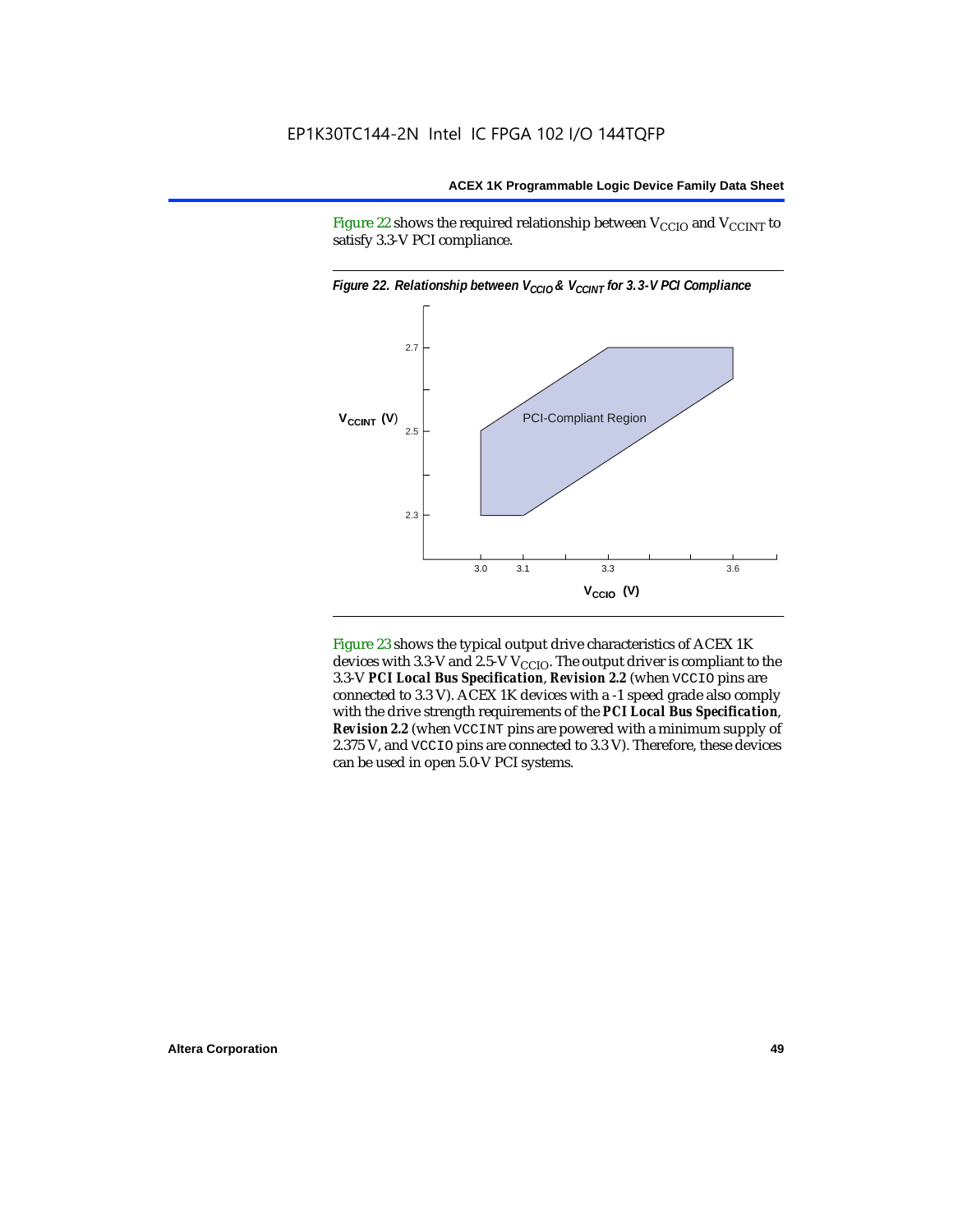Figure 22 shows the required relationship between $V_{CCIO}$ and $V_{CCINT}$ to satisfy 3.3-V PCI compliance.

*Figure 22. Relationship between $V_{CCIO}$ & $V_{CCINT}$ for 3.3-V PCI Compliance*

Figure 23 shows the typical output drive characteristics of ACEX 1K devices with 3.3-V and 2.5-V $V_{CCIO}$. The output driver is compliant to the 3.3-V ***PCI Local Bus Specification***, ***Revision 2.2*** (when VCCIO pins are connected to 3.3 V). ACEX 1K devices with a -1 speed grade also comply with the drive strength requirements of the ***PCI Local Bus Specification***, ***Revision 2.2*** (when VCCINT pins are powered with a minimum supply of 2.375 V, and VCCIO pins are connected to 3.3 V). Therefore, these devices can be used in open 5.0-V PCI systems.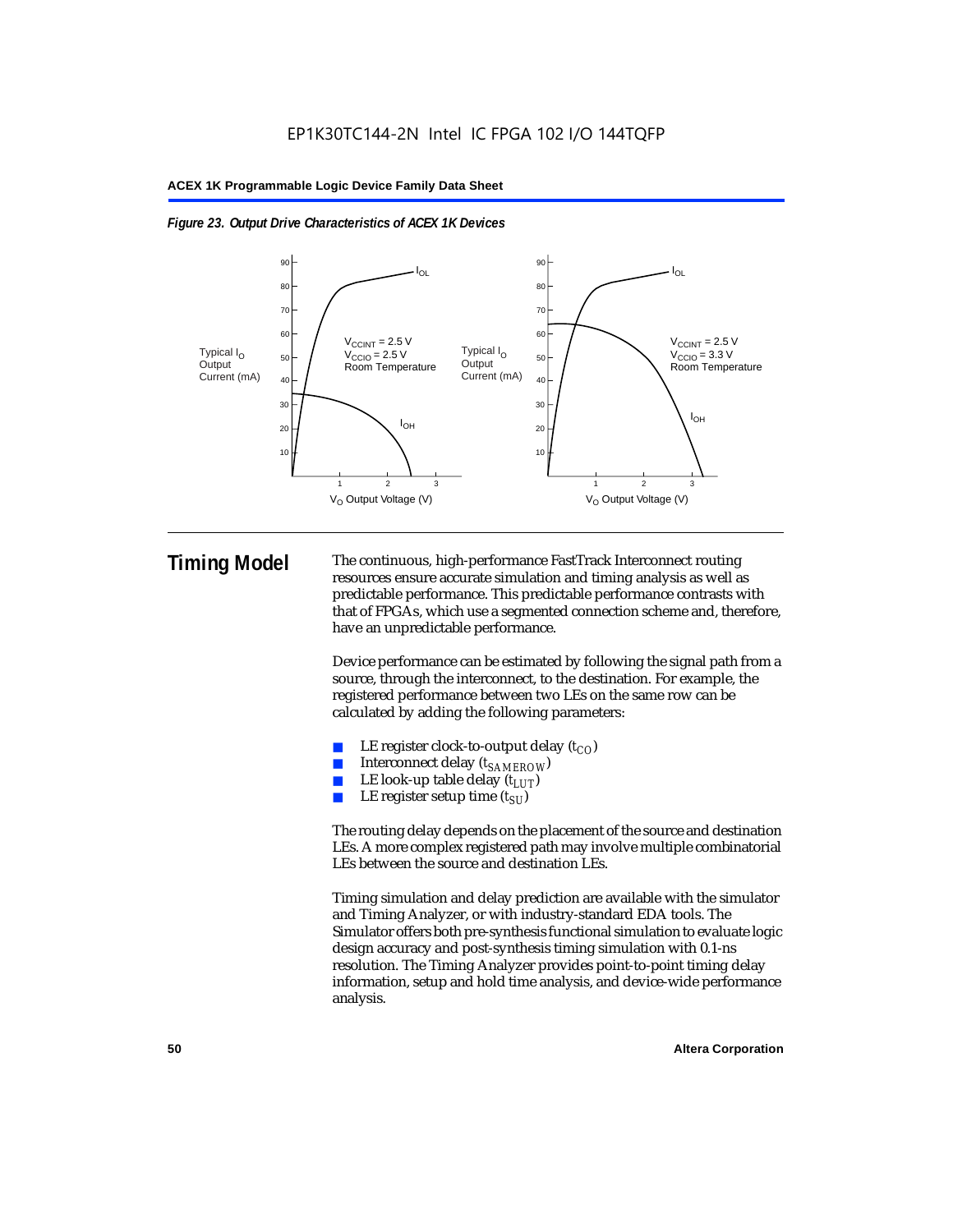*Figure 23. Output Drive Characteristics of ACEX 1K Devices*

## Timing Model

The continuous, high-performance FastTrack Interconnect routing resources ensure accurate simulation and timing analysis as well as predictable performance. This predictable performance contrasts with that of FPGAs, which use a segmented connection scheme and, therefore, have an unpredictable performance.

Device performance can be estimated by following the signal path from a source, through the interconnect, to the destination. For example, the registered performance between two LEs on the same row can be calculated by adding the following parameters:

- LE register clock-to-output delay ($t_{CO}$)
- Interconnect delay ($t_{SAMEROW}$)
- LE look-up table delay ($t_{LUT}$)
- LE register setup time ($t_{SU}$)

The routing delay depends on the placement of the source and destination LEs. A more complex registered path may involve multiple combinatorial LEs between the source and destination LEs.

Timing simulation and delay prediction are available with the simulator and Timing Analyzer, or with industry-standard EDA tools. The Simulator offers both pre-synthesis functional simulation to evaluate logic design accuracy and post-synthesis timing simulation with 0.1-ns resolution. The Timing Analyzer provides point-to-point timing delay information, setup and hold time analysis, and device-wide performance analysis.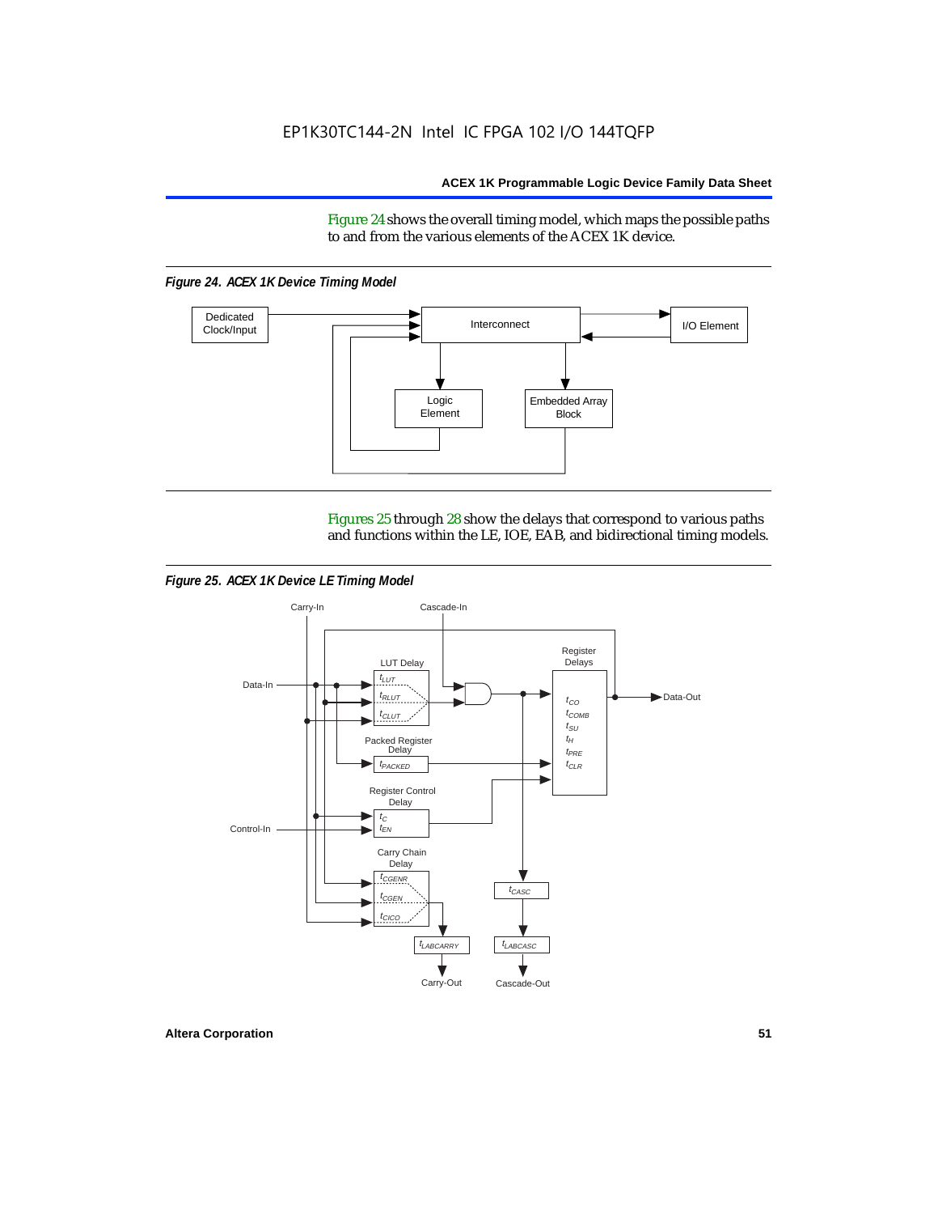Figure 24 shows the overall timing model, which maps the possible paths to and from the various elements of the ACEX 1K device.

*Figure 24. ACEX 1K Device Timing Model*

Figures 25 through 28 show the delays that correspond to various paths and functions within the LE, IOE, EAB, and bidirectional timing models.

*Figure 25. ACEX 1K Device LE Timing Model*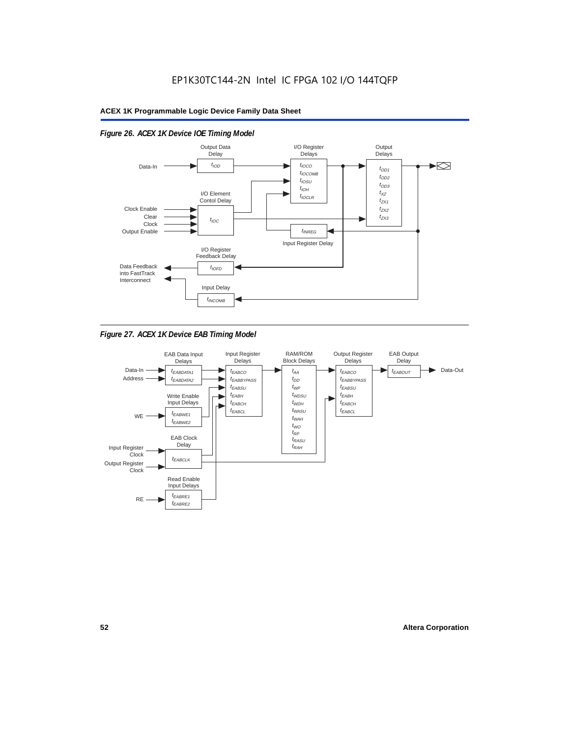# EP1K30TC144-2N Intel IC FPGA 102 I/O 144TQFP

**Figure 26. ACEX 1K Device IOE Timing Model**

Output Data Delay: $t_{IOD}$

I/O Register Delays: $t_{IOCO}$, $t_{IOCOMB}$, $t_{IOSU}$, $t_{IOH}$, $t_{IOCLR}$

Output Delays: $t_{OD1}$, $t_{OD2}$, $t_{OD3}$, $t_{XZ}$, $t_{ZX1}$, $t_{ZX2}$, $t_{ZX3}$

I/O Element Contol Delay: $t_{IOC}$

Inputs: Data-In, Clock Enable, Clear, Clock, Output Enable

Input Register Delay: $t_{INREG}$

I/O Register Feedback Delay: $t_{IOFD}$

Input Delay: $t_{INCOMB}$

Data Feedback into FastTrack Interconnect

**Figure 27. ACEX 1K Device EAB Timing Model**

EAB Data Input Delays: $t_{EABDATA1}$, $t_{EABDATA2}$ (Data-In, Address)

Write Enable Input Delays: $t_{EABWE1}$, $t_{EABWE2}$ (WE)

EAB Clock Delay: $t_{EABCLK}$ (Input Register Clock, Output Register Clock)

Read Enable Input Delays: $t_{EABRE1}$, $t_{EABRE2}$ (RE)

Input Register Delays: $t_{EABCO}$, $t_{EABBYPASS}$, $t_{EABSU}$, $t_{EABH}$, $t_{EABCH}$, $t_{EABCL}$

RAM/ROM Block Delays: $t_{AA}$, $t_{DD}$, $t_{WP}$, $t_{WDSU}$, $t_{WDH}$, $t_{WASU}$, $t_{WAH}$, $t_{WO}$, $t_{RP}$, $t_{RASU}$, $t_{RAH}$

Output Register Delays: $t_{EABCO}$, $t_{EABBYPASS}$, $t_{EABSU}$, $t_{EABH}$, $t_{EABCH}$, $t_{EABCL}$

EAB Output Delay: $t_{EABOUT}$ (Data-Out)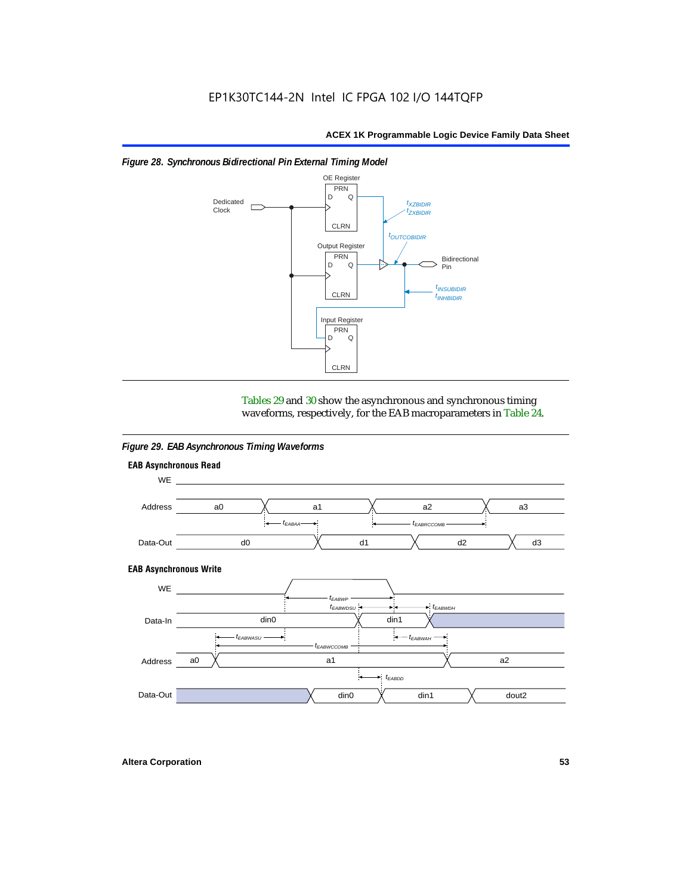*Figure 28. Synchronous Bidirectional Pin External Timing Model*

Tables 29 and 30 show the asynchronous and synchronous timing waveforms, respectively, for the EAB macroparameters in Table 24.

*Figure 29. EAB Asynchronous Timing Waveforms*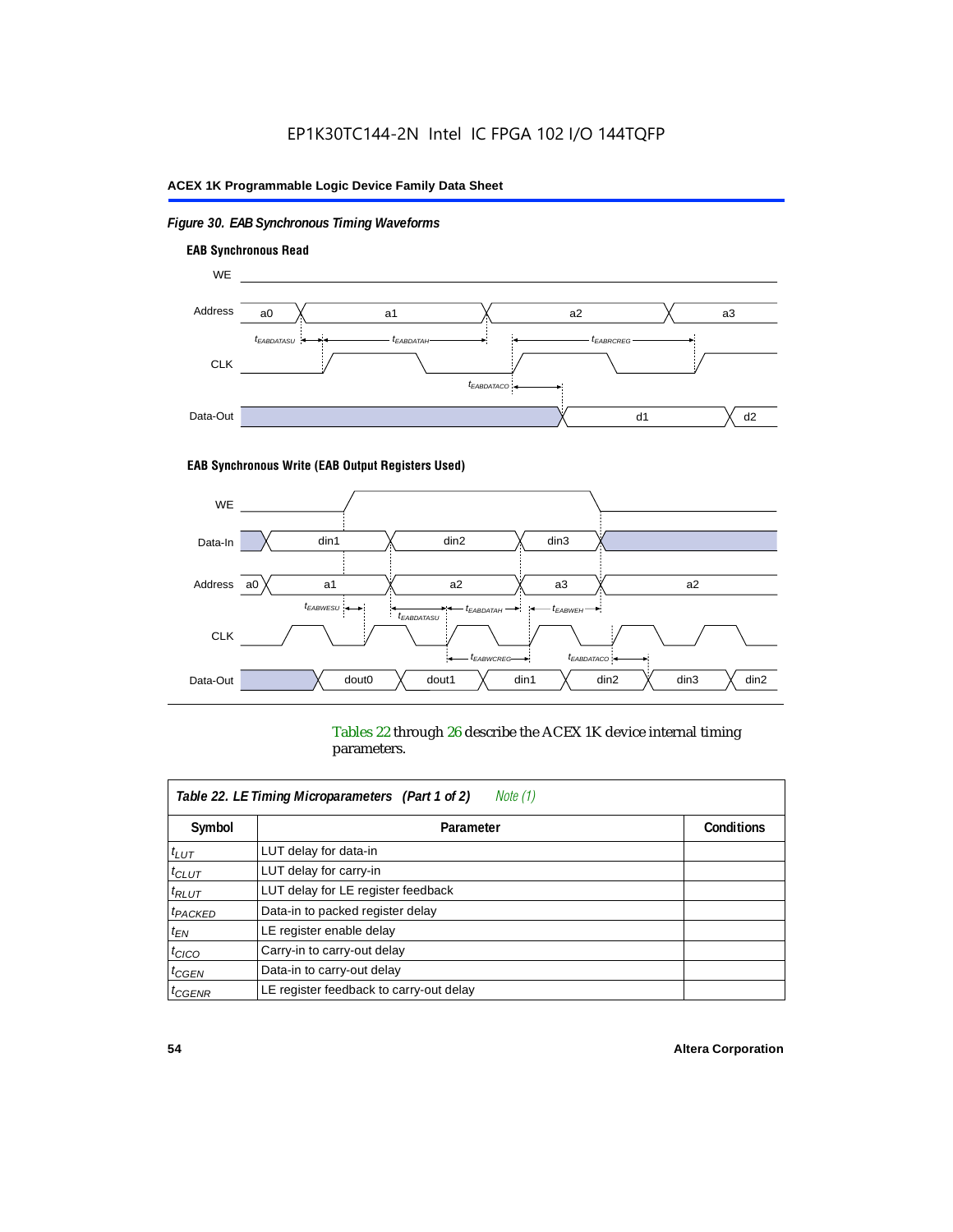*Figure 30. EAB Synchronous Timing Waveforms*

**EAB Synchronous Read**

WE

Address: a0, a1, a2, a3

$t_{EABDATASU}$ $t_{EABDATAH}$ $t_{EABRCREG}$

CLK

$t_{EABDATACO}$

Data-Out: d1, d2

**EAB Synchronous Write (EAB Output Registers Used)**

WE

Data-In: din1, din2, din3

Address: a0, a1, a2, a3, a2

$t_{EABWESU}$ $t_{EABDATASU}$ $t_{EABDATAH}$ $t_{EABWEH}$

CLK

$t_{EABWCREG}$ $t_{EABDATACO}$

Data-Out: dout0, dout1, din1, din2, din3, din2

Tables 22 through 26 describe the ACEX 1K device internal timing parameters.

| *Table 22. LE Timing Microparameters (Part 1 of 2) Note (1)* | | |
|---|---|---|
| **Symbol** | **Parameter** | **Conditions** |
| $t_{LUT}$ | LUT delay for data-in | |
| $t_{CLUT}$ | LUT delay for carry-in | |
| $t_{RLUT}$ | LUT delay for LE register feedback | |
| $t_{PACKED}$ | Data-in to packed register delay | |
| $t_{EN}$ | LE register enable delay | |
| $t_{CICO}$ | Carry-in to carry-out delay | |
| $t_{CGEN}$ | Data-in to carry-out delay | |
| $t_{CGENR}$ | LE register feedback to carry-out delay | |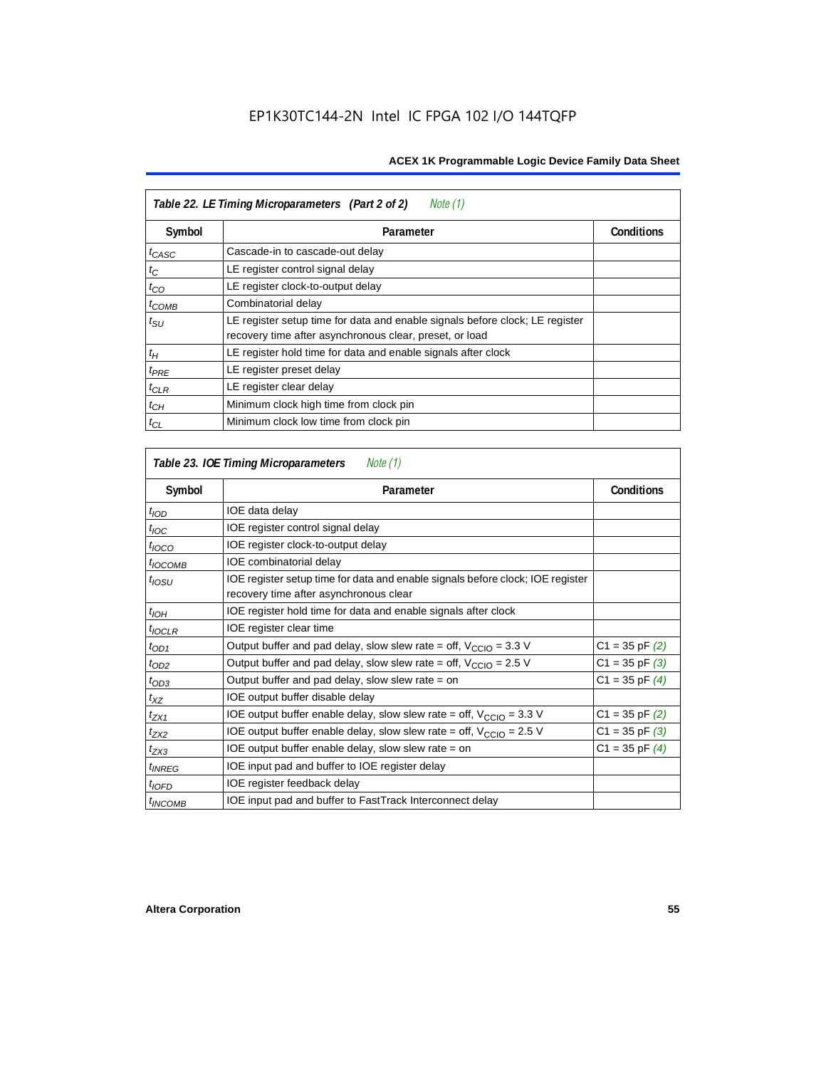EP1K30TC144-2N Intel IC FPGA 102 I/O 144TQFP

| Table 22. LE Timing Microparameters (Part 2 of 2) *Note (1)* | | |
|---|---|---|
| Symbol | Parameter | Conditions |
| $t_{CASC}$ | Cascade-in to cascade-out delay | |
| $t_C$ | LE register control signal delay | |
| $t_{CO}$ | LE register clock-to-output delay | |
| $t_{COMB}$ | Combinatorial delay | |
| $t_{SU}$ | LE register setup time for data and enable signals before clock; LE register recovery time after asynchronous clear, preset, or load | |
| $t_H$ | LE register hold time for data and enable signals after clock | |
| $t_{PRE}$ | LE register preset delay | |
| $t_{CLR}$ | LE register clear delay | |
| $t_{CH}$ | Minimum clock high time from clock pin | |
| $t_{CL}$ | Minimum clock low time from clock pin | |

| Table 23. IOE Timing Microparameters *Note (1)* | | |
|---|---|---|
| Symbol | Parameter | Conditions |
| $t_{IOD}$ | IOE data delay | |
| $t_{IOC}$ | IOE register control signal delay | |
| $t_{IOCO}$ | IOE register clock-to-output delay | |
| $t_{IOCOMB}$ | IOE combinatorial delay | |
| $t_{IOSU}$ | IOE register setup time for data and enable signals before clock; IOE register recovery time after asynchronous clear | |
| $t_{IOH}$ | IOE register hold time for data and enable signals after clock | |
| $t_{IOCLR}$ | IOE register clear time | |
| $t_{OD1}$ | Output buffer and pad delay, slow slew rate = off, $V_{CCIO}$ = 3.3 V | C1 = 35 pF *(2)* |
| $t_{OD2}$ | Output buffer and pad delay, slow slew rate = off, $V_{CCIO}$ = 2.5 V | C1 = 35 pF *(3)* |
| $t_{OD3}$ | Output buffer and pad delay, slow slew rate = on | C1 = 35 pF *(4)* |
| $t_{XZ}$ | IOE output buffer disable delay | |
| $t_{ZX1}$ | IOE output buffer enable delay, slow slew rate = off, $V_{CCIO}$ = 3.3 V | C1 = 35 pF *(2)* |
| $t_{ZX2}$ | IOE output buffer enable delay, slow slew rate = off, $V_{CCIO}$ = 2.5 V | C1 = 35 pF *(3)* |
| $t_{ZX3}$ | IOE output buffer enable delay, slow slew rate = on | C1 = 35 pF *(4)* |
| $t_{INREG}$ | IOE input pad and buffer to IOE register delay | |
| $t_{IOFD}$ | IOE register feedback delay | |
| $t_{INCOMB}$ | IOE input pad and buffer to FastTrack Interconnect delay | |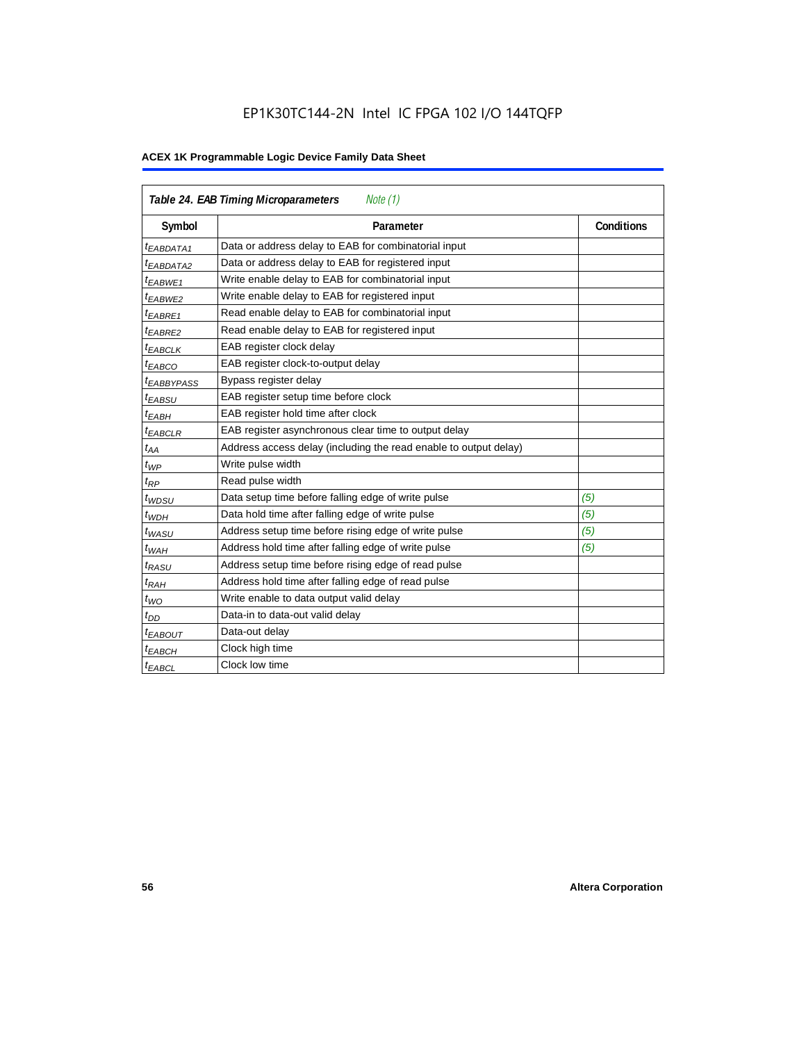| *Table 24. EAB Timing Microparameters* *Note (1)* | | |
|---|---|---|
| **Symbol** | **Parameter** | **Conditions** |
| $t_{EABDATA1}$ | Data or address delay to EAB for combinatorial input | |
| $t_{EABDATA2}$ | Data or address delay to EAB for registered input | |
| $t_{EABWE1}$ | Write enable delay to EAB for combinatorial input | |
| $t_{EABWE2}$ | Write enable delay to EAB for registered input | |
| $t_{EABRE1}$ | Read enable delay to EAB for combinatorial input | |
| $t_{EABRE2}$ | Read enable delay to EAB for registered input | |
| $t_{EABCLK}$ | EAB register clock delay | |
| $t_{EABCO}$ | EAB register clock-to-output delay | |
| $t_{EABBYPASS}$ | Bypass register delay | |
| $t_{EABSU}$ | EAB register setup time before clock | |
| $t_{EABH}$ | EAB register hold time after clock | |
| $t_{EABCLR}$ | EAB register asynchronous clear time to output delay | |
| $t_{AA}$ | Address access delay (including the read enable to output delay) | |
| $t_{WP}$ | Write pulse width | |
| $t_{RP}$ | Read pulse width | |
| $t_{WDSU}$ | Data setup time before falling edge of write pulse | *(5)* |
| $t_{WDH}$ | Data hold time after falling edge of write pulse | *(5)* |
| $t_{WASU}$ | Address setup time before rising edge of write pulse | *(5)* |
| $t_{WAH}$ | Address hold time after falling edge of write pulse | *(5)* |
| $t_{RASU}$ | Address setup time before rising edge of read pulse | |
| $t_{RAH}$ | Address hold time after falling edge of read pulse | |
| $t_{WO}$ | Write enable to data output valid delay | |
| $t_{DD}$ | Data-in to data-out valid delay | |
| $t_{EABOUT}$ | Data-out delay | |
| $t_{EABCH}$ | Clock high time | |
| $t_{EABCL}$ | Clock low time | |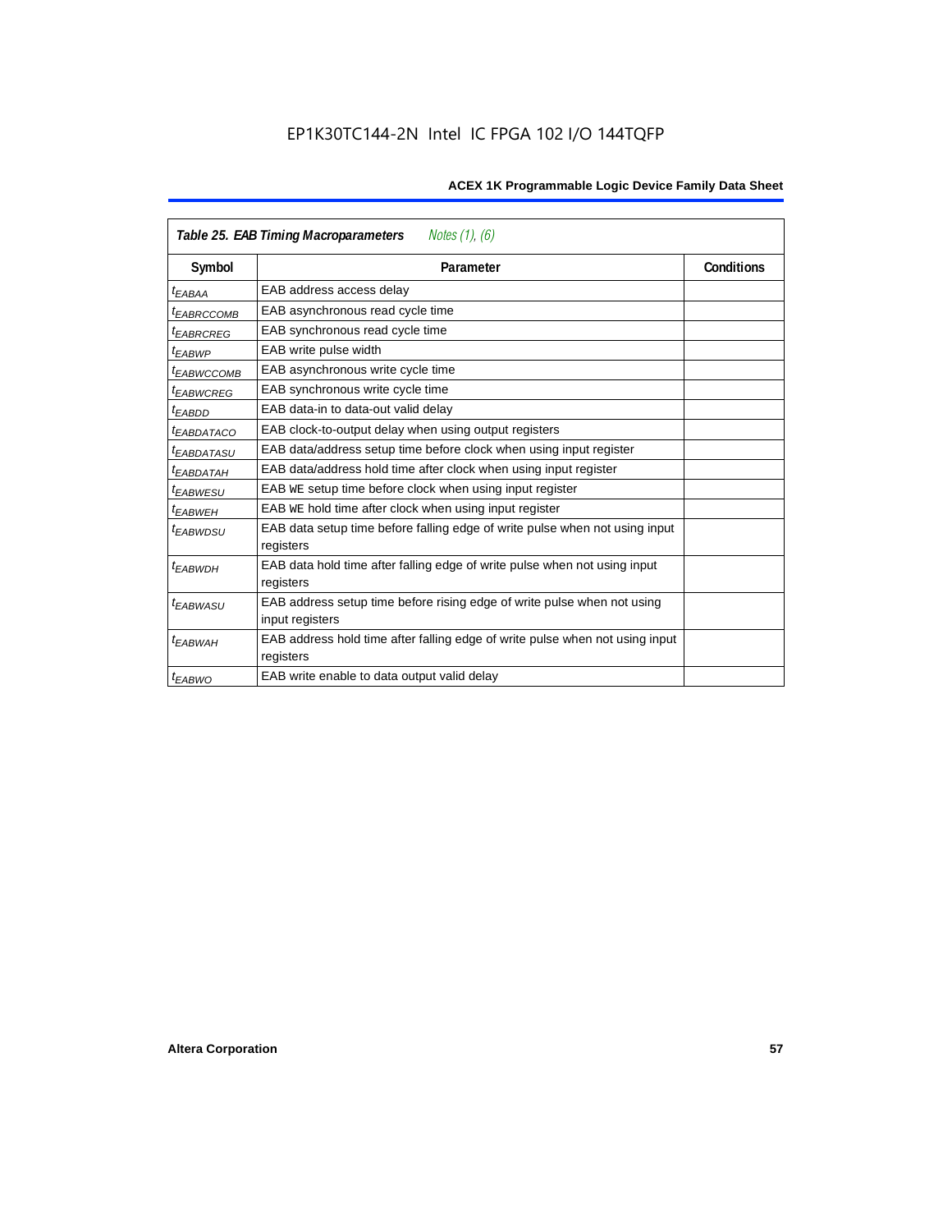| *Table 25. EAB Timing Macroparameters* *Notes (1), (6)* | | |
|---|---|---|
| **Symbol** | **Parameter** | **Conditions** |
| $t_{EABAA}$ | EAB address access delay | |
| $t_{EABRCCOMB}$ | EAB asynchronous read cycle time | |
| $t_{EABRCREG}$ | EAB synchronous read cycle time | |
| $t_{EABWP}$ | EAB write pulse width | |
| $t_{EABWCCOMB}$ | EAB asynchronous write cycle time | |
| $t_{EABWCREG}$ | EAB synchronous write cycle time | |
| $t_{EABDD}$ | EAB data-in to data-out valid delay | |
| $t_{EABDATACO}$ | EAB clock-to-output delay when using output registers | |
| $t_{EABDATASU}$ | EAB data/address setup time before clock when using input register | |
| $t_{EABDATAH}$ | EAB data/address hold time after clock when using input register | |
| $t_{EABWESU}$ | EAB WE setup time before clock when using input register | |
| $t_{EABWEH}$ | EAB WE hold time after clock when using input register | |
| $t_{EABWDSU}$ | EAB data setup time before falling edge of write pulse when not using input registers | |
| $t_{EABWDH}$ | EAB data hold time after falling edge of write pulse when not using input registers | |
| $t_{EABWASU}$ | EAB address setup time before rising edge of write pulse when not using input registers | |
| $t_{EABWAH}$ | EAB address hold time after falling edge of write pulse when not using input registers | |
| $t_{EABWO}$ | EAB write enable to data output valid delay | |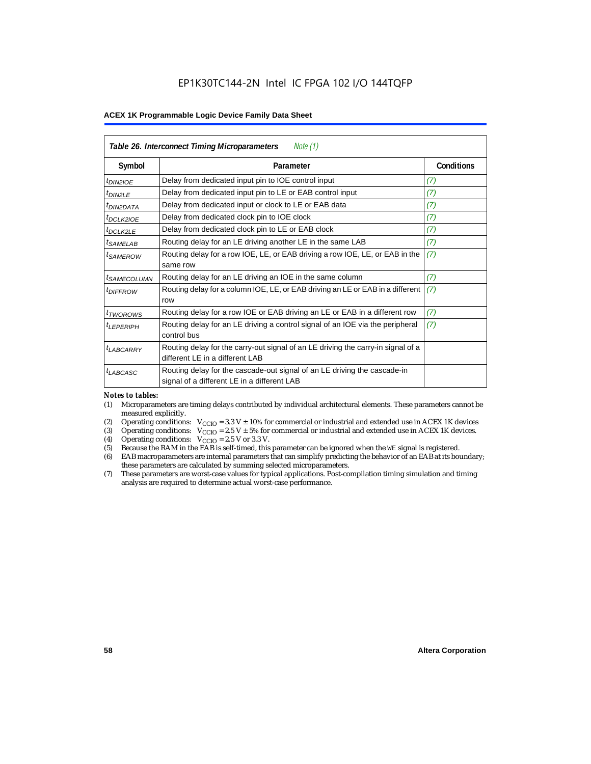| *Table 26. Interconnect Timing Microparameters* *Note (1)* | | |
|---|---|---|
| **Symbol** | **Parameter** | **Conditions** |
| $t_{DIN2IOE}$ | Delay from dedicated input pin to IOE control input | (7) |
| $t_{DIN2LE}$ | Delay from dedicated input pin to LE or EAB control input | (7) |
| $t_{DIN2DATA}$ | Delay from dedicated input or clock to LE or EAB data | (7) |
| $t_{DCLK2IOE}$ | Delay from dedicated clock pin to IOE clock | (7) |
| $t_{DCLK2LE}$ | Delay from dedicated clock pin to LE or EAB clock | (7) |
| $t_{SAMELAB}$ | Routing delay for an LE driving another LE in the same LAB | (7) |
| $t_{SAMEROW}$ | Routing delay for a row IOE, LE, or EAB driving a row IOE, LE, or EAB in the same row | (7) |
| $t_{SAMECOLUMN}$ | Routing delay for an LE driving an IOE in the same column | (7) |
| $t_{DIFFROW}$ | Routing delay for a column IOE, LE, or EAB driving an LE or EAB in a different row | (7) |
| $t_{TWOROWS}$ | Routing delay for a row IOE or EAB driving an LE or EAB in a different row | (7) |
| $t_{LEPERIPH}$ | Routing delay for an LE driving a control signal of an IOE via the peripheral control bus | (7) |
| $t_{LABCARRY}$ | Routing delay for the carry-out signal of an LE driving the carry-in signal of a different LE in a different LAB | |
| $t_{LABCASC}$ | Routing delay for the cascade-out signal of an LE driving the cascade-in signal of a different LE in a different LAB | |

*Notes to tables:*

(1) Microparameters are timing delays contributed by individual architectural elements. These parameters cannot be measured explicitly.
(2) Operating conditions: $V_{CCIO} = 3.3\text{ V} \pm 10\%$ for commercial or industrial and extended use in ACEX 1K devices
(3) Operating conditions: $V_{CCIO} = 2.5\text{ V} \pm 5\%$ for commercial or industrial and extended use in ACEX 1K devices.
(4) Operating conditions: $V_{CCIO} = 2.5\text{ V}$ or $3.3\text{ V}$.
(5) Because the RAM in the EAB is self-timed, this parameter can be ignored when the WE signal is registered.
(6) EAB macroparameters are internal parameters that can simplify predicting the behavior of an EAB at its boundary; these parameters are calculated by summing selected microparameters.
(7) These parameters are worst-case values for typical applications. Post-compilation timing simulation and timing analysis are required to determine actual worst-case performance.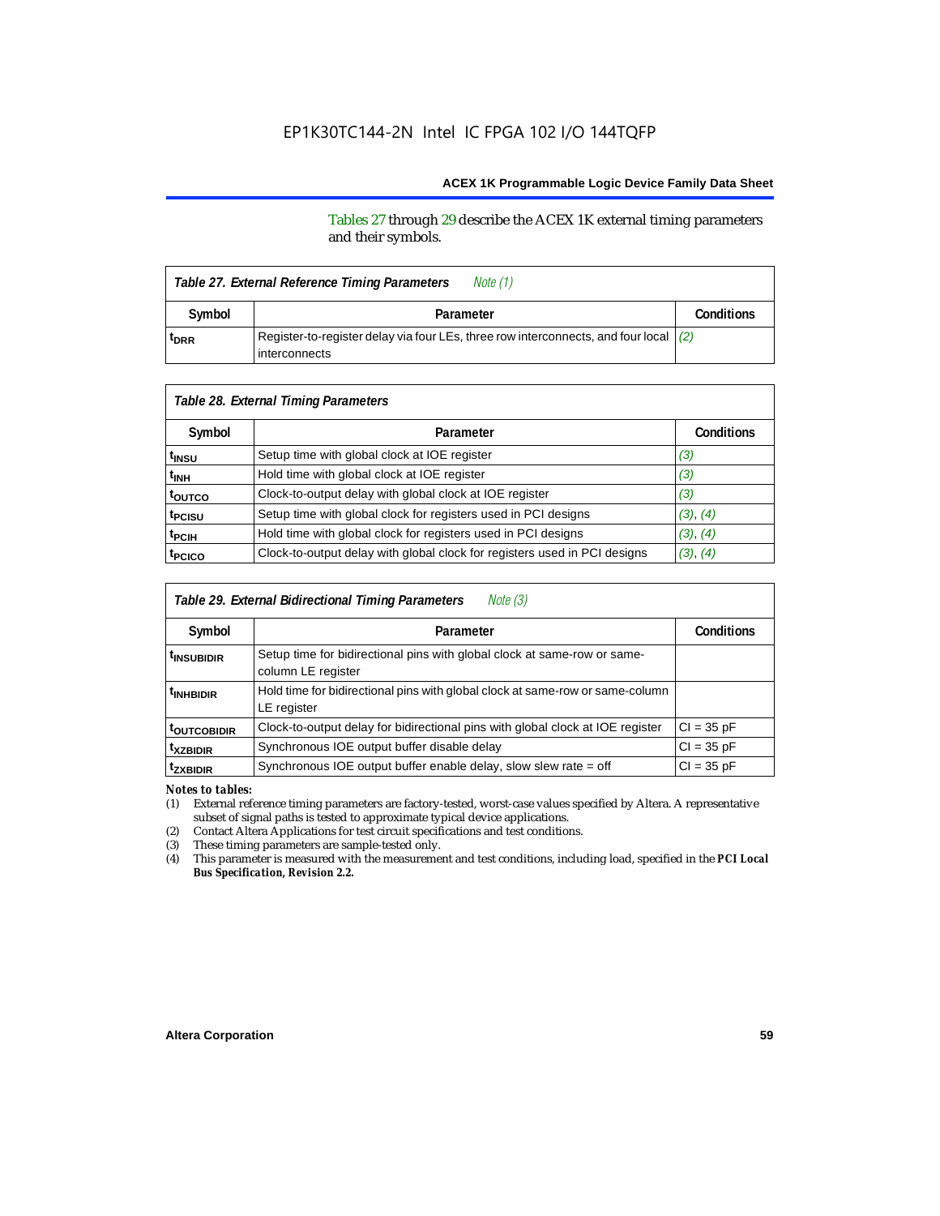Tables 27 through 29 describe the ACEX 1K external timing parameters and their symbols.

**Table 27. External Reference Timing Parameters** *Note (1)*

| Symbol | Parameter | Conditions |
|---|---|---|
| $t_{DRR}$ | Register-to-register delay via four LEs, three row interconnects, and four local interconnects | (2) |

**Table 28. External Timing Parameters**

| Symbol | Parameter | Conditions |
|---|---|---|
| $t_{INSU}$ | Setup time with global clock at IOE register | (3) |
| $t_{INH}$ | Hold time with global clock at IOE register | (3) |
| $t_{OUTCO}$ | Clock-to-output delay with global clock at IOE register | (3) |
| $t_{PCISU}$ | Setup time with global clock for registers used in PCI designs | (3), (4) |
| $t_{PCIH}$ | Hold time with global clock for registers used in PCI designs | (3), (4) |
| $t_{PCICO}$ | Clock-to-output delay with global clock for registers used in PCI designs | (3), (4) |

**Table 29. External Bidirectional Timing Parameters** *Note (3)*

| Symbol | Parameter | Conditions |
|---|---|---|
| $t_{INSUBIDIR}$ | Setup time for bidirectional pins with global clock at same-row or same-column LE register | |
| $t_{INHBIDIR}$ | Hold time for bidirectional pins with global clock at same-row or same-column LE register | |
| $t_{OUTCOBIDIR}$ | Clock-to-output delay for bidirectional pins with global clock at IOE register | CI = 35 pF |
| $t_{XZBIDIR}$ | Synchronous IOE output buffer disable delay | CI = 35 pF |
| $t_{ZXBIDIR}$ | Synchronous IOE output buffer enable delay, slow slew rate = off | CI = 35 pF |

*Notes to tables:*

(1) External reference timing parameters are factory-tested, worst-case values specified by Altera. A representative subset of signal paths is tested to approximate typical device applications.
(2) Contact Altera Applications for test circuit specifications and test conditions.
(3) These timing parameters are sample-tested only.
(4) This parameter is measured with the measurement and test conditions, including load, specified in the ***PCI Local Bus Specification, Revision 2.2.***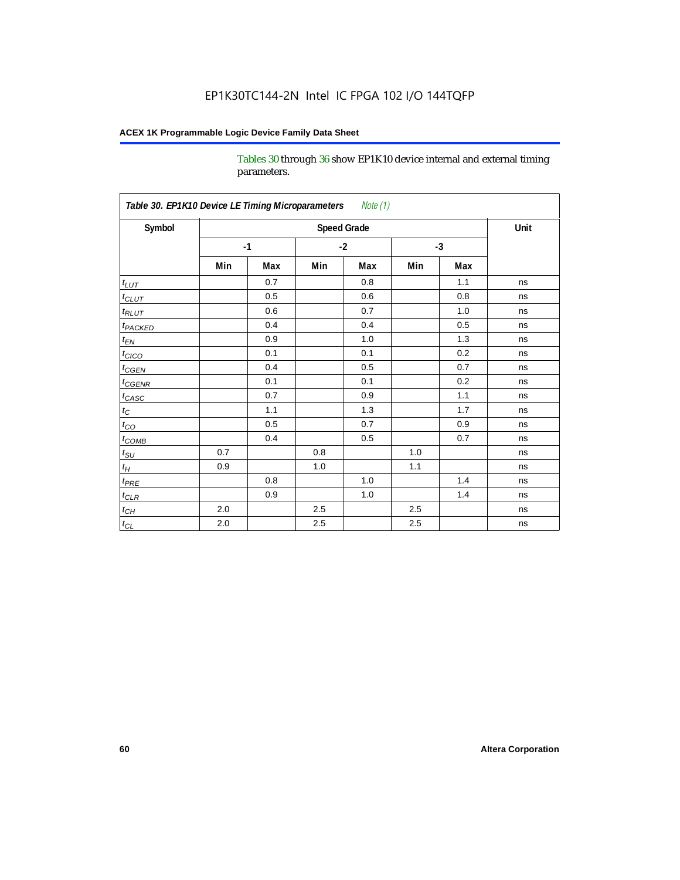Tables 30 through 36 show EP1K10 device internal and external timing parameters.

| *Table 30. EP1K10 Device LE Timing Microparameters Note (1)* | | | | | | | |
|---|---|---|---|---|---|---|---|
| **Symbol** | **Speed Grade** | | | | | | **Unit** |
| | **-1** | | **-2** | | **-3** | | |
| | **Min** | **Max** | **Min** | **Max** | **Min** | **Max** | |
| $t_{LUT}$ | | 0.7 | | 0.8 | | 1.1 | ns |
| $t_{CLUT}$ | | 0.5 | | 0.6 | | 0.8 | ns |
| $t_{RLUT}$ | | 0.6 | | 0.7 | | 1.0 | ns |
| $t_{PACKED}$ | | 0.4 | | 0.4 | | 0.5 | ns |
| $t_{EN}$ | | 0.9 | | 1.0 | | 1.3 | ns |
| $t_{CICO}$ | | 0.1 | | 0.1 | | 0.2 | ns |
| $t_{CGEN}$ | | 0.4 | | 0.5 | | 0.7 | ns |
| $t_{CGENR}$ | | 0.1 | | 0.1 | | 0.2 | ns |
| $t_{CASC}$ | | 0.7 | | 0.9 | | 1.1 | ns |
| $t_{C}$ | | 1.1 | | 1.3 | | 1.7 | ns |
| $t_{CO}$ | | 0.5 | | 0.7 | | 0.9 | ns |
| $t_{COMB}$ | | 0.4 | | 0.5 | | 0.7 | ns |
| $t_{SU}$ | 0.7 | | 0.8 | | 1.0 | | ns |
| $t_{H}$ | 0.9 | | 1.0 | | 1.1 | | ns |
| $t_{PRE}$ | | 0.8 | | 1.0 | | 1.4 | ns |
| $t_{CLR}$ | | 0.9 | | 1.0 | | 1.4 | ns |
| $t_{CH}$ | 2.0 | | 2.5 | | 2.5 | | ns |
| $t_{CL}$ | 2.0 | | 2.5 | | 2.5 | | ns |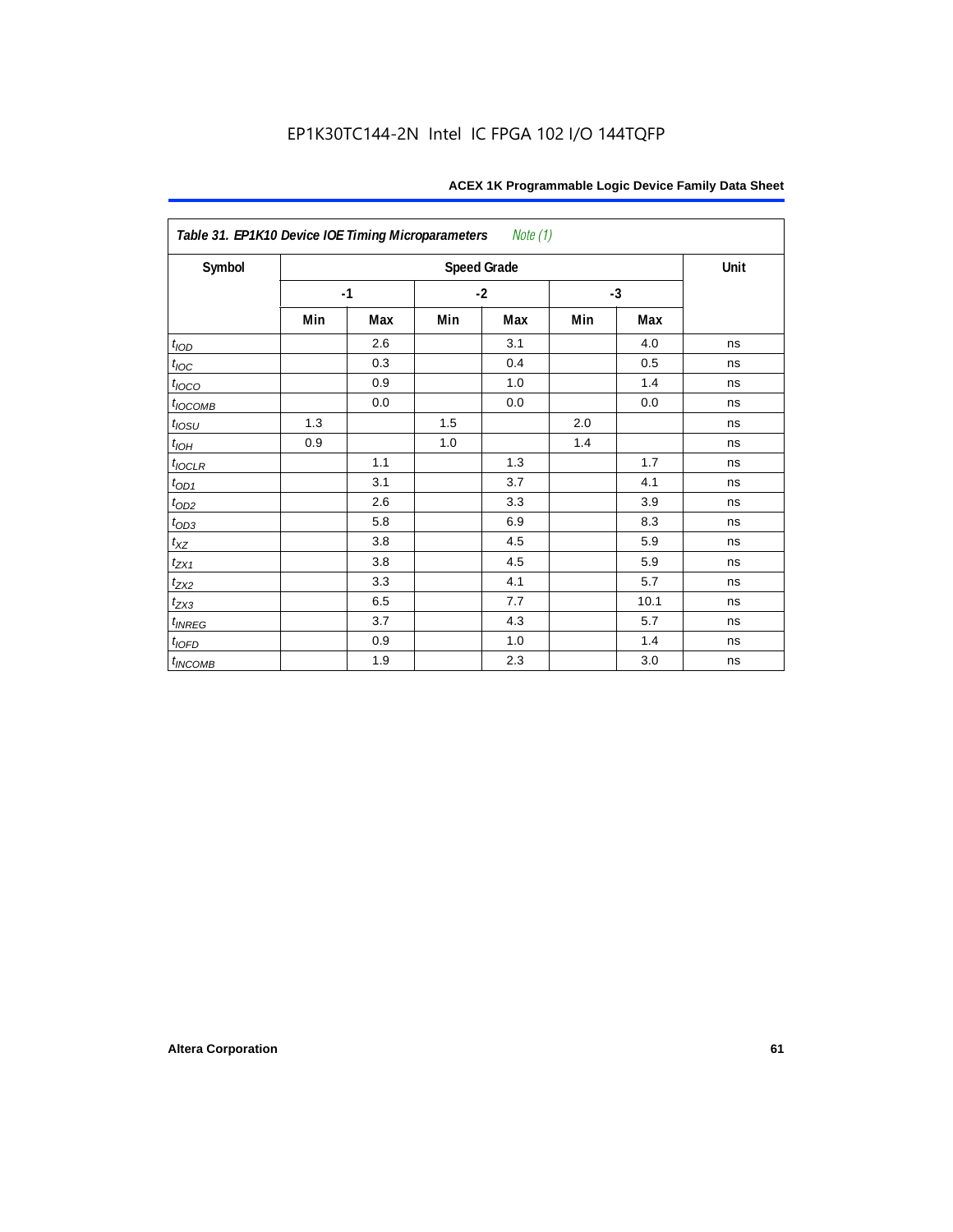Table 31. EP1K10 Device IOE Timing Microparameters *Note (1)*

| Symbol | Speed Grade | | | | | | Unit |
|---|---|---|---|---|---|---|---|
| | -1 | | -2 | | -3 | | |
| | Min | Max | Min | Max | Min | Max | |
| $t_{IOD}$ | | 2.6 | | 3.1 | | 4.0 | ns |
| $t_{IOC}$ | | 0.3 | | 0.4 | | 0.5 | ns |
| $t_{IOCO}$ | | 0.9 | | 1.0 | | 1.4 | ns |
| $t_{IOCOMB}$ | | 0.0 | | 0.0 | | 0.0 | ns |
| $t_{IOSU}$ | 1.3 | | 1.5 | | 2.0 | | ns |
| $t_{IOH}$ | 0.9 | | 1.0 | | 1.4 | | ns |
| $t_{IOCLR}$ | | 1.1 | | 1.3 | | 1.7 | ns |
| $t_{OD1}$ | | 3.1 | | 3.7 | | 4.1 | ns |
| $t_{OD2}$ | | 2.6 | | 3.3 | | 3.9 | ns |
| $t_{OD3}$ | | 5.8 | | 6.9 | | 8.3 | ns |
| $t_{XZ}$ | | 3.8 | | 4.5 | | 5.9 | ns |
| $t_{ZX1}$ | | 3.8 | | 4.5 | | 5.9 | ns |
| $t_{ZX2}$ | | 3.3 | | 4.1 | | 5.7 | ns |
| $t_{ZX3}$ | | 6.5 | | 7.7 | | 10.1 | ns |
| $t_{INREG}$ | | 3.7 | | 4.3 | | 5.7 | ns |
| $t_{IOFD}$ | | 0.9 | | 1.0 | | 1.4 | ns |
| $t_{INCOMB}$ | | 1.9 | | 2.3 | | 3.0 | ns |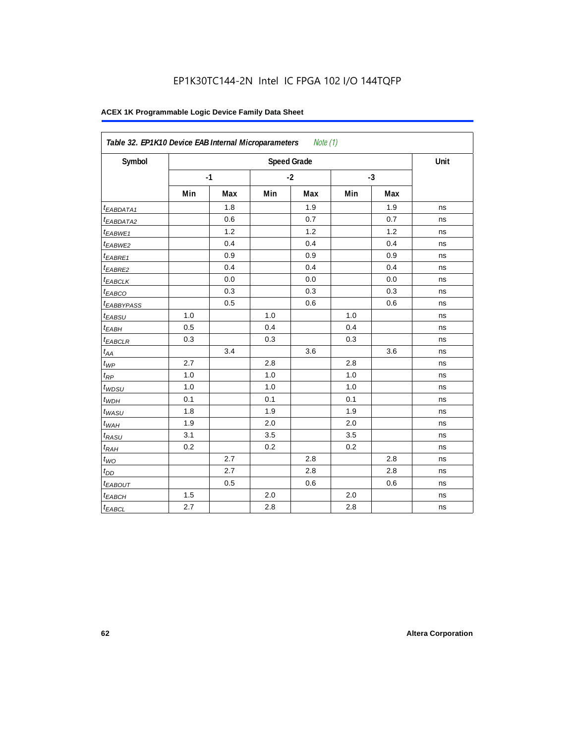EP1K30TC144-2N Intel IC FPGA 102 I/O 144TQFP

**Table 32. EP1K10 Device EAB Internal Microparameters** *Note (1)*

| Symbol | Speed Grade | | | | | | Unit |
|---|---|---|---|---|---|---|---|
| | -1 | | -2 | | -3 | | |
| | Min | Max | Min | Max | Min | Max | |
| $t_{EABDATA1}$ | | 1.8 | | 1.9 | | 1.9 | ns |
| $t_{EABDATA2}$ | | 0.6 | | 0.7 | | 0.7 | ns |
| $t_{EABWE1}$ | | 1.2 | | 1.2 | | 1.2 | ns |
| $t_{EABWE2}$ | | 0.4 | | 0.4 | | 0.4 | ns |
| $t_{EABRE1}$ | | 0.9 | | 0.9 | | 0.9 | ns |
| $t_{EABRE2}$ | | 0.4 | | 0.4 | | 0.4 | ns |
| $t_{EABCLK}$ | | 0.0 | | 0.0 | | 0.0 | ns |
| $t_{EABCO}$ | | 0.3 | | 0.3 | | 0.3 | ns |
| $t_{EABBYPASS}$ | | 0.5 | | 0.6 | | 0.6 | ns |
| $t_{EABSU}$ | 1.0 | | 1.0 | | 1.0 | | ns |
| $t_{EABH}$ | 0.5 | | 0.4 | | 0.4 | | ns |
| $t_{EABCLR}$ | 0.3 | | 0.3 | | 0.3 | | ns |
| $t_{AA}$ | | 3.4 | | 3.6 | | 3.6 | ns |
| $t_{WP}$ | 2.7 | | 2.8 | | 2.8 | | ns |
| $t_{RP}$ | 1.0 | | 1.0 | | 1.0 | | ns |
| $t_{WDSU}$ | 1.0 | | 1.0 | | 1.0 | | ns |
| $t_{WDH}$ | 0.1 | | 0.1 | | 0.1 | | ns |
| $t_{WASU}$ | 1.8 | | 1.9 | | 1.9 | | ns |
| $t_{WAH}$ | 1.9 | | 2.0 | | 2.0 | | ns |
| $t_{RASU}$ | 3.1 | | 3.5 | | 3.5 | | ns |
| $t_{RAH}$ | 0.2 | | 0.2 | | 0.2 | | ns |
| $t_{WO}$ | | 2.7 | | 2.8 | | 2.8 | ns |
| $t_{DD}$ | | 2.7 | | 2.8 | | 2.8 | ns |
| $t_{EABOUT}$ | | 0.5 | | 0.6 | | 0.6 | ns |
| $t_{EABCH}$ | 1.5 | | 2.0 | | 2.0 | | ns |
| $t_{EABCL}$ | 2.7 | | 2.8 | | 2.8 | | ns |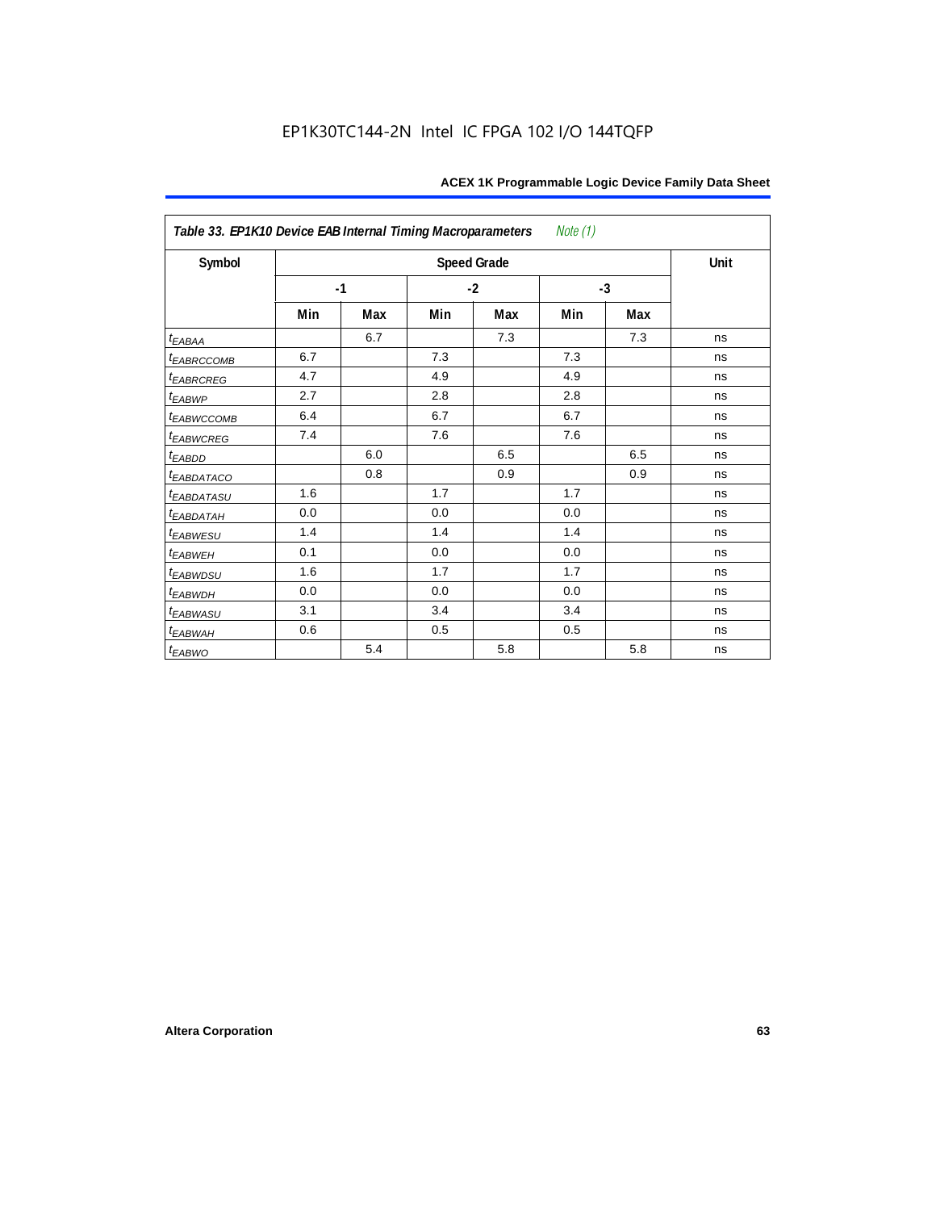EP1K30TC144-2N Intel IC FPGA 102 I/O 144TQFP

| *Table 33. EP1K10 Device EAB Internal Timing Macroparameters* *Note (1)* | | | | | | | |
|---|---|---|---|---|---|---|---|
| **Symbol** | **Speed Grade** | | | | | | **Unit** |
| | **-1** | | **-2** | | **-3** | | |
| | **Min** | **Max** | **Min** | **Max** | **Min** | **Max** | |
| $t_{EABAA}$ | | 6.7 | | 7.3 | | 7.3 | ns |
| $t_{EABRCCOMB}$ | 6.7 | | 7.3 | | 7.3 | | ns |
| $t_{EABRCREG}$ | 4.7 | | 4.9 | | 4.9 | | ns |
| $t_{EABWP}$ | 2.7 | | 2.8 | | 2.8 | | ns |
| $t_{EABWCCOMB}$ | 6.4 | | 6.7 | | 6.7 | | ns |
| $t_{EABWCREG}$ | 7.4 | | 7.6 | | 7.6 | | ns |
| $t_{EABDD}$ | | 6.0 | | 6.5 | | 6.5 | ns |
| $t_{EABDATACO}$ | | 0.8 | | 0.9 | | 0.9 | ns |
| $t_{EABDATASU}$ | 1.6 | | 1.7 | | 1.7 | | ns |
| $t_{EABDATAH}$ | 0.0 | | 0.0 | | 0.0 | | ns |
| $t_{EABWESU}$ | 1.4 | | 1.4 | | 1.4 | | ns |
| $t_{EABWEH}$ | 0.1 | | 0.0 | | 0.0 | | ns |
| $t_{EABWDSU}$ | 1.6 | | 1.7 | | 1.7 | | ns |
| $t_{EABWDH}$ | 0.0 | | 0.0 | | 0.0 | | ns |
| $t_{EABWASU}$ | 3.1 | | 3.4 | | 3.4 | | ns |
| $t_{EABWAH}$ | 0.6 | | 0.5 | | 0.5 | | ns |
| $t_{EABWO}$ | | 5.4 | | 5.8 | | 5.8 | ns |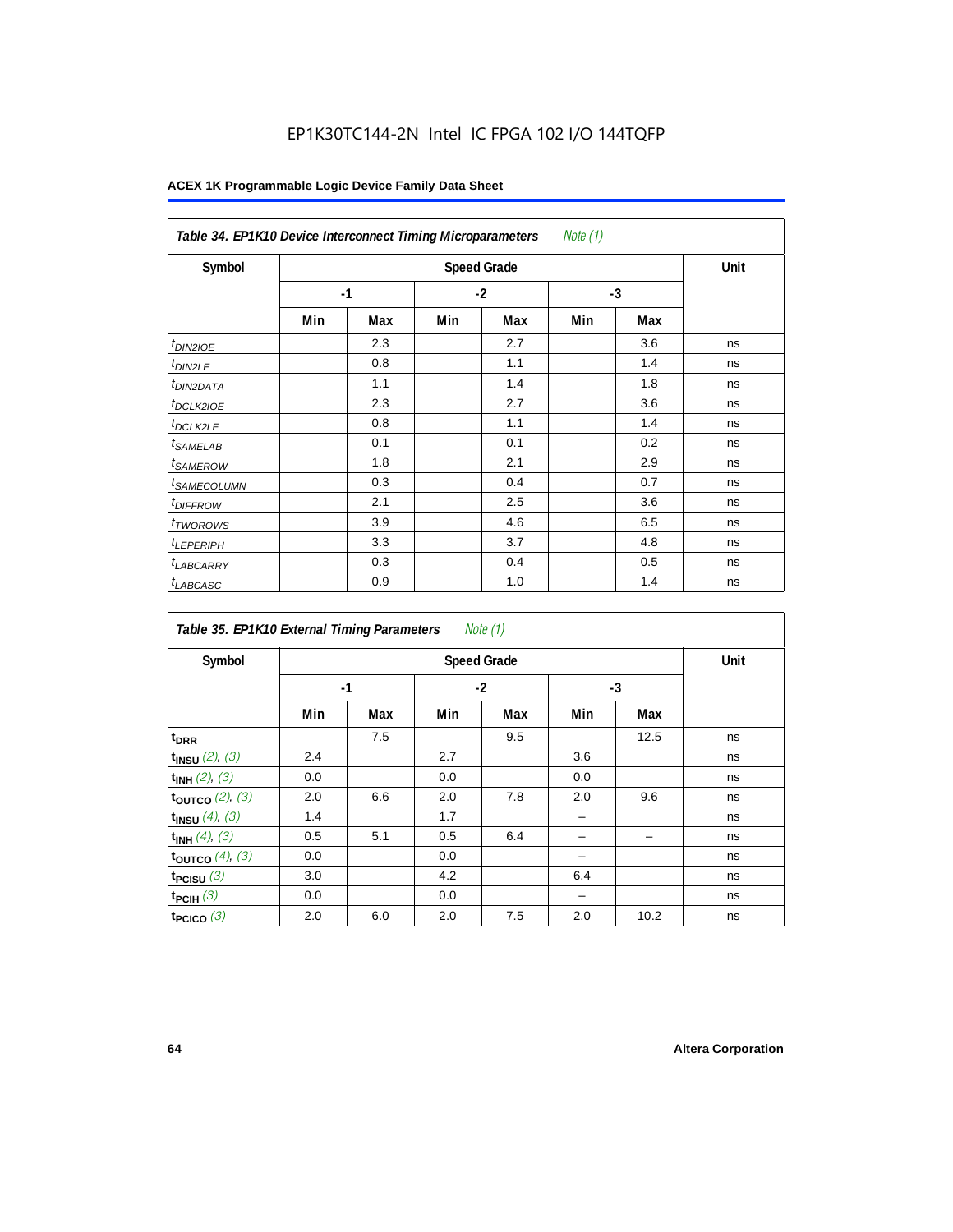EP1K30TC144-2N Intel IC FPGA 102 I/O 144TQFP

**Table 34. EP1K10 Device Interconnect Timing Microparameters** *Note (1)*

| Symbol | Speed Grade | | | | | | Unit |
|---|---|---|---|---|---|---|---|
| | -1 | | -2 | | -3 | | |
| | Min | Max | Min | Max | Min | Max | |
| $t_{DIN2IOE}$ | | 2.3 | | 2.7 | | 3.6 | ns |
| $t_{DIN2LE}$ | | 0.8 | | 1.1 | | 1.4 | ns |
| $t_{DIN2DATA}$ | | 1.1 | | 1.4 | | 1.8 | ns |
| $t_{DCLK2IOE}$ | | 2.3 | | 2.7 | | 3.6 | ns |
| $t_{DCLK2LE}$ | | 0.8 | | 1.1 | | 1.4 | ns |
| $t_{SAMELAB}$ | | 0.1 | | 0.1 | | 0.2 | ns |
| $t_{SAMEROW}$ | | 1.8 | | 2.1 | | 2.9 | ns |
| $t_{SAMECOLUMN}$ | | 0.3 | | 0.4 | | 0.7 | ns |
| $t_{DIFFROW}$ | | 2.1 | | 2.5 | | 3.6 | ns |
| $t_{TWOROWS}$ | | 3.9 | | 4.6 | | 6.5 | ns |
| $t_{LEPERIPH}$ | | 3.3 | | 3.7 | | 4.8 | ns |
| $t_{LABCARRY}$ | | 0.3 | | 0.4 | | 0.5 | ns |
| $t_{LABCASC}$ | | 0.9 | | 1.0 | | 1.4 | ns |

**Table 35. EP1K10 External Timing Parameters** *Note (1)*

| Symbol | Speed Grade | | | | | | Unit |
|---|---|---|---|---|---|---|---|
| | -1 | | -2 | | -3 | | |
| | Min | Max | Min | Max | Min | Max | |
| $t_{DRR}$ | | 7.5 | | 9.5 | | 12.5 | ns |
| $t_{INSU}$ *(2), (3)* | 2.4 | | 2.7 | | 3.6 | | ns |
| $t_{INH}$ *(2), (3)* | 0.0 | | 0.0 | | 0.0 | | ns |
| $t_{OUTCO}$ *(2), (3)* | 2.0 | 6.6 | 2.0 | 7.8 | 2.0 | 9.6 | ns |
| $t_{INSU}$ *(4), (3)* | 1.4 | | 1.7 | | – | | ns |
| $t_{INH}$ *(4), (3)* | 0.5 | 5.1 | 0.5 | 6.4 | – | – | ns |
| $t_{OUTCO}$ *(4), (3)* | 0.0 | | 0.0 | | – | | ns |
| $t_{PCISU}$ *(3)* | 3.0 | | 4.2 | | 6.4 | | ns |
| $t_{PCIH}$ *(3)* | 0.0 | | 0.0 | | – | | ns |
| $t_{PCICO}$ *(3)* | 2.0 | 6.0 | 2.0 | 7.5 | 2.0 | 10.2 | ns |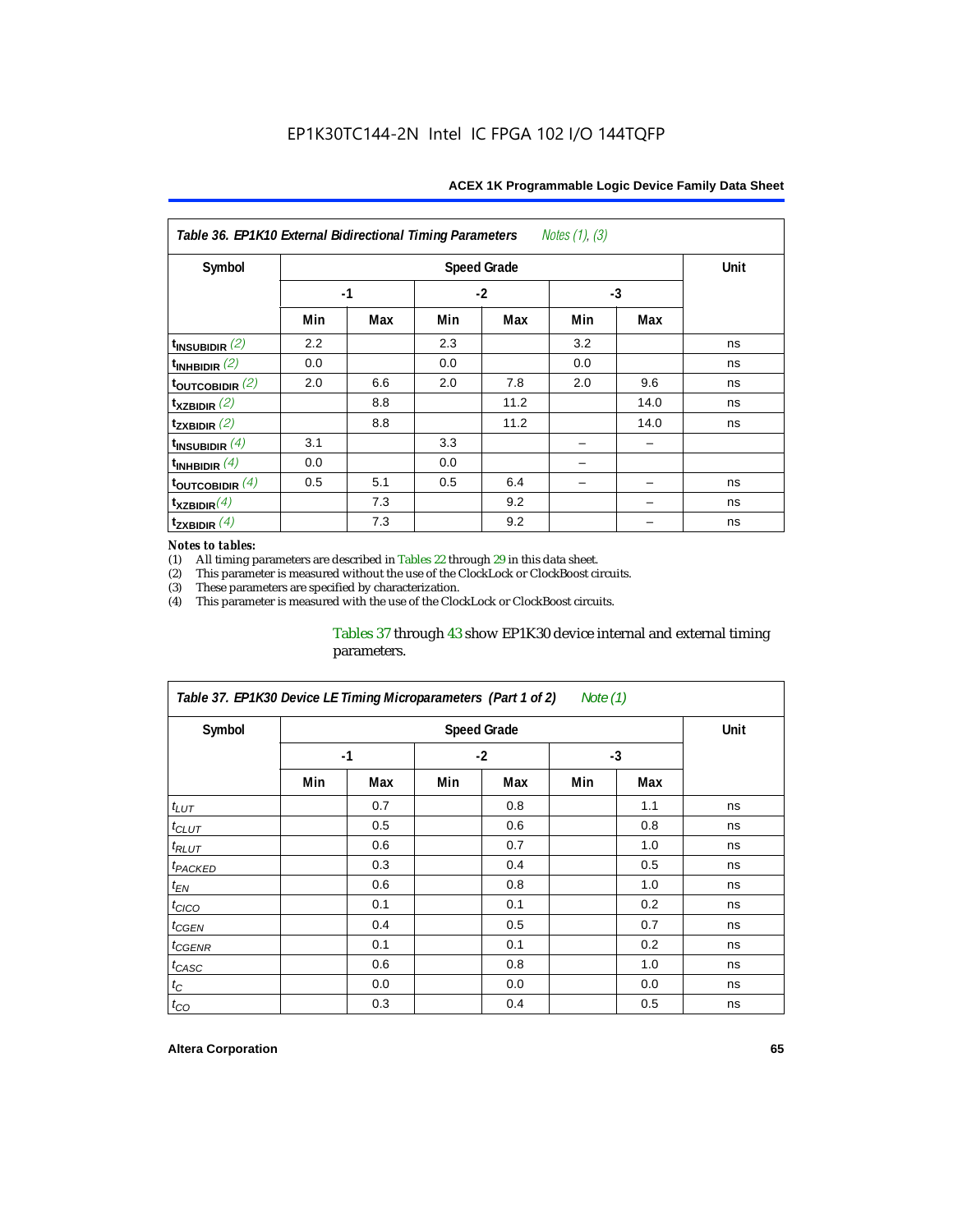| Table 36. EP1K10 External Bidirectional Timing Parameters *Notes (1), (3)* | | | | | | | |
|---|---|---|---|---|---|---|---|
| Symbol | Speed Grade | | | | | | Unit |
| | -1 | | -2 | | -3 | | |
| | Min | Max | Min | Max | Min | Max | |
| $t_{INSUBIDIR}$ (2) | 2.2 | | 2.3 | | 3.2 | | ns |
| $t_{INHBIDIR}$ (2) | 0.0 | | 0.0 | | 0.0 | | ns |
| $t_{OUTCOBIDIR}$ (2) | 2.0 | 6.6 | 2.0 | 7.8 | 2.0 | 9.6 | ns |
| $t_{XZBIDIR}$ (2) | | 8.8 | | 11.2 | | 14.0 | ns |
| $t_{ZXBIDIR}$ (2) | | 8.8 | | 11.2 | | 14.0 | ns |
| $t_{INSUBIDIR}$ (4) | 3.1 | | 3.3 | | – | – | |
| $t_{INHBIDIR}$ (4) | 0.0 | | 0.0 | | – | | |
| $t_{OUTCOBIDIR}$ (4) | 0.5 | 5.1 | 0.5 | 6.4 | – | – | ns |
| $t_{XZBIDIR}$ (4) | | 7.3 | | 9.2 | | – | ns |
| $t_{ZXBIDIR}$ (4) | | 7.3 | | 9.2 | | – | ns |

*Notes to tables:*

(1) All timing parameters are described in Tables 22 through 29 in this data sheet.
(2) This parameter is measured without the use of the ClockLock or ClockBoost circuits.
(3) These parameters are specified by characterization.
(4) This parameter is measured with the use of the ClockLock or ClockBoost circuits.

Tables 37 through 43 show EP1K30 device internal and external timing parameters.

| Table 37. EP1K30 Device LE Timing Microparameters (Part 1 of 2) *Note (1)* | | | | | | | |
|---|---|---|---|---|---|---|---|
| Symbol | Speed Grade | | | | | | Unit |
| | -1 | | -2 | | -3 | | |
| | Min | Max | Min | Max | Min | Max | |
| $t_{LUT}$ | | 0.7 | | 0.8 | | 1.1 | ns |
| $t_{CLUT}$ | | 0.5 | | 0.6 | | 0.8 | ns |
| $t_{RLUT}$ | | 0.6 | | 0.7 | | 1.0 | ns |
| $t_{PACKED}$ | | 0.3 | | 0.4 | | 0.5 | ns |
| $t_{EN}$ | | 0.6 | | 0.8 | | 1.0 | ns |
| $t_{CICO}$ | | 0.1 | | 0.1 | | 0.2 | ns |
| $t_{CGEN}$ | | 0.4 | | 0.5 | | 0.7 | ns |
| $t_{CGENR}$ | | 0.1 | | 0.1 | | 0.2 | ns |
| $t_{CASC}$ | | 0.6 | | 0.8 | | 1.0 | ns |
| $t_{C}$ | | 0.0 | | 0.0 | | 0.0 | ns |
| $t_{CO}$ | | 0.3 | | 0.4 | | 0.5 | ns |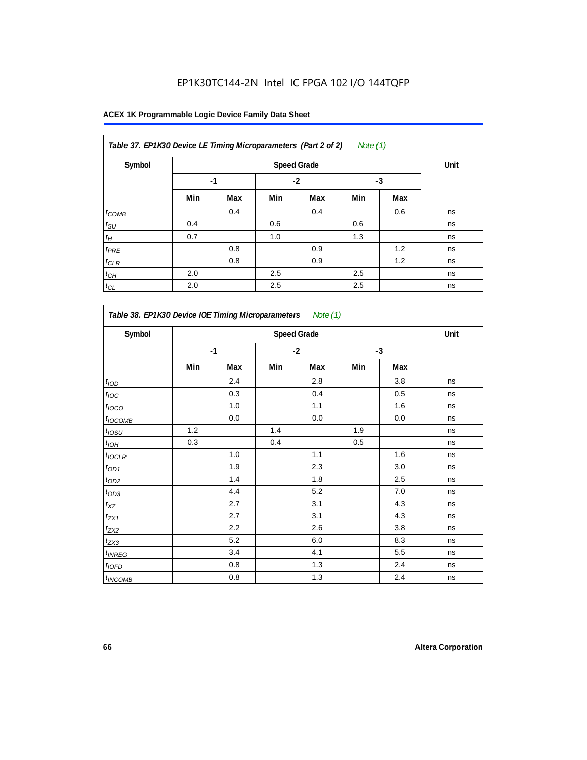EP1K30TC144-2N Intel IC FPGA 102 I/O 144TQFP

**Table 37. EP1K30 Device LE Timing Microparameters (Part 2 of 2)** *Note (1)*

| Symbol | Speed Grade | | | | | | Unit |
|---|---|---|---|---|---|---|---|
| | -1 | | -2 | | -3 | | |
| | Min | Max | Min | Max | Min | Max | |
| $t_{COMB}$ | | 0.4 | | 0.4 | | 0.6 | ns |
| $t_{SU}$ | 0.4 | | 0.6 | | 0.6 | | ns |
| $t_H$ | 0.7 | | 1.0 | | 1.3 | | ns |
| $t_{PRE}$ | | 0.8 | | 0.9 | | 1.2 | ns |
| $t_{CLR}$ | | 0.8 | | 0.9 | | 1.2 | ns |
| $t_{CH}$ | 2.0 | | 2.5 | | 2.5 | | ns |
| $t_{CL}$ | 2.0 | | 2.5 | | 2.5 | | ns |

**Table 38. EP1K30 Device IOE Timing Microparameters** *Note (1)*

| Symbol | Speed Grade | | | | | | Unit |
|---|---|---|---|---|---|---|---|
| | -1 | | -2 | | -3 | | |
| | Min | Max | Min | Max | Min | Max | |
| $t_{IOD}$ | | 2.4 | | 2.8 | | 3.8 | ns |
| $t_{IOC}$ | | 0.3 | | 0.4 | | 0.5 | ns |
| $t_{IOCO}$ | | 1.0 | | 1.1 | | 1.6 | ns |
| $t_{IOCOMB}$ | | 0.0 | | 0.0 | | 0.0 | ns |
| $t_{IOSU}$ | 1.2 | | 1.4 | | 1.9 | | ns |
| $t_{IOH}$ | 0.3 | | 0.4 | | 0.5 | | ns |
| $t_{IOCLR}$ | | 1.0 | | 1.1 | | 1.6 | ns |
| $t_{OD1}$ | | 1.9 | | 2.3 | | 3.0 | ns |
| $t_{OD2}$ | | 1.4 | | 1.8 | | 2.5 | ns |
| $t_{OD3}$ | | 4.4 | | 5.2 | | 7.0 | ns |
| $t_{XZ}$ | | 2.7 | | 3.1 | | 4.3 | ns |
| $t_{ZX1}$ | | 2.7 | | 3.1 | | 4.3 | ns |
| $t_{ZX2}$ | | 2.2 | | 2.6 | | 3.8 | ns |
| $t_{ZX3}$ | | 5.2 | | 6.0 | | 8.3 | ns |
| $t_{INREG}$ | | 3.4 | | 4.1 | | 5.5 | ns |
| $t_{IOFD}$ | | 0.8 | | 1.3 | | 2.4 | ns |
| $t_{INCOMB}$ | | 0.8 | | 1.3 | | 2.4 | ns |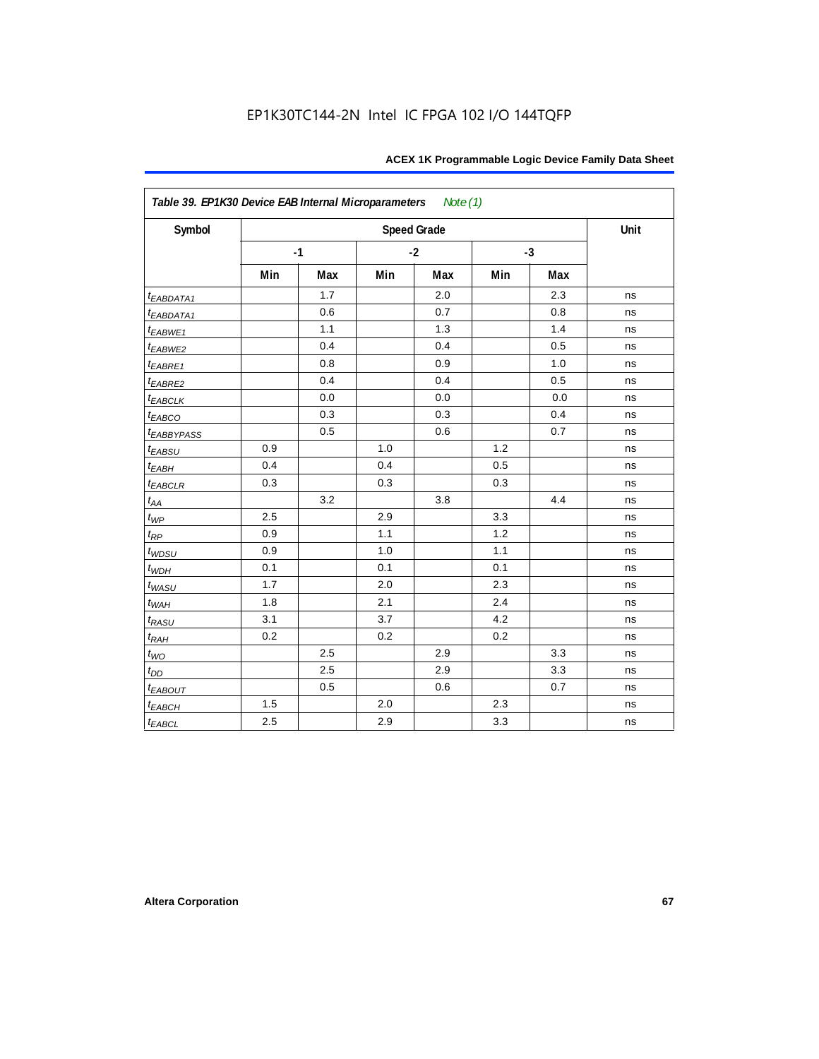EP1K30TC144-2N Intel IC FPGA 102 I/O 144TQFP

| *Table 39. EP1K30 Device EAB Internal Microparameters Note (1)* | | | | | | | |
|---|---|---|---|---|---|---|---|
| **Symbol** | **Speed Grade** | | | | | | **Unit** |
| | **-1** | | **-2** | | **-3** | | |
| | **Min** | **Max** | **Min** | **Max** | **Min** | **Max** | |
| $t_{EABDATA1}$ | | 1.7 | | 2.0 | | 2.3 | ns |
| $t_{EABDATA1}$ | | 0.6 | | 0.7 | | 0.8 | ns |
| $t_{EABWE1}$ | | 1.1 | | 1.3 | | 1.4 | ns |
| $t_{EABWE2}$ | | 0.4 | | 0.4 | | 0.5 | ns |
| $t_{EABRE1}$ | | 0.8 | | 0.9 | | 1.0 | ns |
| $t_{EABRE2}$ | | 0.4 | | 0.4 | | 0.5 | ns |
| $t_{EABCLK}$ | | 0.0 | | 0.0 | | 0.0 | ns |
| $t_{EABCO}$ | | 0.3 | | 0.3 | | 0.4 | ns |
| $t_{EABBYPASS}$ | | 0.5 | | 0.6 | | 0.7 | ns |
| $t_{EABSU}$ | 0.9 | | 1.0 | | 1.2 | | ns |
| $t_{EABH}$ | 0.4 | | 0.4 | | 0.5 | | ns |
| $t_{EABCLR}$ | 0.3 | | 0.3 | | 0.3 | | ns |
| $t_{AA}$ | | 3.2 | | 3.8 | | 4.4 | ns |
| $t_{WP}$ | 2.5 | | 2.9 | | 3.3 | | ns |
| $t_{RP}$ | 0.9 | | 1.1 | | 1.2 | | ns |
| $t_{WDSU}$ | 0.9 | | 1.0 | | 1.1 | | ns |
| $t_{WDH}$ | 0.1 | | 0.1 | | 0.1 | | ns |
| $t_{WASU}$ | 1.7 | | 2.0 | | 2.3 | | ns |
| $t_{WAH}$ | 1.8 | | 2.1 | | 2.4 | | ns |
| $t_{RASU}$ | 3.1 | | 3.7 | | 4.2 | | ns |
| $t_{RAH}$ | 0.2 | | 0.2 | | 0.2 | | ns |
| $t_{WO}$ | | 2.5 | | 2.9 | | 3.3 | ns |
| $t_{DD}$ | | 2.5 | | 2.9 | | 3.3 | ns |
| $t_{EABOUT}$ | | 0.5 | | 0.6 | | 0.7 | ns |
| $t_{EABCH}$ | 1.5 | | 2.0 | | 2.3 | | ns |
| $t_{EABCL}$ | 2.5 | | 2.9 | | 3.3 | | ns |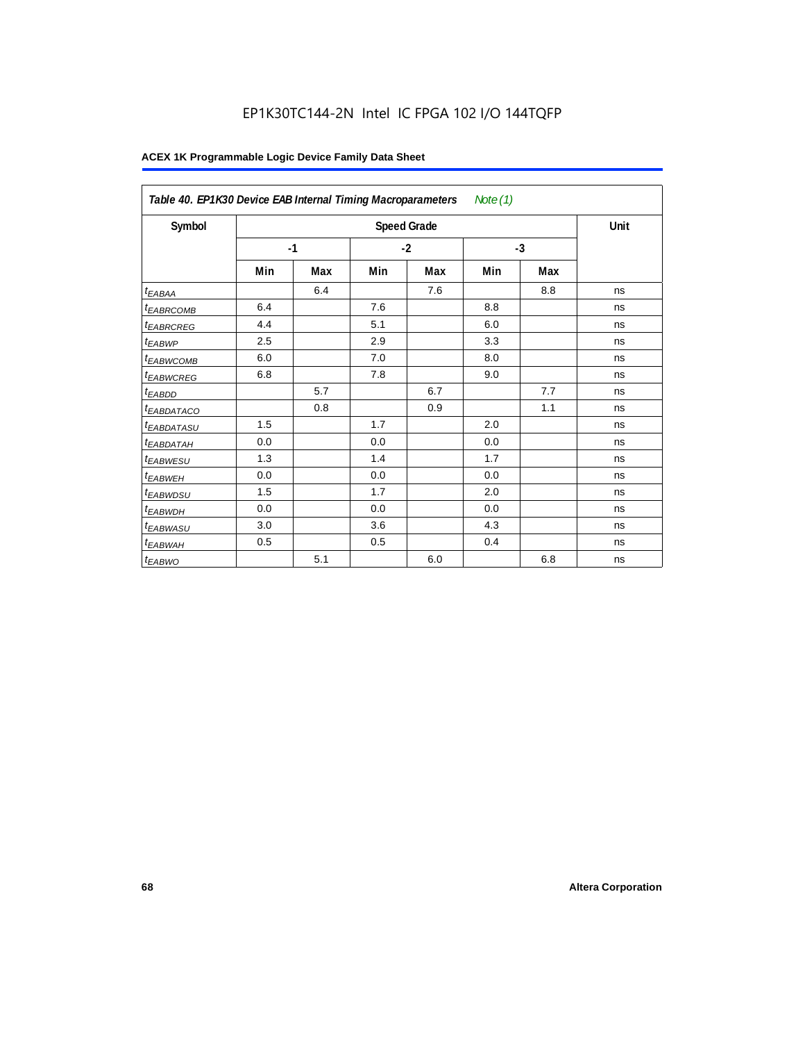EP1K30TC144-2N Intel IC FPGA 102 I/O 144TQFP

**ACEX 1K Programmable Logic Device Family Data Sheet**

| *Table 40. EP1K30 Device EAB Internal Timing Macroparameters Note (1)* | | | | | | | |
|---|---|---|---|---|---|---|---|
| **Symbol** | **Speed Grade** | | | | | | **Unit** |
| | **-1** | | **-2** | | **-3** | | |
| | **Min** | **Max** | **Min** | **Max** | **Min** | **Max** | |
| $t_{EABAA}$ | | 6.4 | | 7.6 | | 8.8 | ns |
| $t_{EABRCOMB}$ | 6.4 | | 7.6 | | 8.8 | | ns |
| $t_{EABRCREG}$ | 4.4 | | 5.1 | | 6.0 | | ns |
| $t_{EABWP}$ | 2.5 | | 2.9 | | 3.3 | | ns |
| $t_{EABWCOMB}$ | 6.0 | | 7.0 | | 8.0 | | ns |
| $t_{EABWCREG}$ | 6.8 | | 7.8 | | 9.0 | | ns |
| $t_{EABDD}$ | | 5.7 | | 6.7 | | 7.7 | ns |
| $t_{EABDATACO}$ | | 0.8 | | 0.9 | | 1.1 | ns |
| $t_{EABDATASU}$ | 1.5 | | 1.7 | | 2.0 | | ns |
| $t_{EABDATAH}$ | 0.0 | | 0.0 | | 0.0 | | ns |
| $t_{EABWESU}$ | 1.3 | | 1.4 | | 1.7 | | ns |
| $t_{EABWEH}$ | 0.0 | | 0.0 | | 0.0 | | ns |
| $t_{EABWDSU}$ | 1.5 | | 1.7 | | 2.0 | | ns |
| $t_{EABWDH}$ | 0.0 | | 0.0 | | 0.0 | | ns |
| $t_{EABWASU}$ | 3.0 | | 3.6 | | 4.3 | | ns |
| $t_{EABWAH}$ | 0.5 | | 0.5 | | 0.4 | | ns |
| $t_{EABWO}$ | | 5.1 | | 6.0 | | 6.8 | ns |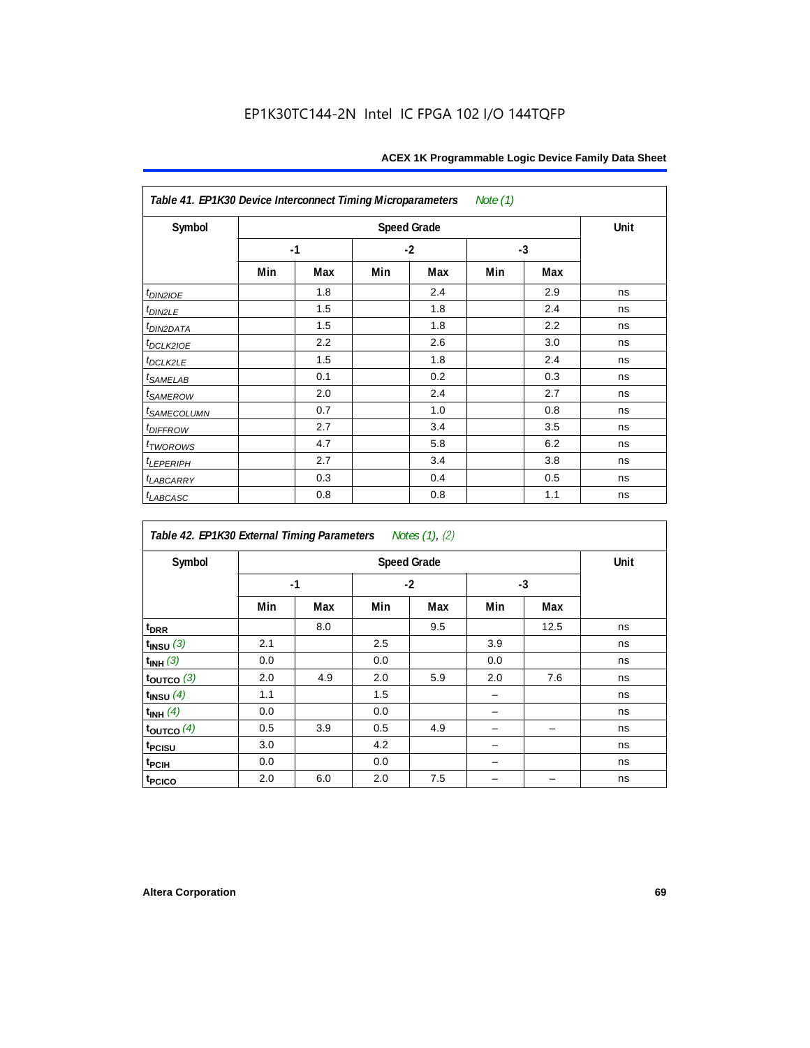EP1K30TC144-2N Intel IC FPGA 102 I/O 144TQFP

**Table 41. EP1K30 Device Interconnect Timing Microparameters** *Note (1)*

| Symbol | Speed Grade | | | | | | Unit |
|---|---|---|---|---|---|---|---|
| | -1 | | -2 | | -3 | | |
| | Min | Max | Min | Max | Min | Max | |
| $t_{DIN2IOE}$ | | 1.8 | | 2.4 | | 2.9 | ns |
| $t_{DIN2LE}$ | | 1.5 | | 1.8 | | 2.4 | ns |
| $t_{DIN2DATA}$ | | 1.5 | | 1.8 | | 2.2 | ns |
| $t_{DCLK2IOE}$ | | 2.2 | | 2.6 | | 3.0 | ns |
| $t_{DCLK2LE}$ | | 1.5 | | 1.8 | | 2.4 | ns |
| $t_{SAMELAB}$ | | 0.1 | | 0.2 | | 0.3 | ns |
| $t_{SAMEROW}$ | | 2.0 | | 2.4 | | 2.7 | ns |
| $t_{SAMECOLUMN}$ | | 0.7 | | 1.0 | | 0.8 | ns |
| $t_{DIFFROW}$ | | 2.7 | | 3.4 | | 3.5 | ns |
| $t_{TWOROWS}$ | | 4.7 | | 5.8 | | 6.2 | ns |
| $t_{LEPERIPH}$ | | 2.7 | | 3.4 | | 3.8 | ns |
| $t_{LABCARRY}$ | | 0.3 | | 0.4 | | 0.5 | ns |
| $t_{LABCASC}$ | | 0.8 | | 0.8 | | 1.1 | ns |

**Table 42. EP1K30 External Timing Parameters** *Notes (1), (2)*

| Symbol | Speed Grade | | | | | | Unit |
|---|---|---|---|---|---|---|---|
| | -1 | | -2 | | -3 | | |
| | Min | Max | Min | Max | Min | Max | |
| $t_{DRR}$ | | 8.0 | | 9.5 | | 12.5 | ns |
| $t_{INSU}$ *(3)* | 2.1 | | 2.5 | | 3.9 | | ns |
| $t_{INH}$ *(3)* | 0.0 | | 0.0 | | 0.0 | | ns |
| $t_{OUTCO}$ *(3)* | 2.0 | 4.9 | 2.0 | 5.9 | 2.0 | 7.6 | ns |
| $t_{INSU}$ *(4)* | 1.1 | | 1.5 | | – | | ns |
| $t_{INH}$ *(4)* | 0.0 | | 0.0 | | – | | ns |
| $t_{OUTCO}$ *(4)* | 0.5 | 3.9 | 0.5 | 4.9 | – | – | ns |
| $t_{PCISU}$ | 3.0 | | 4.2 | | – | | ns |
| $t_{PCIH}$ | 0.0 | | 0.0 | | – | | ns |
| $t_{PCICO}$ | 2.0 | 6.0 | 2.0 | 7.5 | – | – | ns |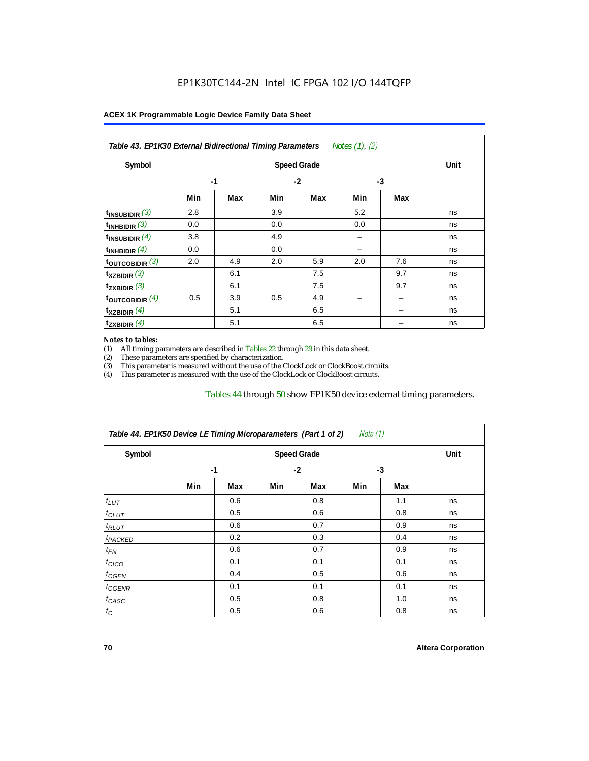**Table 43. EP1K30 External Bidirectional Timing Parameters** *Notes (1), (2)*

| Symbol | Speed Grade | | | | | | Unit |
|---|---|---|---|---|---|---|---|
| | -1 | | -2 | | -3 | | |
| | Min | Max | Min | Max | Min | Max | |
| $t_{INSUBIDIR}$ (3) | 2.8 | | 3.9 | | 5.2 | | ns |
| $t_{INHBIDIR}$ (3) | 0.0 | | 0.0 | | 0.0 | | ns |
| $t_{INSUBIDIR}$ (4) | 3.8 | | 4.9 | | – | | ns |
| $t_{INHBIDIR}$ (4) | 0.0 | | 0.0 | | – | | ns |
| $t_{OUTCOBIDIR}$ (3) | 2.0 | 4.9 | 2.0 | 5.9 | 2.0 | 7.6 | ns |
| $t_{XZBIDIR}$ (3) | | 6.1 | | 7.5 | | 9.7 | ns |
| $t_{ZXBIDIR}$ (3) | | 6.1 | | 7.5 | | 9.7 | ns |
| $t_{OUTCOBIDIR}$ (4) | 0.5 | 3.9 | 0.5 | 4.9 | – | – | ns |
| $t_{XZBIDIR}$ (4) | | 5.1 | | 6.5 | | – | ns |
| $t_{ZXBIDIR}$ (4) | | 5.1 | | 6.5 | | – | ns |

*Notes to tables:*

(1) All timing parameters are described in Tables 22 through 29 in this data sheet.
(2) These parameters are specified by characterization.
(3) This parameter is measured without the use of the ClockLock or ClockBoost circuits.
(4) This parameter is measured with the use of the ClockLock or ClockBoost circuits.

Tables 44 through 50 show EP1K50 device external timing parameters.

**Table 44. EP1K50 Device LE Timing Microparameters (Part 1 of 2)** *Note (1)*

| Symbol | Speed Grade | | | | | | Unit |
|---|---|---|---|---|---|---|---|
| | -1 | | -2 | | -3 | | |
| | Min | Max | Min | Max | Min | Max | |
| $t_{LUT}$ | | 0.6 | | 0.8 | | 1.1 | ns |
| $t_{CLUT}$ | | 0.5 | | 0.6 | | 0.8 | ns |
| $t_{RLUT}$ | | 0.6 | | 0.7 | | 0.9 | ns |
| $t_{PACKED}$ | | 0.2 | | 0.3 | | 0.4 | ns |
| $t_{EN}$ | | 0.6 | | 0.7 | | 0.9 | ns |
| $t_{CICO}$ | | 0.1 | | 0.1 | | 0.1 | ns |
| $t_{CGEN}$ | | 0.4 | | 0.5 | | 0.6 | ns |
| $t_{CGENR}$ | | 0.1 | | 0.1 | | 0.1 | ns |
| $t_{CASC}$ | | 0.5 | | 0.8 | | 1.0 | ns |
| $t_C$ | | 0.5 | | 0.6 | | 0.8 | ns |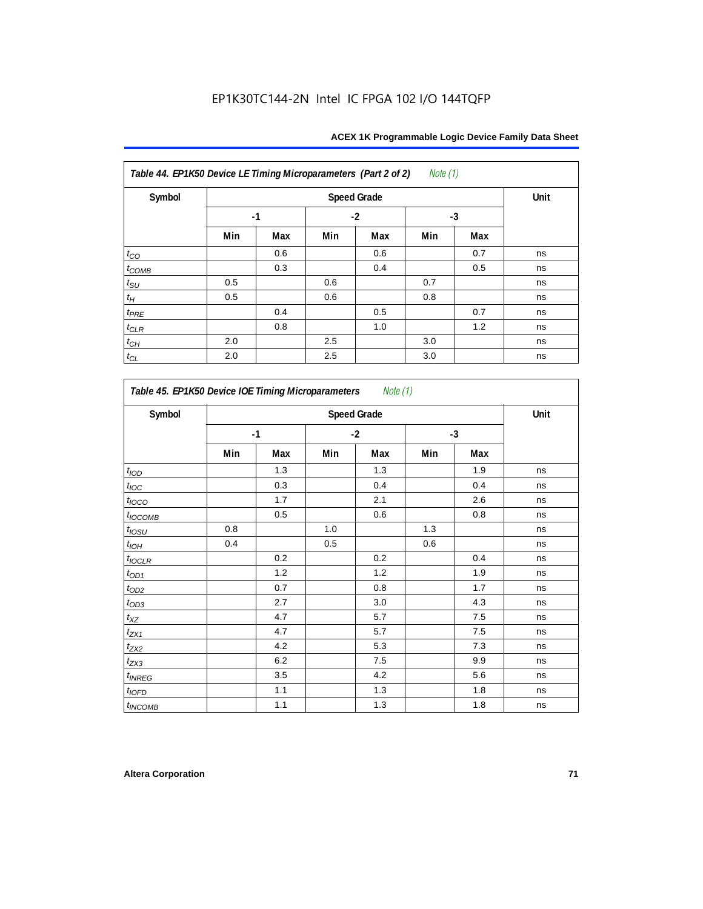EP1K30TC144-2N Intel IC FPGA 102 I/O 144TQFP

| *Table 44. EP1K50 Device LE Timing Microparameters (Part 2 of 2) Note (1)* | | | | | | | |
|---|---|---|---|---|---|---|---|
| **Symbol** | **Speed Grade** | | | | | | **Unit** |
| | **-1** | | **-2** | | **-3** | | |
| | **Min** | **Max** | **Min** | **Max** | **Min** | **Max** | |
| $t_{CO}$ | | 0.6 | | 0.6 | | 0.7 | ns |
| $t_{COMB}$ | | 0.3 | | 0.4 | | 0.5 | ns |
| $t_{SU}$ | 0.5 | | 0.6 | | 0.7 | | ns |
| $t_{H}$ | 0.5 | | 0.6 | | 0.8 | | ns |
| $t_{PRE}$ | | 0.4 | | 0.5 | | 0.7 | ns |
| $t_{CLR}$ | | 0.8 | | 1.0 | | 1.2 | ns |
| $t_{CH}$ | 2.0 | | 2.5 | | 3.0 | | ns |
| $t_{CL}$ | 2.0 | | 2.5 | | 3.0 | | ns |

| *Table 45. EP1K50 Device IOE Timing Microparameters Note (1)* | | | | | | | |
|---|---|---|---|---|---|---|---|
| **Symbol** | **Speed Grade** | | | | | | **Unit** |
| | **-1** | | **-2** | | **-3** | | |
| | **Min** | **Max** | **Min** | **Max** | **Min** | **Max** | |
| $t_{IOD}$ | | 1.3 | | 1.3 | | 1.9 | ns |
| $t_{IOC}$ | | 0.3 | | 0.4 | | 0.4 | ns |
| $t_{IOCO}$ | | 1.7 | | 2.1 | | 2.6 | ns |
| $t_{IOCOMB}$ | | 0.5 | | 0.6 | | 0.8 | ns |
| $t_{IOSU}$ | 0.8 | | 1.0 | | 1.3 | | ns |
| $t_{IOH}$ | 0.4 | | 0.5 | | 0.6 | | ns |
| $t_{IOCLR}$ | | 0.2 | | 0.2 | | 0.4 | ns |
| $t_{OD1}$ | | 1.2 | | 1.2 | | 1.9 | ns |
| $t_{OD2}$ | | 0.7 | | 0.8 | | 1.7 | ns |
| $t_{OD3}$ | | 2.7 | | 3.0 | | 4.3 | ns |
| $t_{XZ}$ | | 4.7 | | 5.7 | | 7.5 | ns |
| $t_{ZX1}$ | | 4.7 | | 5.7 | | 7.5 | ns |
| $t_{ZX2}$ | | 4.2 | | 5.3 | | 7.3 | ns |
| $t_{ZX3}$ | | 6.2 | | 7.5 | | 9.9 | ns |
| $t_{INREG}$ | | 3.5 | | 4.2 | | 5.6 | ns |
| $t_{IOFD}$ | | 1.1 | | 1.3 | | 1.8 | ns |
| $t_{INCOMB}$ | | 1.1 | | 1.3 | | 1.8 | ns |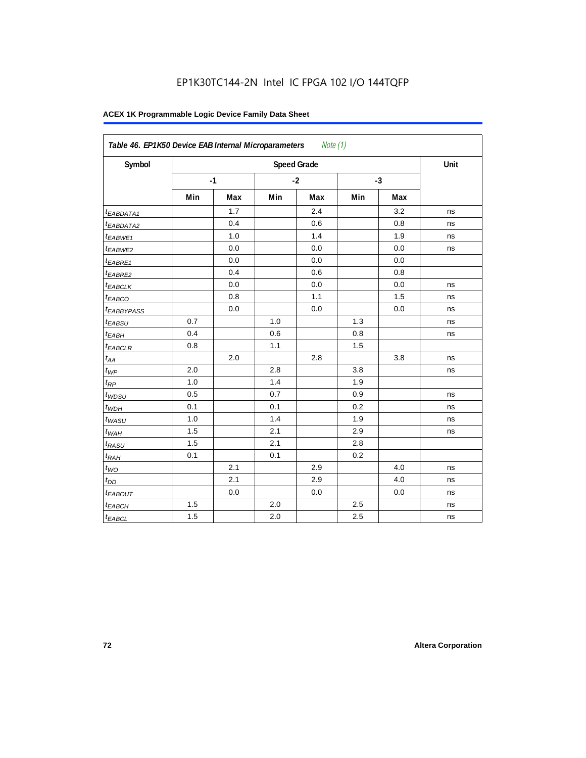EP1K30TC144-2N Intel IC FPGA 102 I/O 144TQFP

**ACEX 1K Programmable Logic Device Family Data Sheet**

| *Table 46. EP1K50 Device EAB Internal Microparameters Note (1)* | | | | | | | |
|---|---|---|---|---|---|---|---|
| Symbol | Speed Grade | | | | | | Unit |
| | -1 | | -2 | | -3 | | |
| | Min | Max | Min | Max | Min | Max | |
| $t_{EABDATA1}$ | | 1.7 | | 2.4 | | 3.2 | ns |
| $t_{EABDATA2}$ | | 0.4 | | 0.6 | | 0.8 | ns |
| $t_{EABWE1}$ | | 1.0 | | 1.4 | | 1.9 | ns |
| $t_{EABWE2}$ | | 0.0 | | 0.0 | | 0.0 | ns |
| $t_{EABRE1}$ | | 0.0 | | 0.0 | | 0.0 | |
| $t_{EABRE2}$ | | 0.4 | | 0.6 | | 0.8 | |
| $t_{EABCLK}$ | | 0.0 | | 0.0 | | 0.0 | ns |
| $t_{EABCO}$ | | 0.8 | | 1.1 | | 1.5 | ns |
| $t_{EABBYPASS}$ | | 0.0 | | 0.0 | | 0.0 | ns |
| $t_{EABSU}$ | 0.7 | | 1.0 | | 1.3 | | ns |
| $t_{EABH}$ | 0.4 | | 0.6 | | 0.8 | | ns |
| $t_{EABCLR}$ | 0.8 | | 1.1 | | 1.5 | | |
| $t_{AA}$ | | 2.0 | | 2.8 | | 3.8 | ns |
| $t_{WP}$ | 2.0 | | 2.8 | | 3.8 | | ns |
| $t_{RP}$ | 1.0 | | 1.4 | | 1.9 | | |
| $t_{WDSU}$ | 0.5 | | 0.7 | | 0.9 | | ns |
| $t_{WDH}$ | 0.1 | | 0.1 | | 0.2 | | ns |
| $t_{WASU}$ | 1.0 | | 1.4 | | 1.9 | | ns |
| $t_{WAH}$ | 1.5 | | 2.1 | | 2.9 | | ns |
| $t_{RASU}$ | 1.5 | | 2.1 | | 2.8 | | |
| $t_{RAH}$ | 0.1 | | 0.1 | | 0.2 | | |
| $t_{WO}$ | | 2.1 | | 2.9 | | 4.0 | ns |
| $t_{DD}$ | | 2.1 | | 2.9 | | 4.0 | ns |
| $t_{EABOUT}$ | | 0.0 | | 0.0 | | 0.0 | ns |
| $t_{EABCH}$ | 1.5 | | 2.0 | | 2.5 | | ns |
| $t_{EABCL}$ | 1.5 | | 2.0 | | 2.5 | | ns |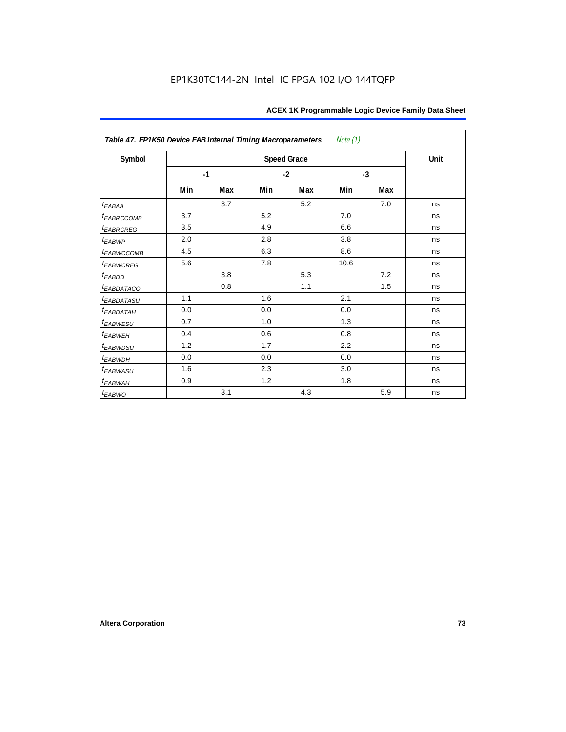| *Table 47. EP1K50 Device EAB Internal Timing Macroparameters* *Note (1)* | | | | | | | |
|---|---|---|---|---|---|---|---|
| Symbol | Speed Grade | | | | | | Unit |
| | -1 | | -2 | | -3 | | |
| | Min | Max | Min | Max | Min | Max | |
| $t_{EABAA}$ | | 3.7 | | 5.2 | | 7.0 | ns |
| $t_{EABRCCOMB}$ | 3.7 | | 5.2 | | 7.0 | | ns |
| $t_{EABRCREG}$ | 3.5 | | 4.9 | | 6.6 | | ns |
| $t_{EABWP}$ | 2.0 | | 2.8 | | 3.8 | | ns |
| $t_{EABWCCOMB}$ | 4.5 | | 6.3 | | 8.6 | | ns |
| $t_{EABWCREG}$ | 5.6 | | 7.8 | | 10.6 | | ns |
| $t_{EABDD}$ | | 3.8 | | 5.3 | | 7.2 | ns |
| $t_{EABDATACO}$ | | 0.8 | | 1.1 | | 1.5 | ns |
| $t_{EABDATASU}$ | 1.1 | | 1.6 | | 2.1 | | ns |
| $t_{EABDATAH}$ | 0.0 | | 0.0 | | 0.0 | | ns |
| $t_{EABWESU}$ | 0.7 | | 1.0 | | 1.3 | | ns |
| $t_{EABWEH}$ | 0.4 | | 0.6 | | 0.8 | | ns |
| $t_{EABWDSU}$ | 1.2 | | 1.7 | | 2.2 | | ns |
| $t_{EABWDH}$ | 0.0 | | 0.0 | | 0.0 | | ns |
| $t_{EABWASU}$ | 1.6 | | 2.3 | | 3.0 | | ns |
| $t_{EABWAH}$ | 0.9 | | 1.2 | | 1.8 | | ns |
| $t_{EABWO}$ | | 3.1 | | 4.3 | | 5.9 | ns |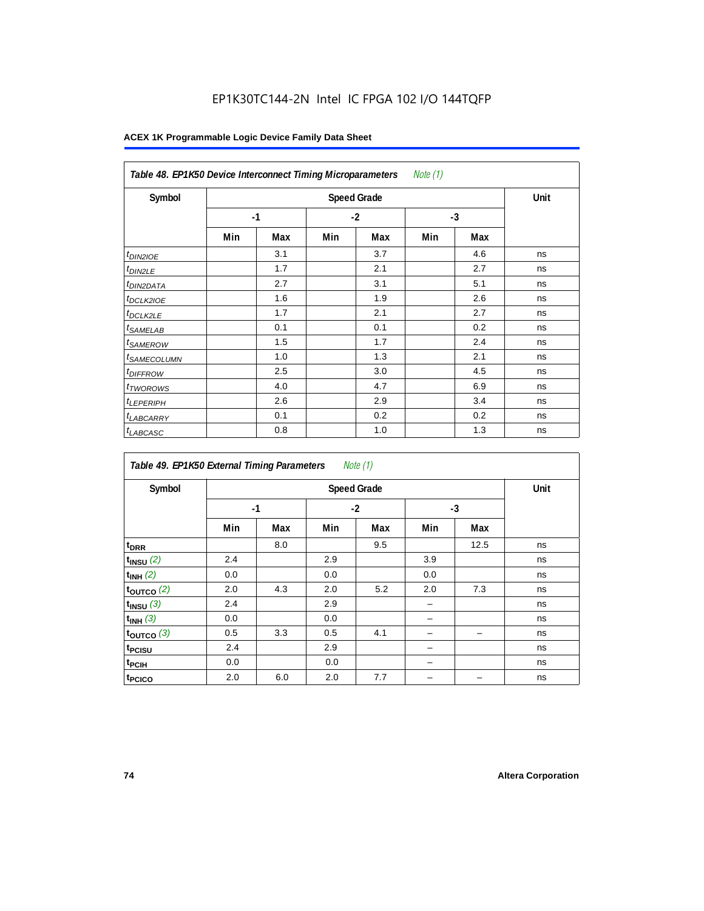EP1K30TC144-2N Intel IC FPGA 102 I/O 144TQFP

**Table 48. EP1K50 Device Interconnect Timing Microparameters** *Note (1)*

| Symbol | Speed Grade | | | | | | Unit |
|---|---|---|---|---|---|---|---|
| | -1 | | -2 | | -3 | | |
| | Min | Max | Min | Max | Min | Max | |
| $t_{DIN2IOE}$ | | 3.1 | | 3.7 | | 4.6 | ns |
| $t_{DIN2LE}$ | | 1.7 | | 2.1 | | 2.7 | ns |
| $t_{DIN2DATA}$ | | 2.7 | | 3.1 | | 5.1 | ns |
| $t_{DCLK2IOE}$ | | 1.6 | | 1.9 | | 2.6 | ns |
| $t_{DCLK2LE}$ | | 1.7 | | 2.1 | | 2.7 | ns |
| $t_{SAMELAB}$ | | 0.1 | | 0.1 | | 0.2 | ns |
| $t_{SAMEROW}$ | | 1.5 | | 1.7 | | 2.4 | ns |
| $t_{SAMECOLUMN}$ | | 1.0 | | 1.3 | | 2.1 | ns |
| $t_{DIFFROW}$ | | 2.5 | | 3.0 | | 4.5 | ns |
| $t_{TWOROWS}$ | | 4.0 | | 4.7 | | 6.9 | ns |
| $t_{LEPERIPH}$ | | 2.6 | | 2.9 | | 3.4 | ns |
| $t_{LABCARRY}$ | | 0.1 | | 0.2 | | 0.2 | ns |
| $t_{LABCASC}$ | | 0.8 | | 1.0 | | 1.3 | ns |

**Table 49. EP1K50 External Timing Parameters** *Note (1)*

| Symbol | Speed Grade | | | | | | Unit |
|---|---|---|---|---|---|---|---|
| | -1 | | -2 | | -3 | | |
| | Min | Max | Min | Max | Min | Max | |
| $t_{DRR}$ | | 8.0 | | 9.5 | | 12.5 | ns |
| $t_{INSU}$ *(2)* | 2.4 | | 2.9 | | 3.9 | | ns |
| $t_{INH}$ *(2)* | 0.0 | | 0.0 | | 0.0 | | ns |
| $t_{OUTCO}$ *(2)* | 2.0 | 4.3 | 2.0 | 5.2 | 2.0 | 7.3 | ns |
| $t_{INSU}$ *(3)* | 2.4 | | 2.9 | | – | | ns |
| $t_{INH}$ *(3)* | 0.0 | | 0.0 | | – | | ns |
| $t_{OUTCO}$ *(3)* | 0.5 | 3.3 | 0.5 | 4.1 | – | – | ns |
| $t_{PCISU}$ | 2.4 | | 2.9 | | – | | ns |
| $t_{PCIH}$ | 0.0 | | 0.0 | | – | | ns |
| $t_{PCICO}$ | 2.0 | 6.0 | 2.0 | 7.7 | – | – | ns |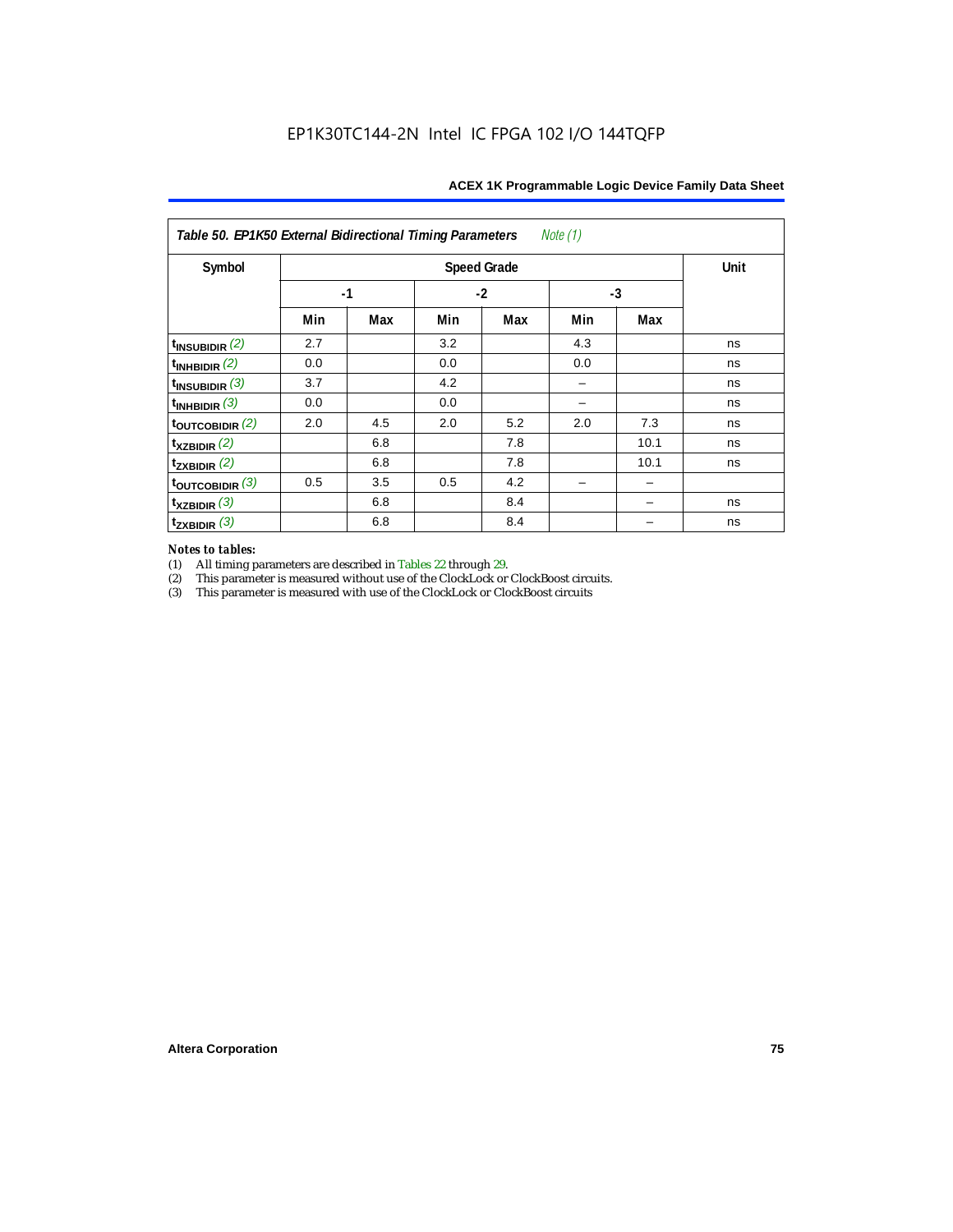**Table 50. EP1K50 External Bidirectional Timing Parameters** *Note (1)*

| Symbol | Speed Grade | | | | | | Unit |
|---|---|---|---|---|---|---|---|
| | -1 | | -2 | | -3 | | |
| | Min | Max | Min | Max | Min | Max | |
| $t_{INSUBIDIR}$ *(2)* | 2.7 | | 3.2 | | 4.3 | | ns |
| $t_{INHBIDIR}$ *(2)* | 0.0 | | 0.0 | | 0.0 | | ns |
| $t_{INSUBIDIR}$ *(3)* | 3.7 | | 4.2 | | – | | ns |
| $t_{INHBIDIR}$ *(3)* | 0.0 | | 0.0 | | – | | ns |
| $t_{OUTCOBIDIR}$ *(2)* | 2.0 | 4.5 | 2.0 | 5.2 | 2.0 | 7.3 | ns |
| $t_{XZBIDIR}$ *(2)* | | 6.8 | | 7.8 | | 10.1 | ns |
| $t_{ZXBIDIR}$ *(2)* | | 6.8 | | 7.8 | | 10.1 | ns |
| $t_{OUTCOBIDIR}$ *(3)* | 0.5 | 3.5 | 0.5 | 4.2 | – | – | |
| $t_{XZBIDIR}$ *(3)* | | 6.8 | | 8.4 | | – | ns |
| $t_{ZXBIDIR}$ *(3)* | | 6.8 | | 8.4 | | – | ns |

*Notes to tables:*

(1) All timing parameters are described in Tables 22 through 29.

(2) This parameter is measured without use of the ClockLock or ClockBoost circuits.

(3) This parameter is measured with use of the ClockLock or ClockBoost circuits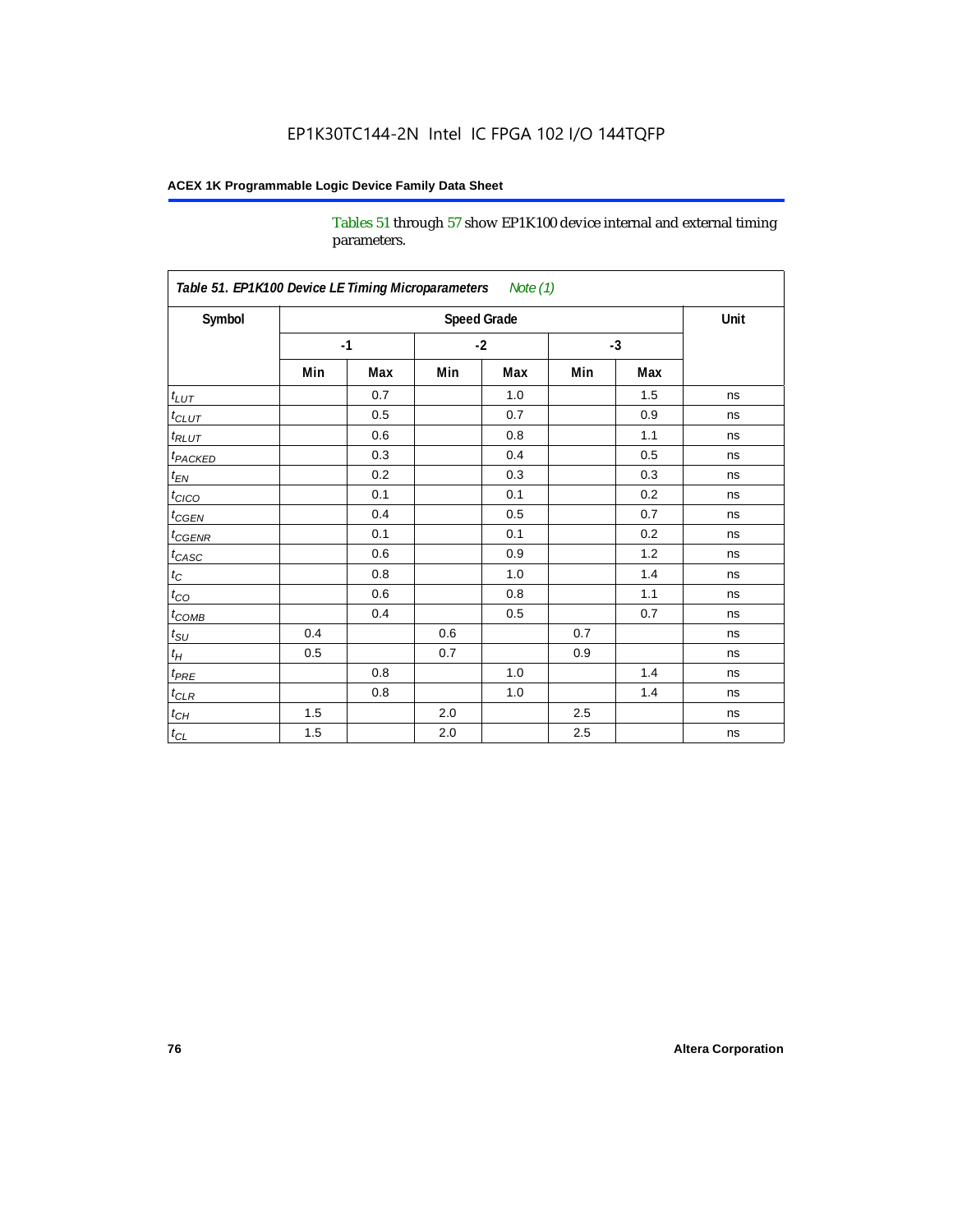Tables 51 through 57 show EP1K100 device internal and external timing parameters.

| Table 51. EP1K100 Device LE Timing Microparameters *Note (1)* | | | | | | | |
|---|---|---|---|---|---|---|---|
| Symbol | Speed Grade | | | | | | Unit |
| | -1 | | -2 | | -3 | | |
| | Min | Max | Min | Max | Min | Max | |
| $t_{LUT}$ | | 0.7 | | 1.0 | | 1.5 | ns |
| $t_{CLUT}$ | | 0.5 | | 0.7 | | 0.9 | ns |
| $t_{RLUT}$ | | 0.6 | | 0.8 | | 1.1 | ns |
| $t_{PACKED}$ | | 0.3 | | 0.4 | | 0.5 | ns |
| $t_{EN}$ | | 0.2 | | 0.3 | | 0.3 | ns |
| $t_{CICO}$ | | 0.1 | | 0.1 | | 0.2 | ns |
| $t_{CGEN}$ | | 0.4 | | 0.5 | | 0.7 | ns |
| $t_{CGENR}$ | | 0.1 | | 0.1 | | 0.2 | ns |
| $t_{CASC}$ | | 0.6 | | 0.9 | | 1.2 | ns |
| $t_C$ | | 0.8 | | 1.0 | | 1.4 | ns |
| $t_{CO}$ | | 0.6 | | 0.8 | | 1.1 | ns |
| $t_{COMB}$ | | 0.4 | | 0.5 | | 0.7 | ns |
| $t_{SU}$ | 0.4 | | 0.6 | | 0.7 | | ns |
| $t_H$ | 0.5 | | 0.7 | | 0.9 | | ns |
| $t_{PRE}$ | | 0.8 | | 1.0 | | 1.4 | ns |
| $t_{CLR}$ | | 0.8 | | 1.0 | | 1.4 | ns |
| $t_{CH}$ | 1.5 | | 2.0 | | 2.5 | | ns |
| $t_{CL}$ | 1.5 | | 2.0 | | 2.5 | | ns |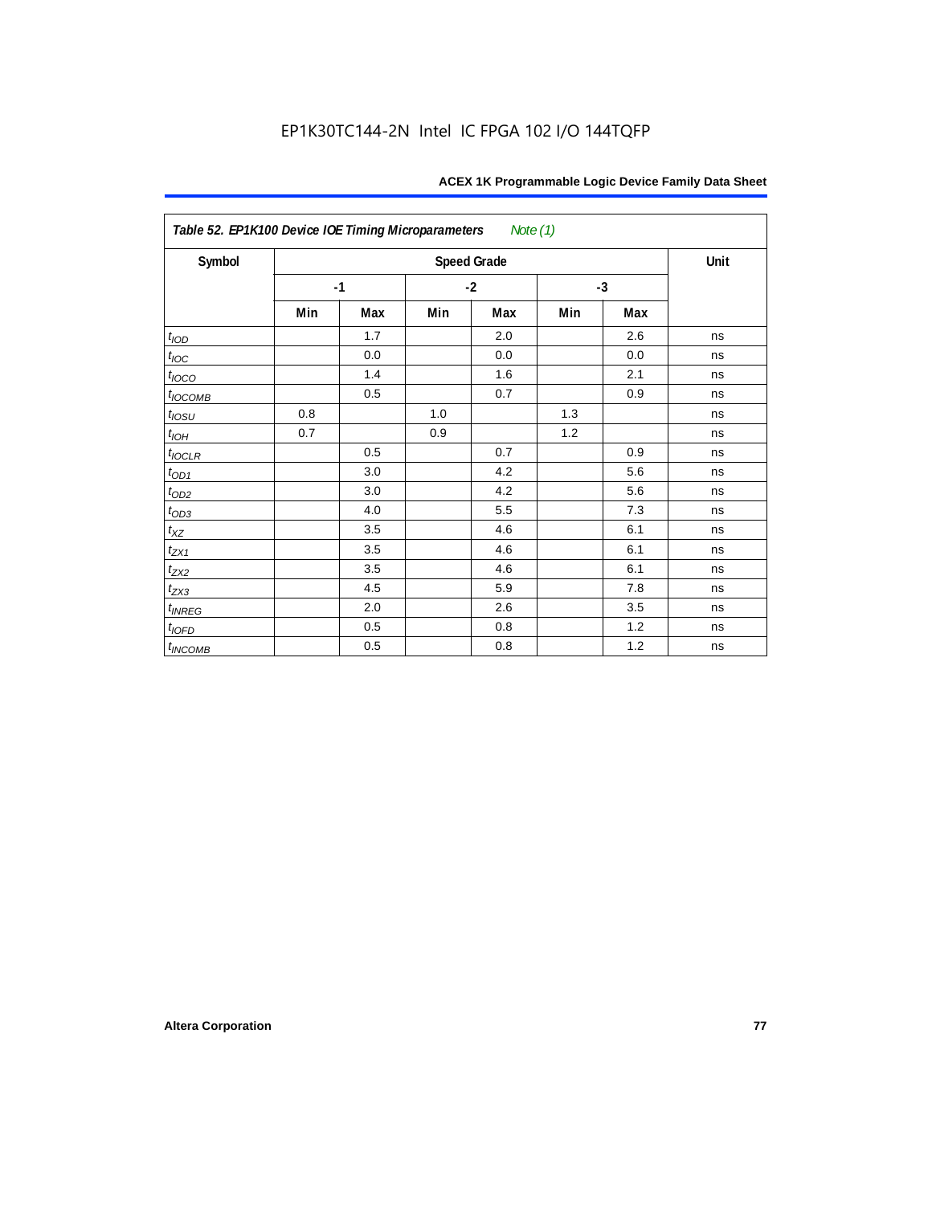| Table 52. EP1K100 Device IOE Timing Microparameters *Note (1)* | | | | | | | |
|---|---|---|---|---|---|---|---|
| Symbol | Speed Grade | | | | | | Unit |
| | -1 | | -2 | | -3 | | |
| | Min | Max | Min | Max | Min | Max | |
| $t_{IOD}$ | | 1.7 | | 2.0 | | 2.6 | ns |
| $t_{IOC}$ | | 0.0 | | 0.0 | | 0.0 | ns |
| $t_{IOCO}$ | | 1.4 | | 1.6 | | 2.1 | ns |
| $t_{IOCOMB}$ | | 0.5 | | 0.7 | | 0.9 | ns |
| $t_{IOSU}$ | 0.8 | | 1.0 | | 1.3 | | ns |
| $t_{IOH}$ | 0.7 | | 0.9 | | 1.2 | | ns |
| $t_{IOCLR}$ | | 0.5 | | 0.7 | | 0.9 | ns |
| $t_{OD1}$ | | 3.0 | | 4.2 | | 5.6 | ns |
| $t_{OD2}$ | | 3.0 | | 4.2 | | 5.6 | ns |
| $t_{OD3}$ | | 4.0 | | 5.5 | | 7.3 | ns |
| $t_{XZ}$ | | 3.5 | | 4.6 | | 6.1 | ns |
| $t_{ZX1}$ | | 3.5 | | 4.6 | | 6.1 | ns |
| $t_{ZX2}$ | | 3.5 | | 4.6 | | 6.1 | ns |
| $t_{ZX3}$ | | 4.5 | | 5.9 | | 7.8 | ns |
| $t_{INREG}$ | | 2.0 | | 2.6 | | 3.5 | ns |
| $t_{IOFD}$ | | 0.5 | | 0.8 | | 1.2 | ns |
| $t_{INCOMB}$ | | 0.5 | | 0.8 | | 1.2 | ns |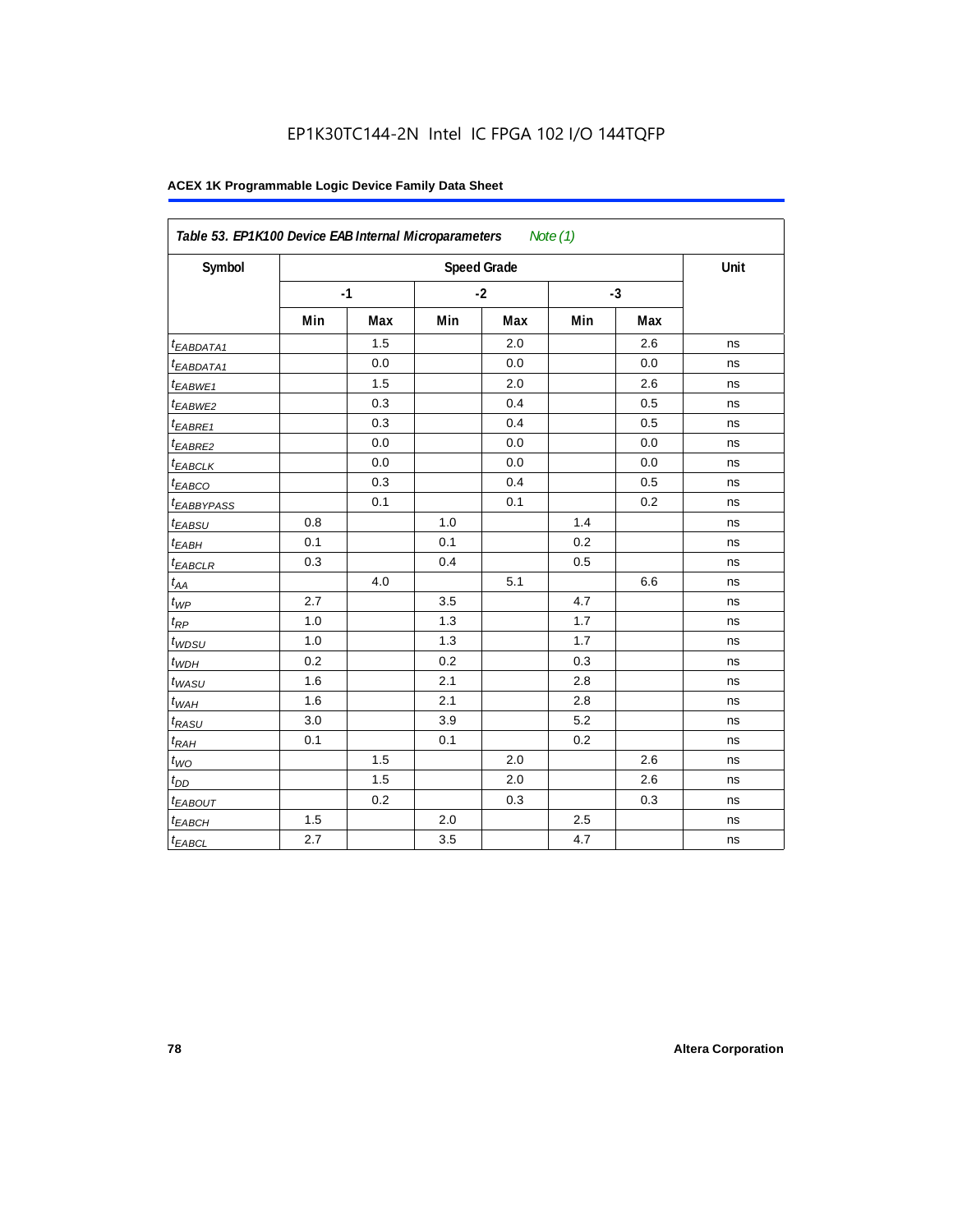EP1K30TC144-2N Intel IC FPGA 102 I/O 144TQFP

**ACEX 1K Programmable Logic Device Family Data Sheet**

*Table 53. EP1K100 Device EAB Internal Microparameters Note (1)*

| Symbol | Speed Grade | | | | | | Unit |
|---|---|---|---|---|---|---|---|
| | -1 | | -2 | | -3 | | |
| | Min | Max | Min | Max | Min | Max | |
| $t_{EABDATA1}$ | | 1.5 | | 2.0 | | 2.6 | ns |
| $t_{EABDATA1}$ | | 0.0 | | 0.0 | | 0.0 | ns |
| $t_{EABWE1}$ | | 1.5 | | 2.0 | | 2.6 | ns |
| $t_{EABWE2}$ | | 0.3 | | 0.4 | | 0.5 | ns |
| $t_{EABRE1}$ | | 0.3 | | 0.4 | | 0.5 | ns |
| $t_{EABRE2}$ | | 0.0 | | 0.0 | | 0.0 | ns |
| $t_{EABCLK}$ | | 0.0 | | 0.0 | | 0.0 | ns |
| $t_{EABCO}$ | | 0.3 | | 0.4 | | 0.5 | ns |
| $t_{EABBYPASS}$ | | 0.1 | | 0.1 | | 0.2 | ns |
| $t_{EABSU}$ | 0.8 | | 1.0 | | 1.4 | | ns |
| $t_{EABH}$ | 0.1 | | 0.1 | | 0.2 | | ns |
| $t_{EABCLR}$ | 0.3 | | 0.4 | | 0.5 | | ns |
| $t_{AA}$ | | 4.0 | | 5.1 | | 6.6 | ns |
| $t_{WP}$ | 2.7 | | 3.5 | | 4.7 | | ns |
| $t_{RP}$ | 1.0 | | 1.3 | | 1.7 | | ns |
| $t_{WDSU}$ | 1.0 | | 1.3 | | 1.7 | | ns |
| $t_{WDH}$ | 0.2 | | 0.2 | | 0.3 | | ns |
| $t_{WASU}$ | 1.6 | | 2.1 | | 2.8 | | ns |
| $t_{WAH}$ | 1.6 | | 2.1 | | 2.8 | | ns |
| $t_{RASU}$ | 3.0 | | 3.9 | | 5.2 | | ns |
| $t_{RAH}$ | 0.1 | | 0.1 | | 0.2 | | ns |
| $t_{WO}$ | | 1.5 | | 2.0 | | 2.6 | ns |
| $t_{DD}$ | | 1.5 | | 2.0 | | 2.6 | ns |
| $t_{EABOUT}$ | | 0.2 | | 0.3 | | 0.3 | ns |
| $t_{EABCH}$ | 1.5 | | 2.0 | | 2.5 | | ns |
| $t_{EABCL}$ | 2.7 | | 3.5 | | 4.7 | | ns |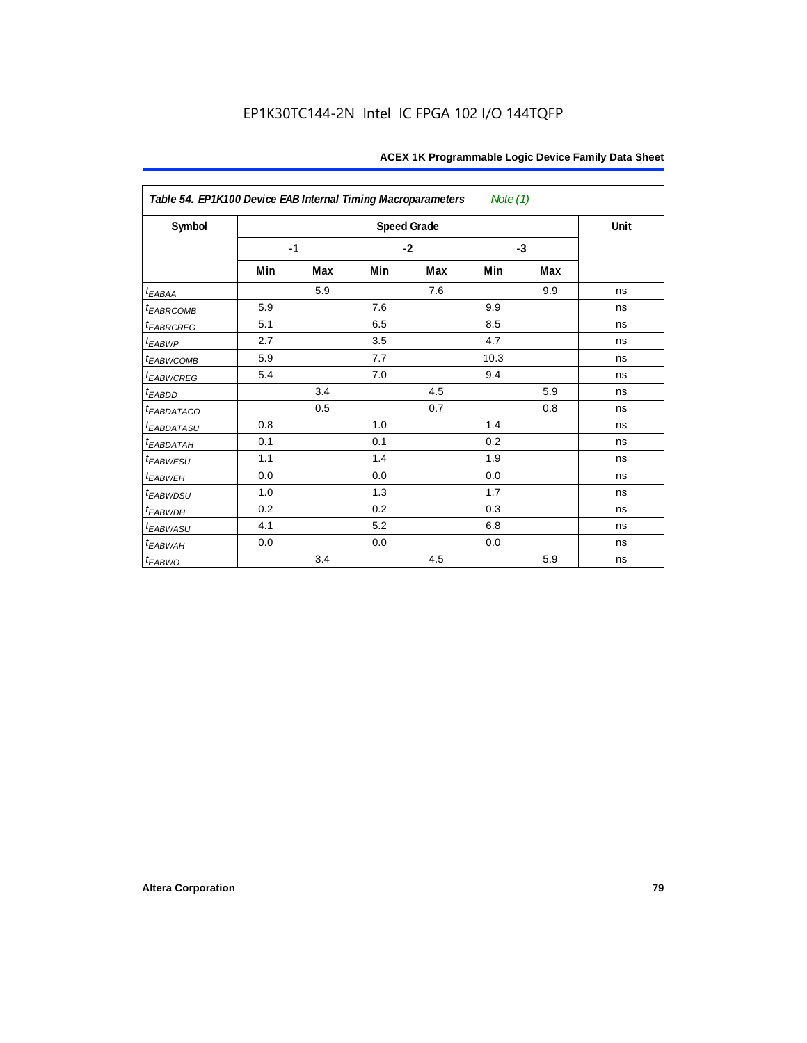**Table 54. EP1K100 Device EAB Internal Timing Macroparameters** *Note (1)*

| Symbol | Speed Grade | | | | | | Unit |
|---|---|---|---|---|---|---|---|
| | -1 | | -2 | | -3 | | |
| | Min | Max | Min | Max | Min | Max | |
| $t_{EABAA}$ | | 5.9 | | 7.6 | | 9.9 | ns |
| $t_{EABRCOMB}$ | 5.9 | | 7.6 | | 9.9 | | ns |
| $t_{EABRCREG}$ | 5.1 | | 6.5 | | 8.5 | | ns |
| $t_{EABWP}$ | 2.7 | | 3.5 | | 4.7 | | ns |
| $t_{EABWCOMB}$ | 5.9 | | 7.7 | | 10.3 | | ns |
| $t_{EABWCREG}$ | 5.4 | | 7.0 | | 9.4 | | ns |
| $t_{EABDD}$ | | 3.4 | | 4.5 | | 5.9 | ns |
| $t_{EABDATACO}$ | | 0.5 | | 0.7 | | 0.8 | ns |
| $t_{EABDATASU}$ | 0.8 | | 1.0 | | 1.4 | | ns |
| $t_{EABDATAH}$ | 0.1 | | 0.1 | | 0.2 | | ns |
| $t_{EABWESU}$ | 1.1 | | 1.4 | | 1.9 | | ns |
| $t_{EABWEH}$ | 0.0 | | 0.0 | | 0.0 | | ns |
| $t_{EABWDSU}$ | 1.0 | | 1.3 | | 1.7 | | ns |
| $t_{EABWDH}$ | 0.2 | | 0.2 | | 0.3 | | ns |
| $t_{EABWASU}$ | 4.1 | | 5.2 | | 6.8 | | ns |
| $t_{EABWAH}$ | 0.0 | | 0.0 | | 0.0 | | ns |
| $t_{EABWO}$ | | 3.4 | | 4.5 | | 5.9 | ns |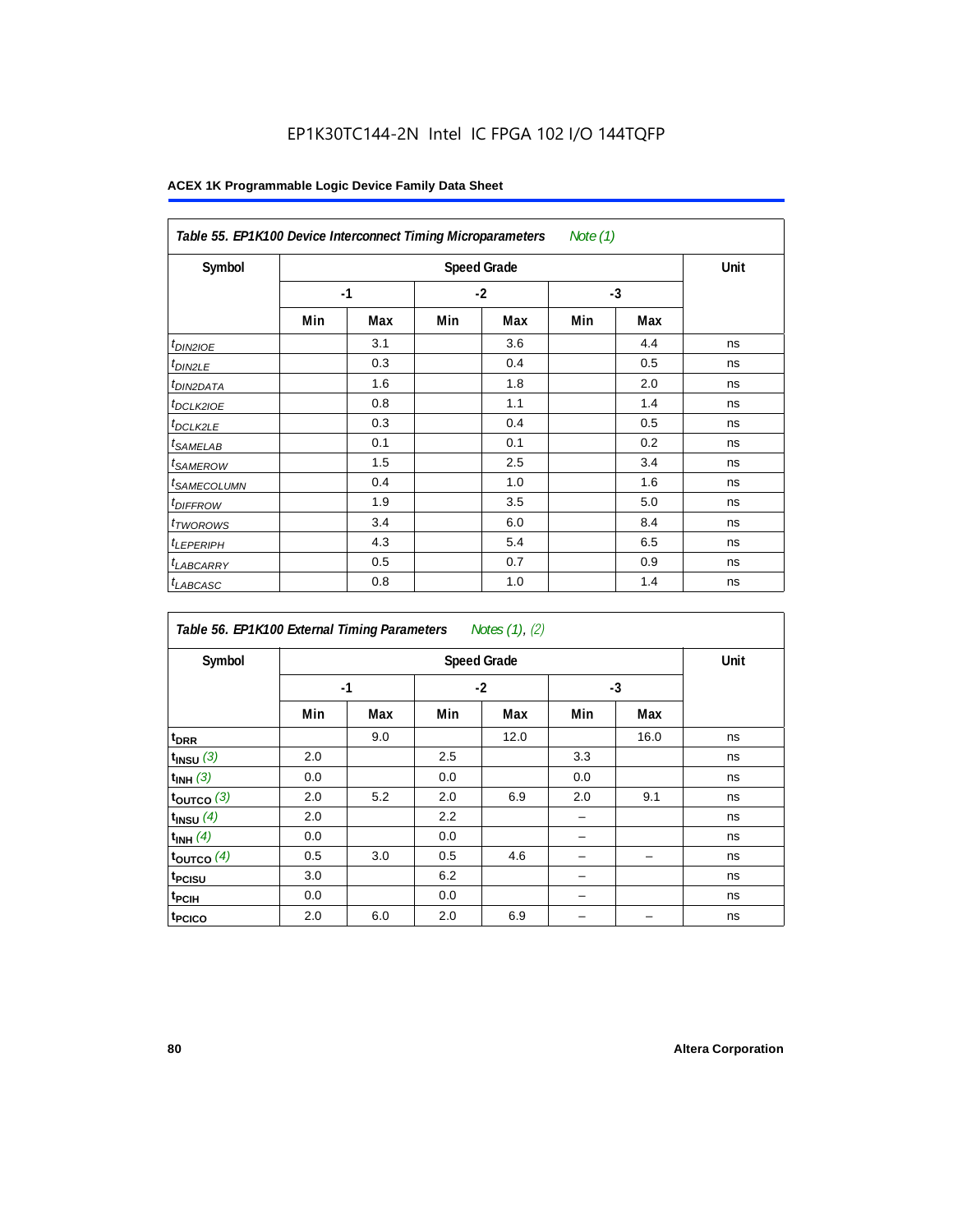EP1K30TC144-2N Intel IC FPGA 102 I/O 144TQFP

## ACEX 1K Programmable Logic Device Family Data Sheet

*Table 55. EP1K100 Device Interconnect Timing Microparameters Note (1)*

| Symbol | Speed Grade | | | | | | Unit |
|---|---|---|---|---|---|---|---|
| | -1 | | -2 | | -3 | | |
| | Min | Max | Min | Max | Min | Max | |
| $t_{DIN2IOE}$ | | 3.1 | | 3.6 | | 4.4 | ns |
| $t_{DIN2LE}$ | | 0.3 | | 0.4 | | 0.5 | ns |
| $t_{DIN2DATA}$ | | 1.6 | | 1.8 | | 2.0 | ns |
| $t_{DCLK2IOE}$ | | 0.8 | | 1.1 | | 1.4 | ns |
| $t_{DCLK2LE}$ | | 0.3 | | 0.4 | | 0.5 | ns |
| $t_{SAMELAB}$ | | 0.1 | | 0.1 | | 0.2 | ns |
| $t_{SAMEROW}$ | | 1.5 | | 2.5 | | 3.4 | ns |
| $t_{SAMECOLUMN}$ | | 0.4 | | 1.0 | | 1.6 | ns |
| $t_{DIFFROW}$ | | 1.9 | | 3.5 | | 5.0 | ns |
| $t_{TWOROWS}$ | | 3.4 | | 6.0 | | 8.4 | ns |
| $t_{LEPERIPH}$ | | 4.3 | | 5.4 | | 6.5 | ns |
| $t_{LABCARRY}$ | | 0.5 | | 0.7 | | 0.9 | ns |
| $t_{LABCASC}$ | | 0.8 | | 1.0 | | 1.4 | ns |

*Table 56. EP1K100 External Timing Parameters Notes (1), (2)*

| Symbol | Speed Grade | | | | | | Unit |
|---|---|---|---|---|---|---|---|
| | -1 | | -2 | | -3 | | |
| | Min | Max | Min | Max | Min | Max | |
| $t_{DRR}$ | | 9.0 | | 12.0 | | 16.0 | ns |
| $t_{INSU}$ (3) | 2.0 | | 2.5 | | 3.3 | | ns |
| $t_{INH}$ (3) | 0.0 | | 0.0 | | 0.0 | | ns |
| $t_{OUTCO}$ (3) | 2.0 | 5.2 | 2.0 | 6.9 | 2.0 | 9.1 | ns |
| $t_{INSU}$ (4) | 2.0 | | 2.2 | | – | | ns |
| $t_{INH}$ (4) | 0.0 | | 0.0 | | – | | ns |
| $t_{OUTCO}$ (4) | 0.5 | 3.0 | 0.5 | 4.6 | – | – | ns |
| $t_{PCISU}$ | 3.0 | | 6.2 | | – | | ns |
| $t_{PCIH}$ | 0.0 | | 0.0 | | – | | ns |
| $t_{PCICO}$ | 2.0 | 6.0 | 2.0 | 6.9 | – | – | ns |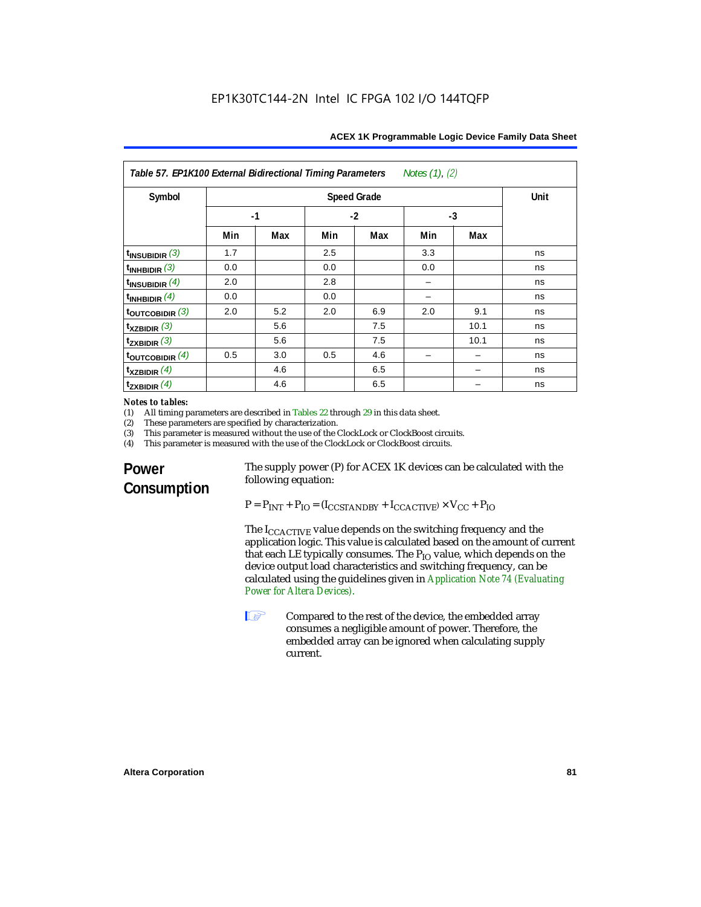**Table 57. EP1K100 External Bidirectional Timing Parameters** *Notes (1), (2)*

| Symbol | Speed Grade | | | | | | Unit |
|---|---|---|---|---|---|---|---|
| | -1 | | -2 | | -3 | | |
| | Min | Max | Min | Max | Min | Max | |
| $t_{INSUBIDIR}$ *(3)* | 1.7 | | 2.5 | | 3.3 | | ns |
| $t_{INHBIDIR}$ *(3)* | 0.0 | | 0.0 | | 0.0 | | ns |
| $t_{INSUBIDIR}$ *(4)* | 2.0 | | 2.8 | | – | | ns |
| $t_{INHBIDIR}$ *(4)* | 0.0 | | 0.0 | | – | | ns |
| $t_{OUTCOBIDIR}$ *(3)* | 2.0 | 5.2 | 2.0 | 6.9 | 2.0 | 9.1 | ns |
| $t_{XZBIDIR}$ *(3)* | | 5.6 | | 7.5 | | 10.1 | ns |
| $t_{ZXBIDIR}$ *(3)* | | 5.6 | | 7.5 | | 10.1 | ns |
| $t_{OUTCOBIDIR}$ *(4)* | 0.5 | 3.0 | 0.5 | 4.6 | – | – | ns |
| $t_{XZBIDIR}$ *(4)* | | 4.6 | | 6.5 | | – | ns |
| $t_{ZXBIDIR}$ *(4)* | | 4.6 | | 6.5 | | – | ns |

*Notes to tables:*

(1) All timing parameters are described in Tables 22 through 29 in this data sheet.
(2) These parameters are specified by characterization.
(3) This parameter is measured without the use of the ClockLock or ClockBoost circuits.
(4) This parameter is measured with the use of the ClockLock or ClockBoost circuits.

## Power Consumption

The supply power (P) for ACEX 1K devices can be calculated with the following equation:

$$P = P_{INT} + P_{IO} = (I_{CCSTANDBY} + I_{CCACTIVE}) \times V_{CC} + P_{IO}$$

The $I_{CCACTIVE}$ value depends on the switching frequency and the application logic. This value is calculated based on the amount of current that each LE typically consumes. The $P_{IO}$ value, which depends on the device output load characteristics and switching frequency, can be calculated using the guidelines given in *Application Note 74 (Evaluating Power for Altera Devices)*.

Compared to the rest of the device, the embedded array consumes a negligible amount of power. Therefore, the embedded array can be ignored when calculating supply current.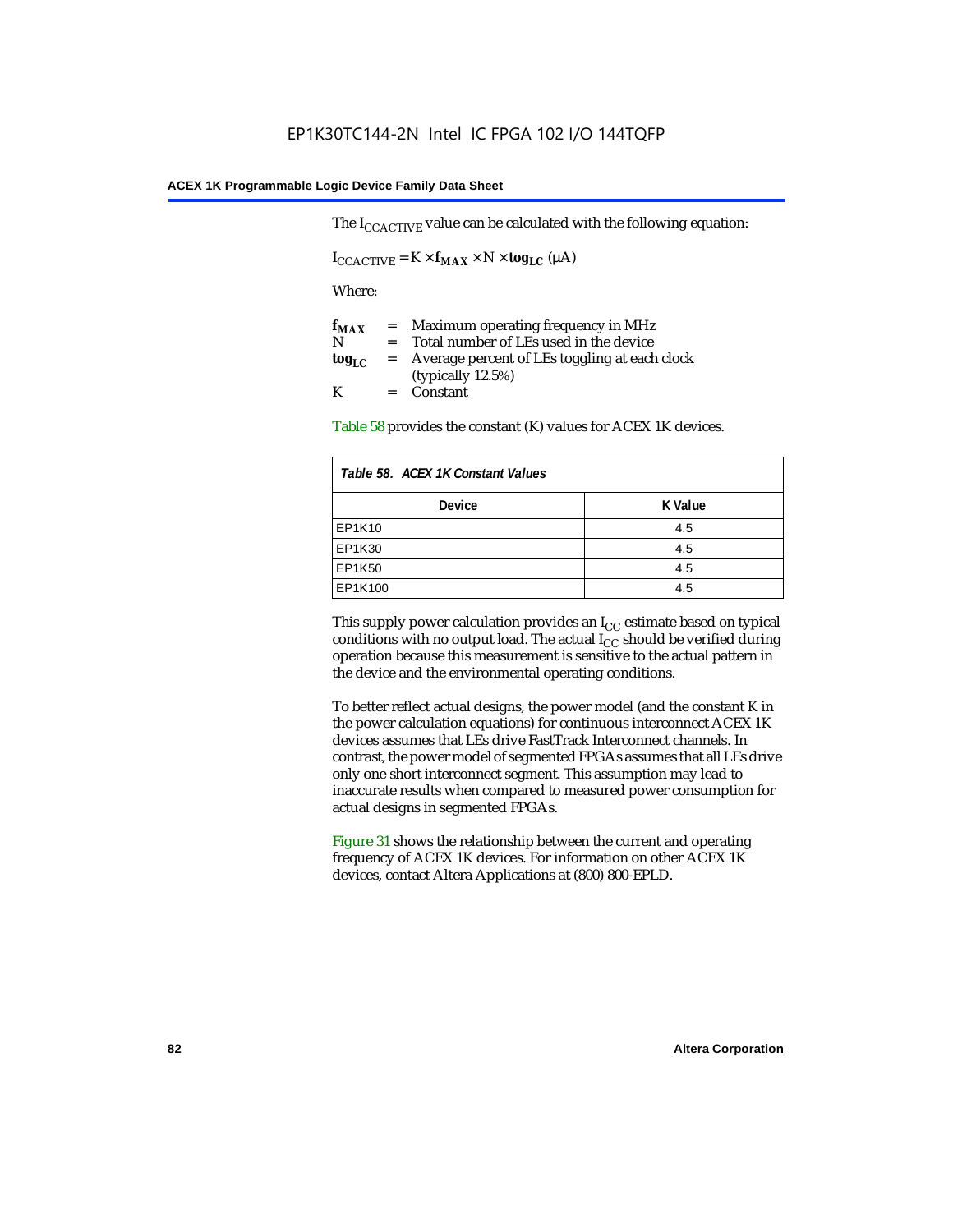The $I_{CCACTIVE}$ value can be calculated with the following equation:

$$I_{CCACTIVE} = K \times \mathbf{f_{MAX}} \times N \times \mathbf{tog_{LC}}\ (\mu A)$$

Where:

$\mathbf{f_{MAX}}$ = Maximum operating frequency in MHz
N = Total number of LEs used in the device
$\mathbf{tog_{LC}}$ = Average percent of LEs toggling at each clock (typically 12.5%)
K = Constant

Table 58 provides the constant (K) values for ACEX 1K devices.

*Table 58. ACEX 1K Constant Values*

| Device | K Value |
|---|---|
| EP1K10 | 4.5 |
| EP1K30 | 4.5 |
| EP1K50 | 4.5 |
| EP1K100 | 4.5 |

This supply power calculation provides an $I_{CC}$ estimate based on typical conditions with no output load. The actual $I_{CC}$ should be verified during operation because this measurement is sensitive to the actual pattern in the device and the environmental operating conditions.

To better reflect actual designs, the power model (and the constant K in the power calculation equations) for continuous interconnect ACEX 1K devices assumes that LEs drive FastTrack Interconnect channels. In contrast, the power model of segmented FPGAs assumes that all LEs drive only one short interconnect segment. This assumption may lead to inaccurate results when compared to measured power consumption for actual designs in segmented FPGAs.

Figure 31 shows the relationship between the current and operating frequency of ACEX 1K devices. For information on other ACEX 1K devices, contact Altera Applications at (800) 800-EPLD.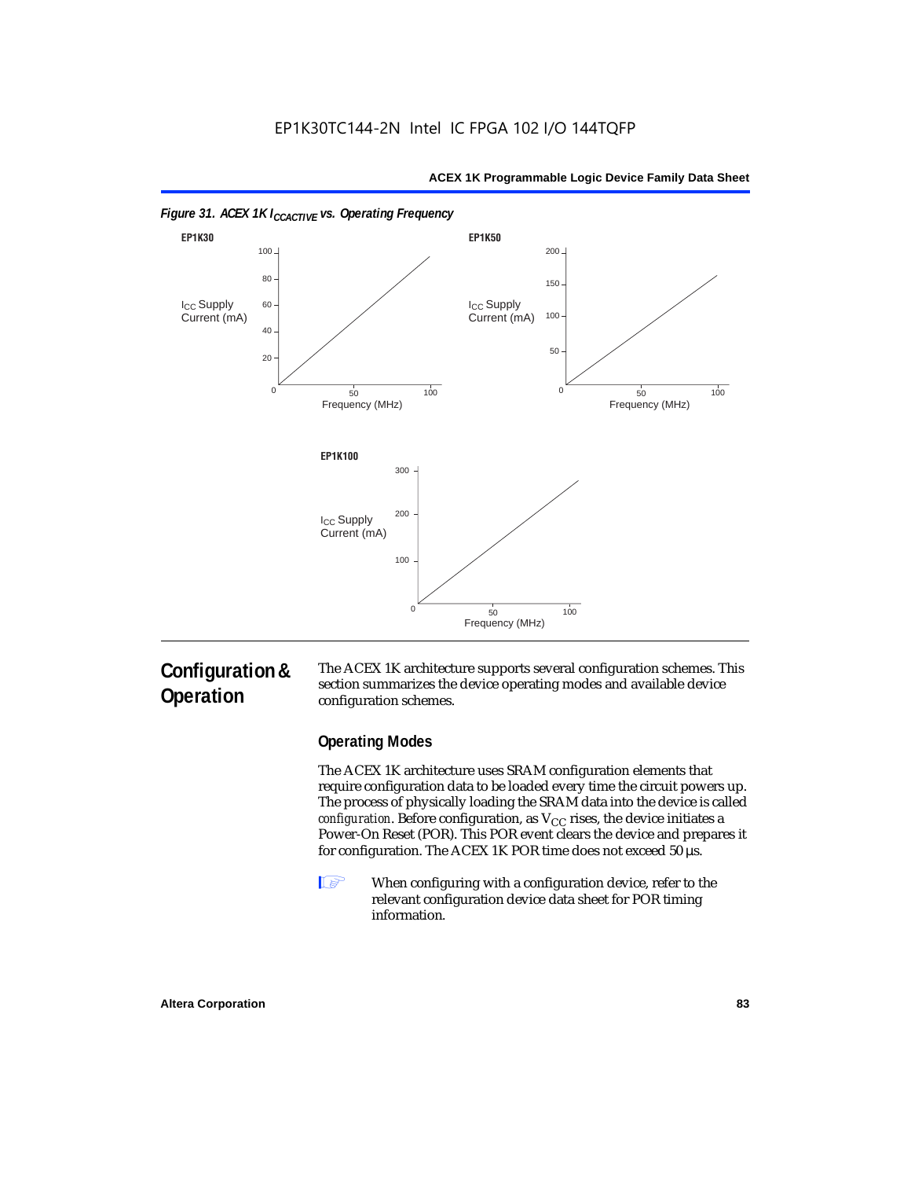*Figure 31. ACEX 1K $I_{CCACTIVE}$ vs. Operating Frequency*

EP1K30

EP1K50

EP1K100

## Configuration & Operation

The ACEX 1K architecture supports several configuration schemes. This section summarizes the device operating modes and available device configuration schemes.

### Operating Modes

The ACEX 1K architecture uses SRAM configuration elements that require configuration data to be loaded every time the circuit powers up. The process of physically loading the SRAM data into the device is called *configuration*. Before configuration, as $V_{CC}$ rises, the device initiates a Power-On Reset (POR). This POR event clears the device and prepares it for configuration. The ACEX 1K POR time does not exceed 50 µs.

When configuring with a configuration device, refer to the relevant configuration device data sheet for POR timing information.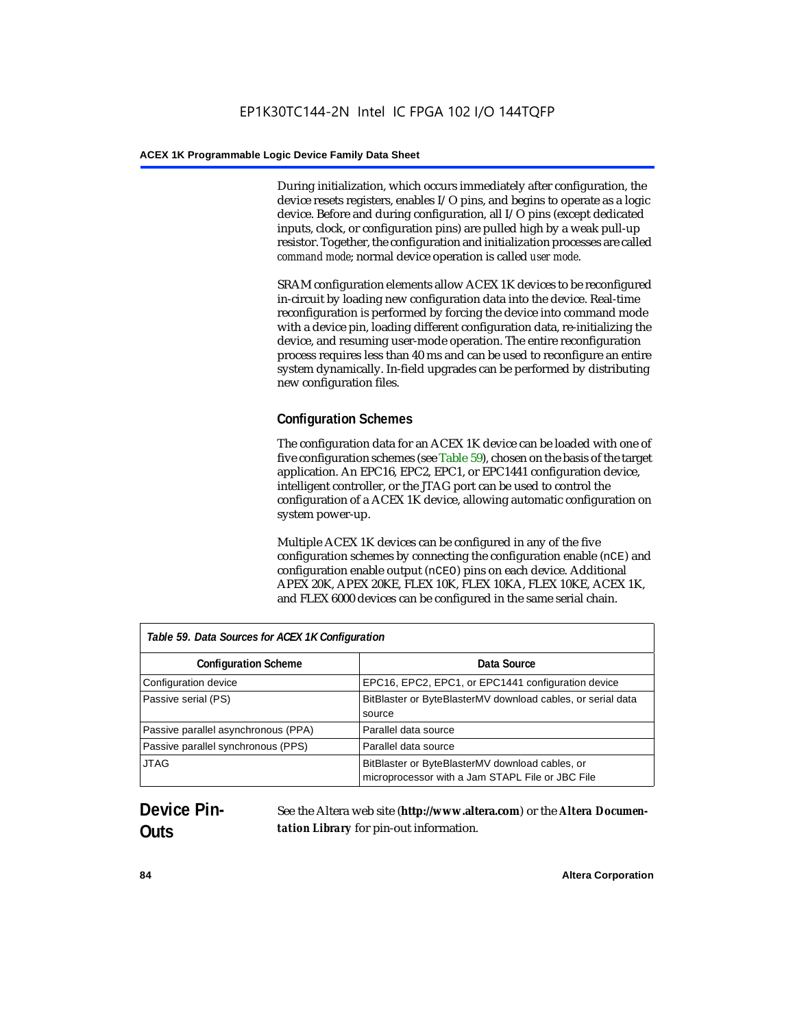During initialization, which occurs immediately after configuration, the device resets registers, enables I/O pins, and begins to operate as a logic device. Before and during configuration, all I/O pins (except dedicated inputs, clock, or configuration pins) are pulled high by a weak pull-up resistor. Together, the configuration and initialization processes are called *command mode*; normal device operation is called *user mode*.

SRAM configuration elements allow ACEX 1K devices to be reconfigured in-circuit by loading new configuration data into the device. Real-time reconfiguration is performed by forcing the device into command mode with a device pin, loading different configuration data, re-initializing the device, and resuming user-mode operation. The entire reconfiguration process requires less than 40 ms and can be used to reconfigure an entire system dynamically. In-field upgrades can be performed by distributing new configuration files.

### Configuration Schemes

The configuration data for an ACEX 1K device can be loaded with one of five configuration schemes (see Table 59), chosen on the basis of the target application. An EPC16, EPC2, EPC1, or EPC1441 configuration device, intelligent controller, or the JTAG port can be used to control the configuration of a ACEX 1K device, allowing automatic configuration on system power-up.

Multiple ACEX 1K devices can be configured in any of the five configuration schemes by connecting the configuration enable (`nCE`) and configuration enable output (`nCEO`) pins on each device. Additional APEX 20K, APEX 20KE, FLEX 10K, FLEX 10KA, FLEX 10KE, ACEX 1K, and FLEX 6000 devices can be configured in the same serial chain.

*Table 59. Data Sources for ACEX 1K Configuration*

| Configuration Scheme | Data Source |
|---|---|
| Configuration device | EPC16, EPC2, EPC1, or EPC1441 configuration device |
| Passive serial (PS) | BitBlaster or ByteBlasterMV download cables, or serial data source |
| Passive parallel asynchronous (PPA) | Parallel data source |
| Passive parallel synchronous (PPS) | Parallel data source |
| JTAG | BitBlaster or ByteBlasterMV download cables, or microprocessor with a Jam STAPL File or JBC File |

## Device Pin-Outs

See the Altera web site (**http://www.altera.com**) or the ***Altera Documentation Library*** for pin-out information.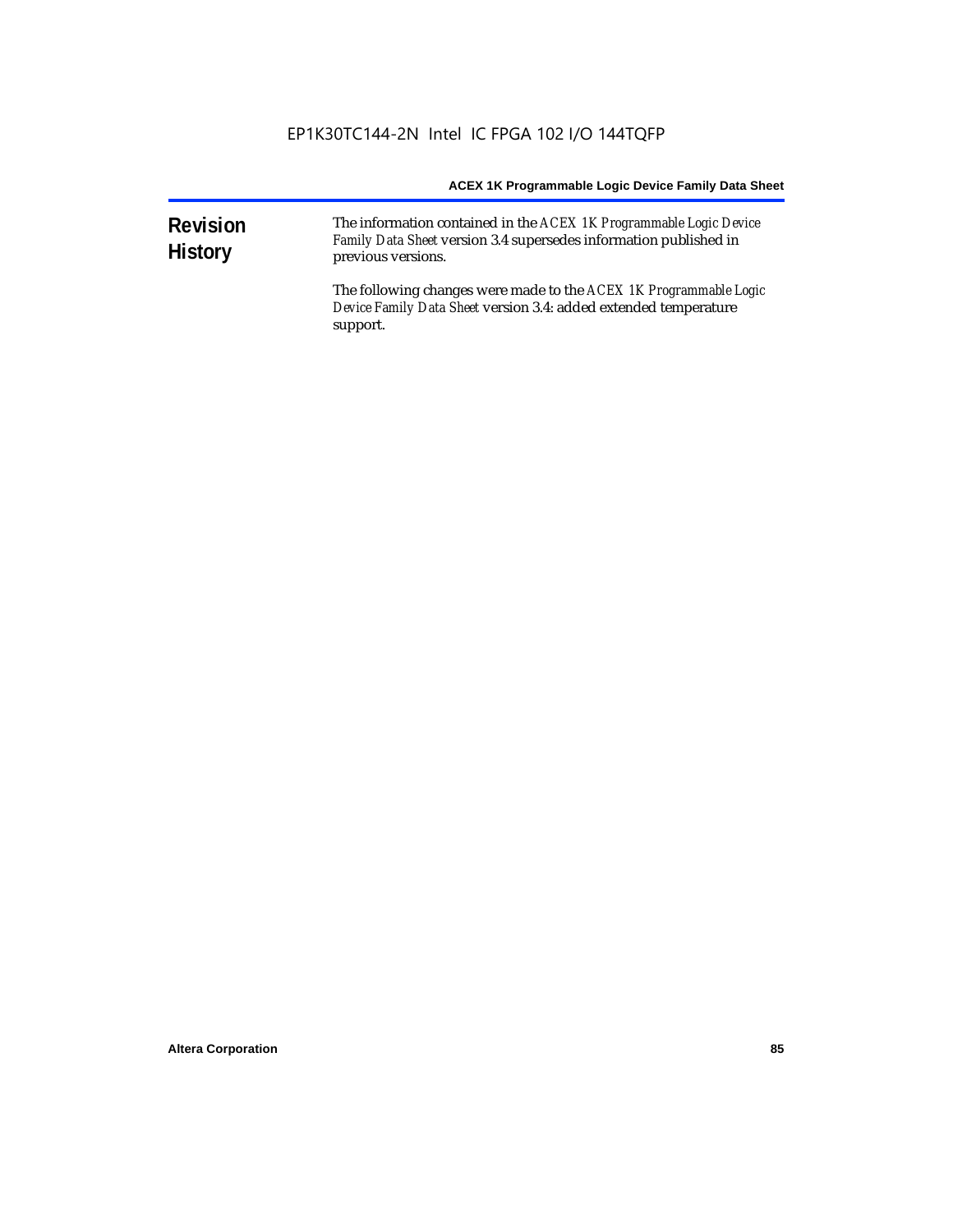## Revision History

The information contained in the *ACEX 1K Programmable Logic Device Family Data Sheet* version 3.4 supersedes information published in previous versions.

The following changes were made to the *ACEX 1K Programmable Logic Device Family Data Sheet* version 3.4: added extended temperature support.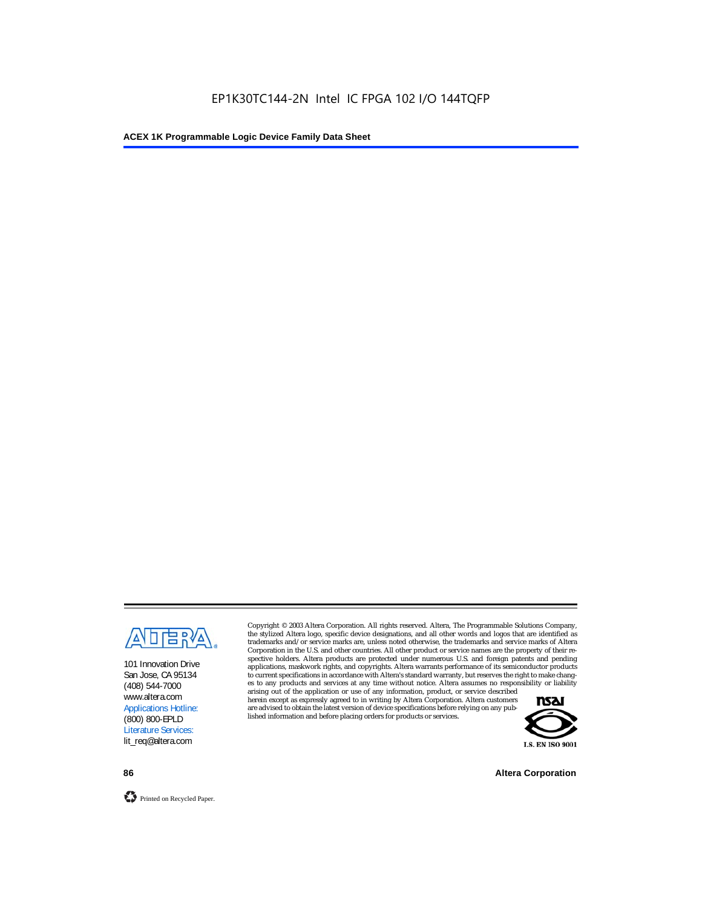EP1K30TC144-2N Intel IC FPGA 102 I/O 144TQFP

101 Innovation Drive
San Jose, CA 95134
(408) 544-7000
www.altera.com
Applications Hotline:
(800) 800-EPLD
Literature Services:
lit_req@altera.com

Copyright © 2003 Altera Corporation. All rights reserved. Altera, The Programmable Solutions Company, the stylized Altera logo, specific device designations, and all other words and logos that are identified as trademarks and/or service marks are, unless noted otherwise, the trademarks and service marks of Altera Corporation in the U.S. and other countries. All other product or service names are the property of their respective holders. Altera products are protected under numerous U.S. and foreign patents and pending applications, maskwork rights, and copyrights. Altera warrants performance of its semiconductor products to current specifications in accordance with Altera's standard warranty, but reserves the right to make changes to any products and services at any time without notice. Altera assumes no responsibility or liability arising out of the application or use of any information, product, or service described herein except as expressly agreed to in writing by Altera Corporation. Altera customers are advised to obtain the latest version of device specifications before relying on any published information and before placing orders for products or services.

I.S. EN ISO 9001

Printed on Recycled Paper.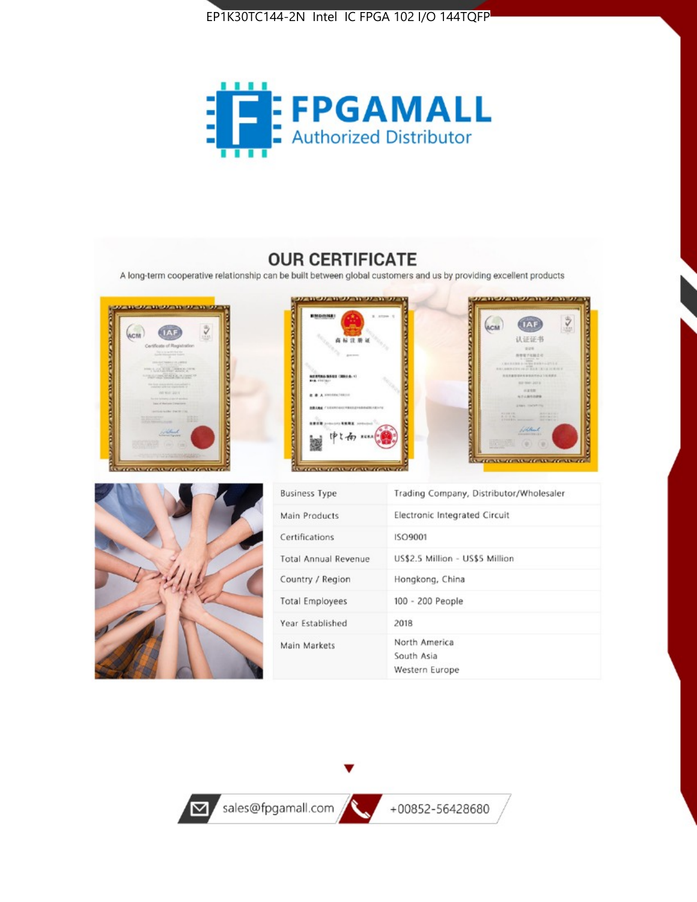# FPGAMALL

Authorized Distributor

## OUR CERTIFICATE

A long-term cooperative relationship can be built between global customers and us by providing excellent products

| | |
|---|---|
| Business Type | Trading Company, Distributor/Wholesaler |
| Main Products | Electronic Integrated Circuit |
| Certifications | ISO9001 |
| Total Annual Revenue | US$2.5 Million - US$5 Million |
| Country / Region | Hongkong, China |
| Total Employees | 100 - 200 People |
| Year Established | 2018 |
| Main Markets | North America<br>South Asia<br>Western Europe |

sales@fpgamall.com

+00852-56428680